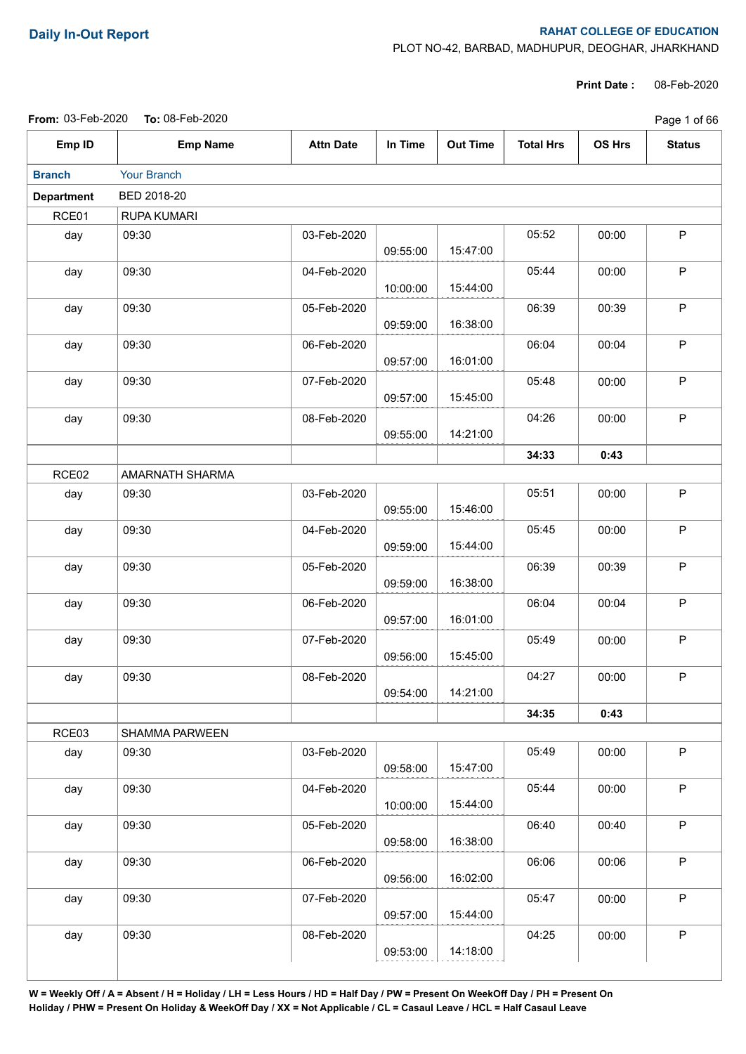## Daily In-Out Report

**RAHAT COLLEGE OF EDUCATION**
PLOT NO-42, BARBAD, MADHUPUR, DEOGHAR, JHARKHAND

**Print Date :** 08-Feb-2020

**From:** 03-Feb-2020 **To:** 08-Feb-2020

| Emp ID | Emp Name | Attn Date | In Time | Out Time | Total Hrs | OS Hrs | Status |
|---|---|---|---|---|---|---|---|
| **Branch** | Your Branch | | | | | | |
| **Department** | BED 2018-20 | | | | | | |
| RCE01 | RUPA KUMARI | | | | | | |
| day | 09:30 | 03-Feb-2020 | 09:55:00 | 15:47:00 | 05:52 | 00:00 | P |
| day | 09:30 | 04-Feb-2020 | 10:00:00 | 15:44:00 | 05:44 | 00:00 | P |
| day | 09:30 | 05-Feb-2020 | 09:59:00 | 16:38:00 | 06:39 | 00:39 | P |
| day | 09:30 | 06-Feb-2020 | 09:57:00 | 16:01:00 | 06:04 | 00:04 | P |
| day | 09:30 | 07-Feb-2020 | 09:57:00 | 15:45:00 | 05:48 | 00:00 | P |
| day | 09:30 | 08-Feb-2020 | 09:55:00 | 14:21:00 | 04:26 | 00:00 | P |
| | | | | | **34:33** | **0:43** | |
| RCE02 | AMARNATH SHARMA | | | | | | |
| day | 09:30 | 03-Feb-2020 | 09:55:00 | 15:46:00 | 05:51 | 00:00 | P |
| day | 09:30 | 04-Feb-2020 | 09:59:00 | 15:44:00 | 05:45 | 00:00 | P |
| day | 09:30 | 05-Feb-2020 | 09:59:00 | 16:38:00 | 06:39 | 00:39 | P |
| day | 09:30 | 06-Feb-2020 | 09:57:00 | 16:01:00 | 06:04 | 00:04 | P |
| day | 09:30 | 07-Feb-2020 | 09:56:00 | 15:45:00 | 05:49 | 00:00 | P |
| day | 09:30 | 08-Feb-2020 | 09:54:00 | 14:21:00 | 04:27 | 00:00 | P |
| | | | | | **34:35** | **0:43** | |
| RCE03 | SHAMMA PARWEEN | | | | | | |
| day | 09:30 | 03-Feb-2020 | 09:58:00 | 15:47:00 | 05:49 | 00:00 | P |
| day | 09:30 | 04-Feb-2020 | 10:00:00 | 15:44:00 | 05:44 | 00:00 | P |
| day | 09:30 | 05-Feb-2020 | 09:58:00 | 16:38:00 | 06:40 | 00:40 | P |
| day | 09:30 | 06-Feb-2020 | 09:56:00 | 16:02:00 | 06:06 | 00:06 | P |
| day | 09:30 | 07-Feb-2020 | 09:57:00 | 15:44:00 | 05:47 | 00:00 | P |
| day | 09:30 | 08-Feb-2020 | 09:53:00 | 14:18:00 | 04:25 | 00:00 | P |

**W = Weekly Off / A = Absent / H = Holiday / LH = Less Hours / HD = Half Day / PW = Present On WeekOff Day / PH = Present On Holiday / PHW = Present On Holiday & WeekOff Day / XX = Not Applicable / CL = Casaul Leave / HCL = Half Casaul Leave**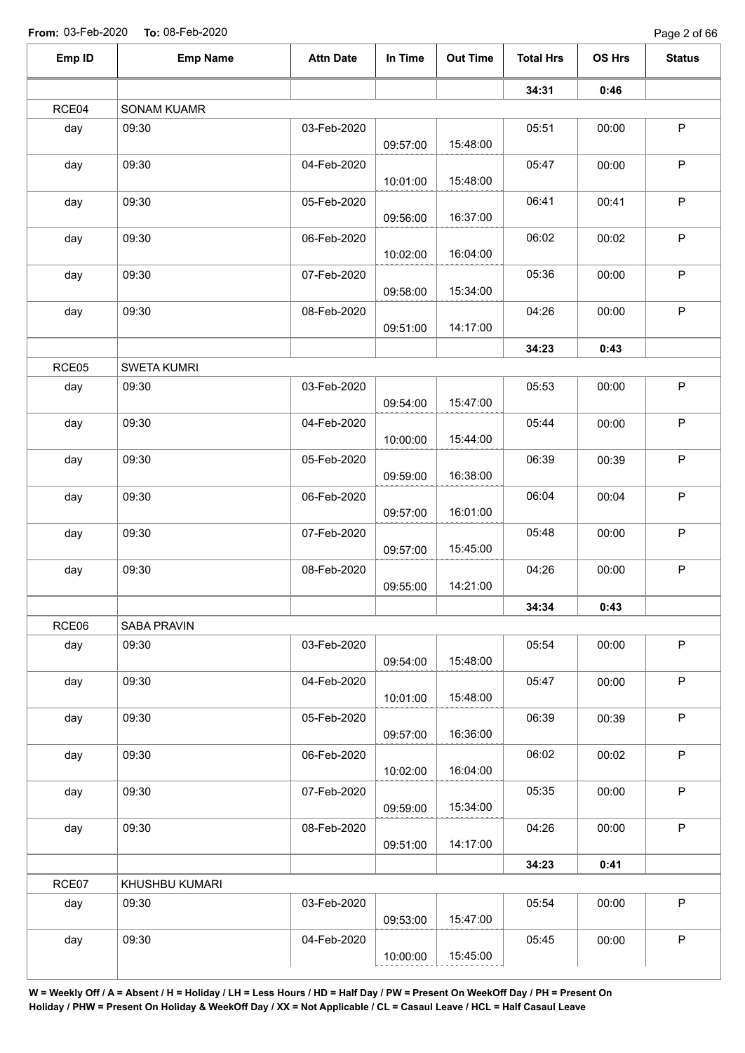**From:** 03-Feb-2020 **To:** 08-Feb-2020

| Emp ID | Emp Name | Attn Date | In Time | Out Time | Total Hrs | OS Hrs | Status |
|---|---|---|---|---|---|---|---|
| | | | | | **34:31** | **0:46** | |
| RCE04 | SONAM KUAMR | | | | | | |
| day | 09:30 | 03-Feb-2020 | 09:57:00 | 15:48:00 | 05:51 | 00:00 | P |
| day | 09:30 | 04-Feb-2020 | 10:01:00 | 15:48:00 | 05:47 | 00:00 | P |
| day | 09:30 | 05-Feb-2020 | 09:56:00 | 16:37:00 | 06:41 | 00:41 | P |
| day | 09:30 | 06-Feb-2020 | 10:02:00 | 16:04:00 | 06:02 | 00:02 | P |
| day | 09:30 | 07-Feb-2020 | 09:58:00 | 15:34:00 | 05:36 | 00:00 | P |
| day | 09:30 | 08-Feb-2020 | 09:51:00 | 14:17:00 | 04:26 | 00:00 | P |
| | | | | | **34:23** | **0:43** | |
| RCE05 | SWETA KUMRI | | | | | | |
| day | 09:30 | 03-Feb-2020 | 09:54:00 | 15:47:00 | 05:53 | 00:00 | P |
| day | 09:30 | 04-Feb-2020 | 10:00:00 | 15:44:00 | 05:44 | 00:00 | P |
| day | 09:30 | 05-Feb-2020 | 09:59:00 | 16:38:00 | 06:39 | 00:39 | P |
| day | 09:30 | 06-Feb-2020 | 09:57:00 | 16:01:00 | 06:04 | 00:04 | P |
| day | 09:30 | 07-Feb-2020 | 09:57:00 | 15:45:00 | 05:48 | 00:00 | P |
| day | 09:30 | 08-Feb-2020 | 09:55:00 | 14:21:00 | 04:26 | 00:00 | P |
| | | | | | **34:34** | **0:43** | |
| RCE06 | SABA PRAVIN | | | | | | |
| day | 09:30 | 03-Feb-2020 | 09:54:00 | 15:48:00 | 05:54 | 00:00 | P |
| day | 09:30 | 04-Feb-2020 | 10:01:00 | 15:48:00 | 05:47 | 00:00 | P |
| day | 09:30 | 05-Feb-2020 | 09:57:00 | 16:36:00 | 06:39 | 00:39 | P |
| day | 09:30 | 06-Feb-2020 | 10:02:00 | 16:04:00 | 06:02 | 00:02 | P |
| day | 09:30 | 07-Feb-2020 | 09:59:00 | 15:34:00 | 05:35 | 00:00 | P |
| day | 09:30 | 08-Feb-2020 | 09:51:00 | 14:17:00 | 04:26 | 00:00 | P |
| | | | | | **34:23** | **0:41** | |
| RCE07 | KHUSHBU KUMARI | | | | | | |
| day | 09:30 | 03-Feb-2020 | 09:53:00 | 15:47:00 | 05:54 | 00:00 | P |
| day | 09:30 | 04-Feb-2020 | 10:00:00 | 15:45:00 | 05:45 | 00:00 | P |

**W = Weekly Off / A = Absent / H = Holiday / LH = Less Hours / HD = Half Day / PW = Present On WeekOff Day / PH = Present On Holiday / PHW = Present On Holiday & WeekOff Day / XX = Not Applicable / CL = Casaul Leave / HCL = Half Casaul Leave**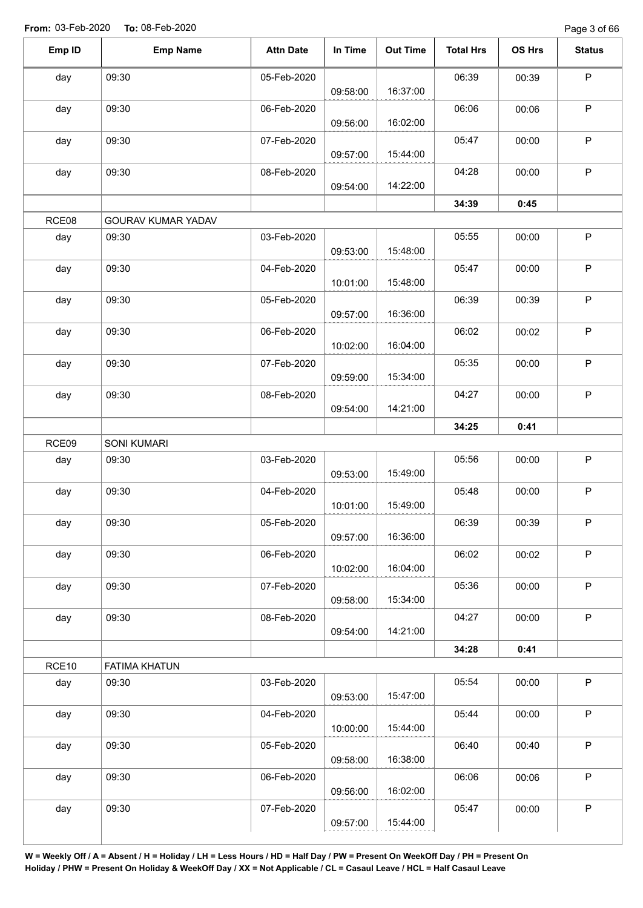From: 03-Feb-2020 To: 08-Feb-2020

| Emp ID | Emp Name | Attn Date | In Time | Out Time | Total Hrs | OS Hrs | Status |
|---|---|---|---|---|---|---|---|
| day | 09:30 | 05-Feb-2020 | 09:58:00 | 16:37:00 | 06:39 | 00:39 | P |
| day | 09:30 | 06-Feb-2020 | 09:56:00 | 16:02:00 | 06:06 | 00:06 | P |
| day | 09:30 | 07-Feb-2020 | 09:57:00 | 15:44:00 | 05:47 | 00:00 | P |
| day | 09:30 | 08-Feb-2020 | 09:54:00 | 14:22:00 | 04:28 | 00:00 | P |
| | | | | | **34:39** | **0:45** | |
| RCE08 | GOURAV KUMAR YADAV | | | | | | |
| day | 09:30 | 03-Feb-2020 | 09:53:00 | 15:48:00 | 05:55 | 00:00 | P |
| day | 09:30 | 04-Feb-2020 | 10:01:00 | 15:48:00 | 05:47 | 00:00 | P |
| day | 09:30 | 05-Feb-2020 | 09:57:00 | 16:36:00 | 06:39 | 00:39 | P |
| day | 09:30 | 06-Feb-2020 | 10:02:00 | 16:04:00 | 06:02 | 00:02 | P |
| day | 09:30 | 07-Feb-2020 | 09:59:00 | 15:34:00 | 05:35 | 00:00 | P |
| day | 09:30 | 08-Feb-2020 | 09:54:00 | 14:21:00 | 04:27 | 00:00 | P |
| | | | | | **34:25** | **0:41** | |
| RCE09 | SONI KUMARI | | | | | | |
| day | 09:30 | 03-Feb-2020 | 09:53:00 | 15:49:00 | 05:56 | 00:00 | P |
| day | 09:30 | 04-Feb-2020 | 10:01:00 | 15:49:00 | 05:48 | 00:00 | P |
| day | 09:30 | 05-Feb-2020 | 09:57:00 | 16:36:00 | 06:39 | 00:39 | P |
| day | 09:30 | 06-Feb-2020 | 10:02:00 | 16:04:00 | 06:02 | 00:02 | P |
| day | 09:30 | 07-Feb-2020 | 09:58:00 | 15:34:00 | 05:36 | 00:00 | P |
| day | 09:30 | 08-Feb-2020 | 09:54:00 | 14:21:00 | 04:27 | 00:00 | P |
| | | | | | **34:28** | **0:41** | |
| RCE10 | FATIMA KHATUN | | | | | | |
| day | 09:30 | 03-Feb-2020 | 09:53:00 | 15:47:00 | 05:54 | 00:00 | P |
| day | 09:30 | 04-Feb-2020 | 10:00:00 | 15:44:00 | 05:44 | 00:00 | P |
| day | 09:30 | 05-Feb-2020 | 09:58:00 | 16:38:00 | 06:40 | 00:40 | P |
| day | 09:30 | 06-Feb-2020 | 09:56:00 | 16:02:00 | 06:06 | 00:06 | P |
| day | 09:30 | 07-Feb-2020 | 09:57:00 | 15:44:00 | 05:47 | 00:00 | P |

**W = Weekly Off / A = Absent / H = Holiday / LH = Less Hours / HD = Half Day / PW = Present On WeekOff Day / PH = Present On Holiday / PHW = Present On Holiday & WeekOff Day / XX = Not Applicable / CL = Casaul Leave / HCL = Half Casaul Leave**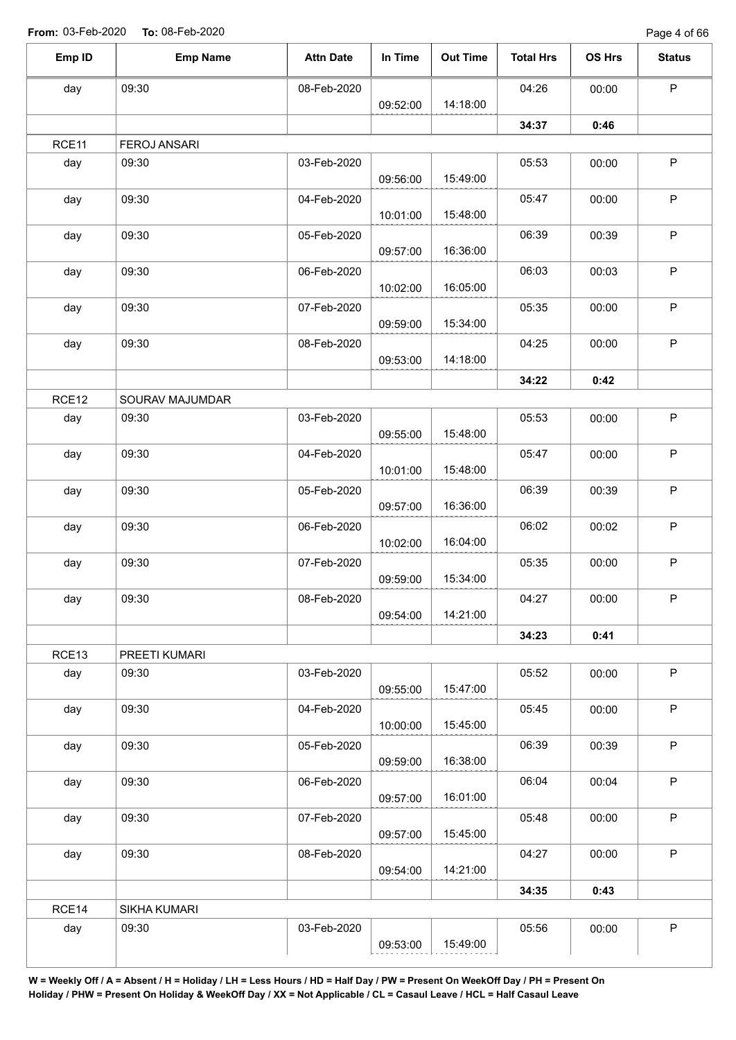From: 03-Feb-2020 To: 08-Feb-2020

| Emp ID | Emp Name | Attn Date | In Time | Out Time | Total Hrs | OS Hrs | Status |
|---|---|---|---|---|---|---|---|
| day | 09:30 | 08-Feb-2020 | 09:52:00 | 14:18:00 | 04:26 | 00:00 | P |
| | | | | | **34:37** | **0:46** | |
| RCE11 | FEROJ ANSARI | | | | | | |
| day | 09:30 | 03-Feb-2020 | 09:56:00 | 15:49:00 | 05:53 | 00:00 | P |
| day | 09:30 | 04-Feb-2020 | 10:01:00 | 15:48:00 | 05:47 | 00:00 | P |
| day | 09:30 | 05-Feb-2020 | 09:57:00 | 16:36:00 | 06:39 | 00:39 | P |
| day | 09:30 | 06-Feb-2020 | 10:02:00 | 16:05:00 | 06:03 | 00:03 | P |
| day | 09:30 | 07-Feb-2020 | 09:59:00 | 15:34:00 | 05:35 | 00:00 | P |
| day | 09:30 | 08-Feb-2020 | 09:53:00 | 14:18:00 | 04:25 | 00:00 | P |
| | | | | | **34:22** | **0:42** | |
| RCE12 | SOURAV MAJUMDAR | | | | | | |
| day | 09:30 | 03-Feb-2020 | 09:55:00 | 15:48:00 | 05:53 | 00:00 | P |
| day | 09:30 | 04-Feb-2020 | 10:01:00 | 15:48:00 | 05:47 | 00:00 | P |
| day | 09:30 | 05-Feb-2020 | 09:57:00 | 16:36:00 | 06:39 | 00:39 | P |
| day | 09:30 | 06-Feb-2020 | 10:02:00 | 16:04:00 | 06:02 | 00:02 | P |
| day | 09:30 | 07-Feb-2020 | 09:59:00 | 15:34:00 | 05:35 | 00:00 | P |
| day | 09:30 | 08-Feb-2020 | 09:54:00 | 14:21:00 | 04:27 | 00:00 | P |
| | | | | | **34:23** | **0:41** | |
| RCE13 | PREETI KUMARI | | | | | | |
| day | 09:30 | 03-Feb-2020 | 09:55:00 | 15:47:00 | 05:52 | 00:00 | P |
| day | 09:30 | 04-Feb-2020 | 10:00:00 | 15:45:00 | 05:45 | 00:00 | P |
| day | 09:30 | 05-Feb-2020 | 09:59:00 | 16:38:00 | 06:39 | 00:39 | P |
| day | 09:30 | 06-Feb-2020 | 09:57:00 | 16:01:00 | 06:04 | 00:04 | P |
| day | 09:30 | 07-Feb-2020 | 09:57:00 | 15:45:00 | 05:48 | 00:00 | P |
| day | 09:30 | 08-Feb-2020 | 09:54:00 | 14:21:00 | 04:27 | 00:00 | P |
| | | | | | **34:35** | **0:43** | |
| RCE14 | SIKHA KUMARI | | | | | | |
| day | 09:30 | 03-Feb-2020 | 09:53:00 | 15:49:00 | 05:56 | 00:00 | P |

**W = Weekly Off / A = Absent / H = Holiday / LH = Less Hours / HD = Half Day / PW = Present On WeekOff Day / PH = Present On Holiday / PHW = Present On Holiday & WeekOff Day / XX = Not Applicable / CL = Casaul Leave / HCL = Half Casaul Leave**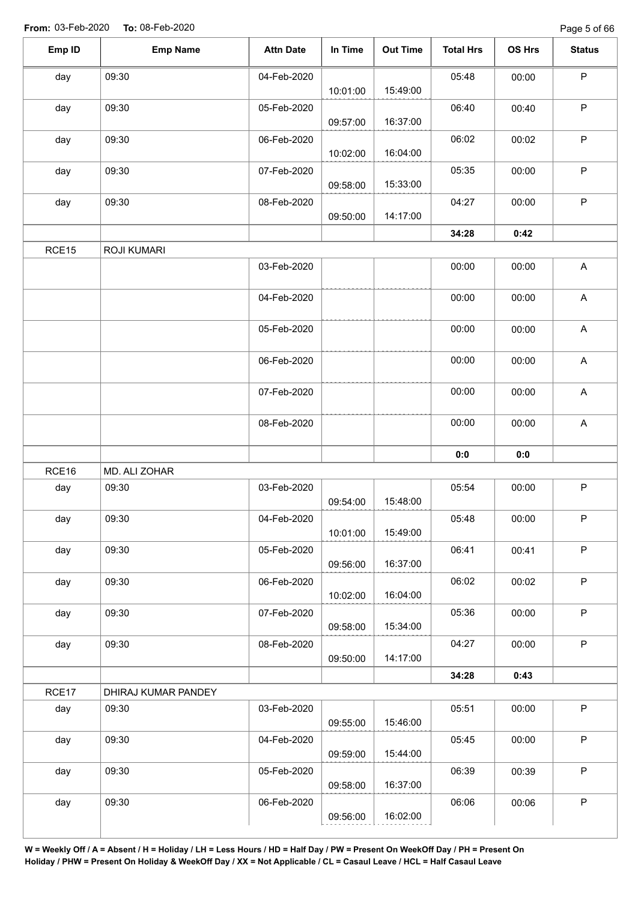**From:** 03-Feb-2020 **To:** 08-Feb-2020

| Emp ID | Emp Name | Attn Date | In Time | Out Time | Total Hrs | OS Hrs | Status |
|---|---|---|---|---|---|---|---|
| day | 09:30 | 04-Feb-2020 | 10:01:00 | 15:49:00 | 05:48 | 00:00 | P |
| day | 09:30 | 05-Feb-2020 | 09:57:00 | 16:37:00 | 06:40 | 00:40 | P |
| day | 09:30 | 06-Feb-2020 | 10:02:00 | 16:04:00 | 06:02 | 00:02 | P |
| day | 09:30 | 07-Feb-2020 | 09:58:00 | 15:33:00 | 05:35 | 00:00 | P |
| day | 09:30 | 08-Feb-2020 | 09:50:00 | 14:17:00 | 04:27 | 00:00 | P |
| | | | | | **34:28** | **0:42** | |
| RCE15 | ROJI KUMARI | | | | | | |
| | | 03-Feb-2020 | | | 00:00 | 00:00 | A |
| | | 04-Feb-2020 | | | 00:00 | 00:00 | A |
| | | 05-Feb-2020 | | | 00:00 | 00:00 | A |
| | | 06-Feb-2020 | | | 00:00 | 00:00 | A |
| | | 07-Feb-2020 | | | 00:00 | 00:00 | A |
| | | 08-Feb-2020 | | | 00:00 | 00:00 | A |
| | | | | | **0:0** | **0:0** | |
| RCE16 | MD. ALI ZOHAR | | | | | | |
| day | 09:30 | 03-Feb-2020 | 09:54:00 | 15:48:00 | 05:54 | 00:00 | P |
| day | 09:30 | 04-Feb-2020 | 10:01:00 | 15:49:00 | 05:48 | 00:00 | P |
| day | 09:30 | 05-Feb-2020 | 09:56:00 | 16:37:00 | 06:41 | 00:41 | P |
| day | 09:30 | 06-Feb-2020 | 10:02:00 | 16:04:00 | 06:02 | 00:02 | P |
| day | 09:30 | 07-Feb-2020 | 09:58:00 | 15:34:00 | 05:36 | 00:00 | P |
| day | 09:30 | 08-Feb-2020 | 09:50:00 | 14:17:00 | 04:27 | 00:00 | P |
| | | | | | **34:28** | **0:43** | |
| RCE17 | DHIRAJ KUMAR PANDEY | | | | | | |
| day | 09:30 | 03-Feb-2020 | 09:55:00 | 15:46:00 | 05:51 | 00:00 | P |
| day | 09:30 | 04-Feb-2020 | 09:59:00 | 15:44:00 | 05:45 | 00:00 | P |
| day | 09:30 | 05-Feb-2020 | 09:58:00 | 16:37:00 | 06:39 | 00:39 | P |
| day | 09:30 | 06-Feb-2020 | 09:56:00 | 16:02:00 | 06:06 | 00:06 | P |

**W = Weekly Off / A = Absent / H = Holiday / LH = Less Hours / HD = Half Day / PW = Present On WeekOff Day / PH = Present On Holiday / PHW = Present On Holiday & WeekOff Day / XX = Not Applicable / CL = Casaul Leave / HCL = Half Casaul Leave**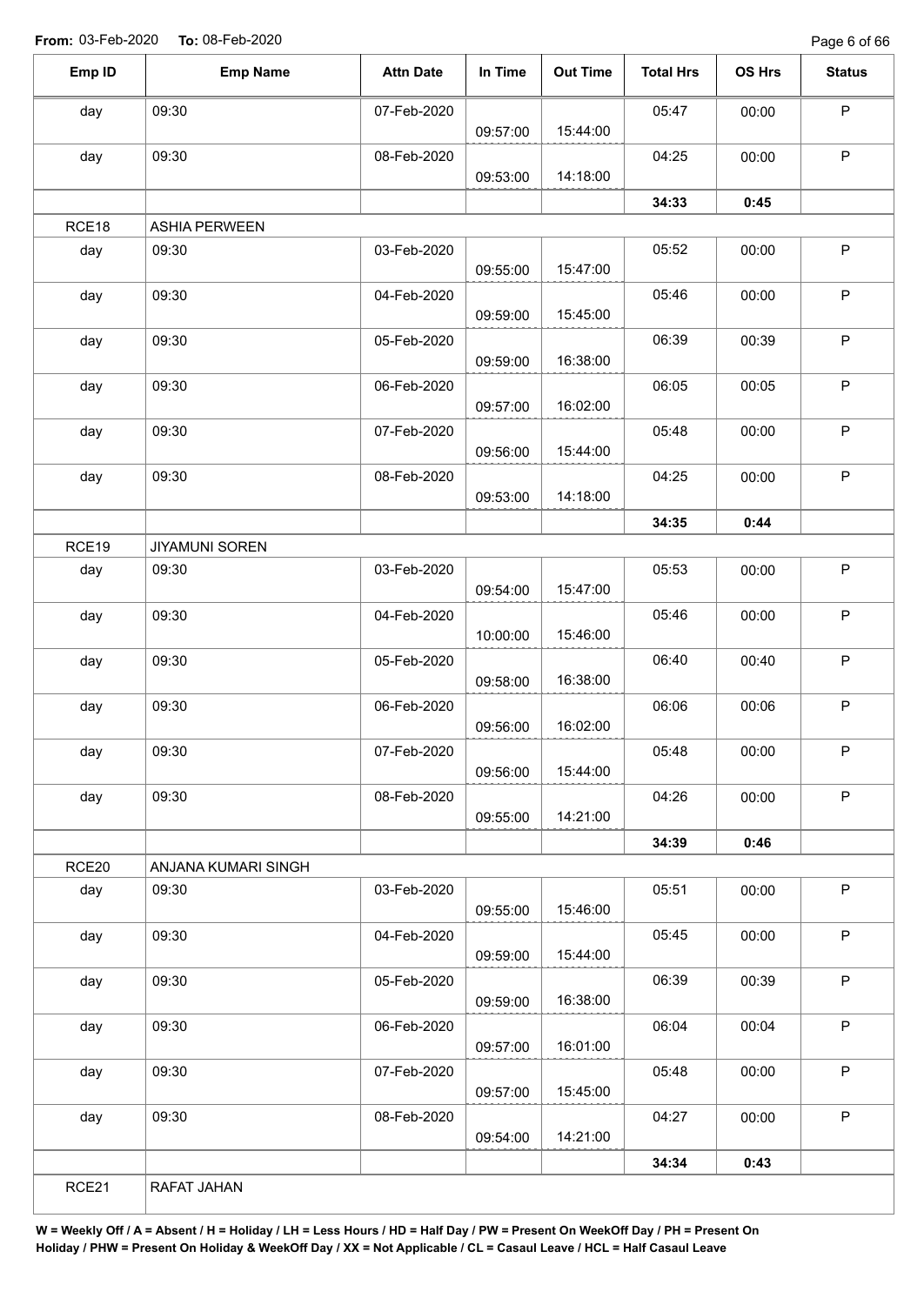**From:** 03-Feb-2020 **To:** 08-Feb-2020

| Emp ID | Emp Name | Attn Date | In Time | Out Time | Total Hrs | OS Hrs | Status |
|---|---|---|---|---|---|---|---|
| day | 09:30 | 07-Feb-2020 | 09:57:00 | 15:44:00 | 05:47 | 00:00 | P |
| day | 09:30 | 08-Feb-2020 | 09:53:00 | 14:18:00 | 04:25 | 00:00 | P |
| | | | | | **34:33** | **0:45** | |
| RCE18 | ASHIA PERWEEN | | | | | | |
| day | 09:30 | 03-Feb-2020 | 09:55:00 | 15:47:00 | 05:52 | 00:00 | P |
| day | 09:30 | 04-Feb-2020 | 09:59:00 | 15:45:00 | 05:46 | 00:00 | P |
| day | 09:30 | 05-Feb-2020 | 09:59:00 | 16:38:00 | 06:39 | 00:39 | P |
| day | 09:30 | 06-Feb-2020 | 09:57:00 | 16:02:00 | 06:05 | 00:05 | P |
| day | 09:30 | 07-Feb-2020 | 09:56:00 | 15:44:00 | 05:48 | 00:00 | P |
| day | 09:30 | 08-Feb-2020 | 09:53:00 | 14:18:00 | 04:25 | 00:00 | P |
| | | | | | **34:35** | **0:44** | |
| RCE19 | JIYAMUNI SOREN | | | | | | |
| day | 09:30 | 03-Feb-2020 | 09:54:00 | 15:47:00 | 05:53 | 00:00 | P |
| day | 09:30 | 04-Feb-2020 | 10:00:00 | 15:46:00 | 05:46 | 00:00 | P |
| day | 09:30 | 05-Feb-2020 | 09:58:00 | 16:38:00 | 06:40 | 00:40 | P |
| day | 09:30 | 06-Feb-2020 | 09:56:00 | 16:02:00 | 06:06 | 00:06 | P |
| day | 09:30 | 07-Feb-2020 | 09:56:00 | 15:44:00 | 05:48 | 00:00 | P |
| day | 09:30 | 08-Feb-2020 | 09:55:00 | 14:21:00 | 04:26 | 00:00 | P |
| | | | | | **34:39** | **0:46** | |
| RCE20 | ANJANA KUMARI SINGH | | | | | | |
| day | 09:30 | 03-Feb-2020 | 09:55:00 | 15:46:00 | 05:51 | 00:00 | P |
| day | 09:30 | 04-Feb-2020 | 09:59:00 | 15:44:00 | 05:45 | 00:00 | P |
| day | 09:30 | 05-Feb-2020 | 09:59:00 | 16:38:00 | 06:39 | 00:39 | P |
| day | 09:30 | 06-Feb-2020 | 09:57:00 | 16:01:00 | 06:04 | 00:04 | P |
| day | 09:30 | 07-Feb-2020 | 09:57:00 | 15:45:00 | 05:48 | 00:00 | P |
| day | 09:30 | 08-Feb-2020 | 09:54:00 | 14:21:00 | 04:27 | 00:00 | P |
| | | | | | **34:34** | **0:43** | |
| RCE21 | RAFAT JAHAN | | | | | | |

**W = Weekly Off / A = Absent / H = Holiday / LH = Less Hours / HD = Half Day / PW = Present On WeekOff Day / PH = Present On Holiday / PHW = Present On Holiday & WeekOff Day / XX = Not Applicable / CL = Casaul Leave / HCL = Half Casaul Leave**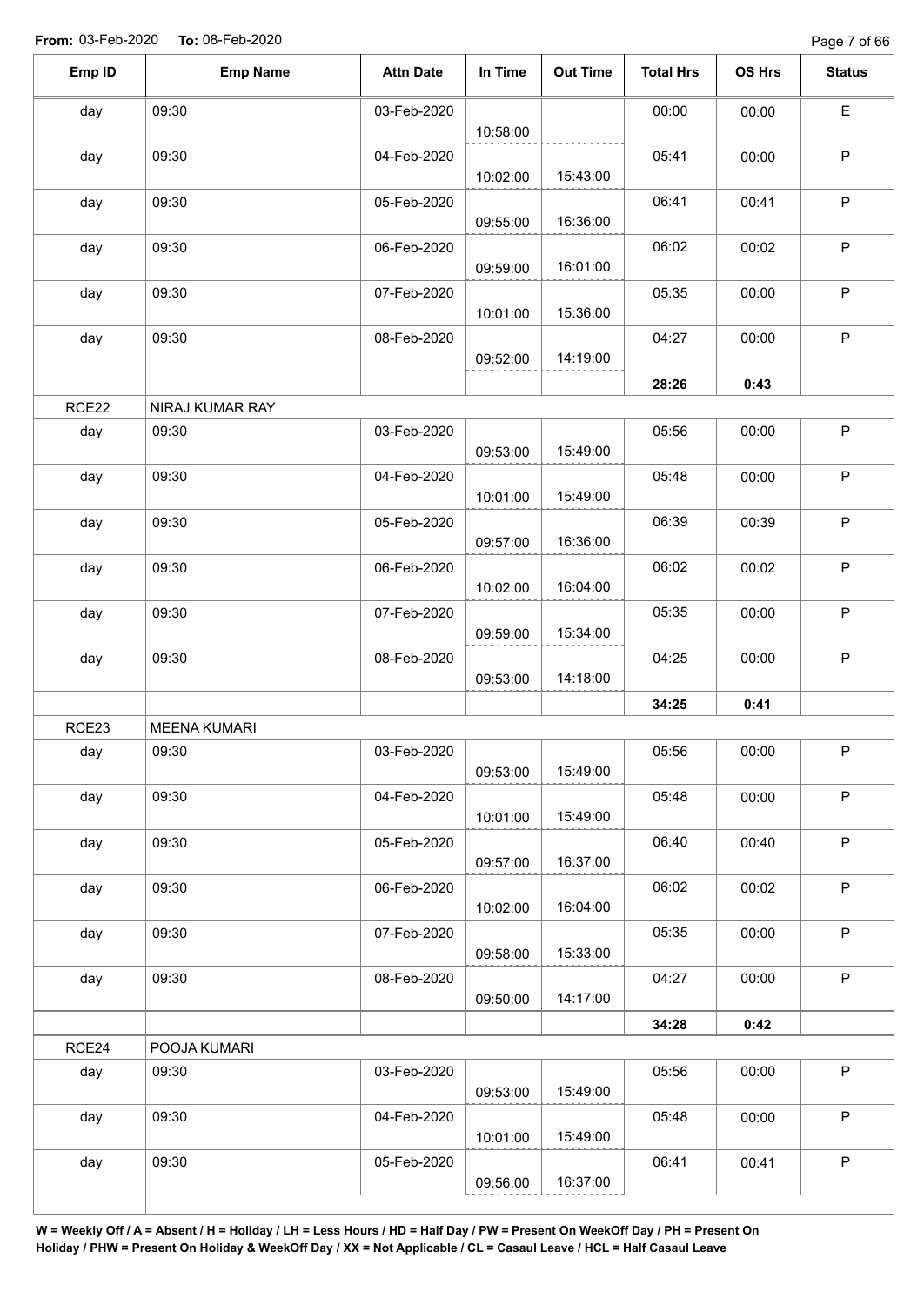**From:** 03-Feb-2020 **To:** 08-Feb-2020

| Emp ID | Emp Name | Attn Date | In Time | Out Time | Total Hrs | OS Hrs | Status |
|---|---|---|---|---|---|---|---|
| day | 09:30 | 03-Feb-2020 | 10:58:00 | | 00:00 | 00:00 | E |
| day | 09:30 | 04-Feb-2020 | 10:02:00 | 15:43:00 | 05:41 | 00:00 | P |
| day | 09:30 | 05-Feb-2020 | 09:55:00 | 16:36:00 | 06:41 | 00:41 | P |
| day | 09:30 | 06-Feb-2020 | 09:59:00 | 16:01:00 | 06:02 | 00:02 | P |
| day | 09:30 | 07-Feb-2020 | 10:01:00 | 15:36:00 | 05:35 | 00:00 | P |
| day | 09:30 | 08-Feb-2020 | 09:52:00 | 14:19:00 | 04:27 | 00:00 | P |
| | | | | | **28:26** | **0:43** | |
| RCE22 | NIRAJ KUMAR RAY | | | | | | |
| day | 09:30 | 03-Feb-2020 | 09:53:00 | 15:49:00 | 05:56 | 00:00 | P |
| day | 09:30 | 04-Feb-2020 | 10:01:00 | 15:49:00 | 05:48 | 00:00 | P |
| day | 09:30 | 05-Feb-2020 | 09:57:00 | 16:36:00 | 06:39 | 00:39 | P |
| day | 09:30 | 06-Feb-2020 | 10:02:00 | 16:04:00 | 06:02 | 00:02 | P |
| day | 09:30 | 07-Feb-2020 | 09:59:00 | 15:34:00 | 05:35 | 00:00 | P |
| day | 09:30 | 08-Feb-2020 | 09:53:00 | 14:18:00 | 04:25 | 00:00 | P |
| | | | | | **34:25** | **0:41** | |
| RCE23 | MEENA KUMARI | | | | | | |
| day | 09:30 | 03-Feb-2020 | 09:53:00 | 15:49:00 | 05:56 | 00:00 | P |
| day | 09:30 | 04-Feb-2020 | 10:01:00 | 15:49:00 | 05:48 | 00:00 | P |
| day | 09:30 | 05-Feb-2020 | 09:57:00 | 16:37:00 | 06:40 | 00:40 | P |
| day | 09:30 | 06-Feb-2020 | 10:02:00 | 16:04:00 | 06:02 | 00:02 | P |
| day | 09:30 | 07-Feb-2020 | 09:58:00 | 15:33:00 | 05:35 | 00:00 | P |
| day | 09:30 | 08-Feb-2020 | 09:50:00 | 14:17:00 | 04:27 | 00:00 | P |
| | | | | | **34:28** | **0:42** | |
| RCE24 | POOJA KUMARI | | | | | | |
| day | 09:30 | 03-Feb-2020 | 09:53:00 | 15:49:00 | 05:56 | 00:00 | P |
| day | 09:30 | 04-Feb-2020 | 10:01:00 | 15:49:00 | 05:48 | 00:00 | P |
| day | 09:30 | 05-Feb-2020 | 09:56:00 | 16:37:00 | 06:41 | 00:41 | P |

**W = Weekly Off / A = Absent / H = Holiday / LH = Less Hours / HD = Half Day / PW = Present On WeekOff Day / PH = Present On Holiday / PHW = Present On Holiday & WeekOff Day / XX = Not Applicable / CL = Casaul Leave / HCL = Half Casaul Leave**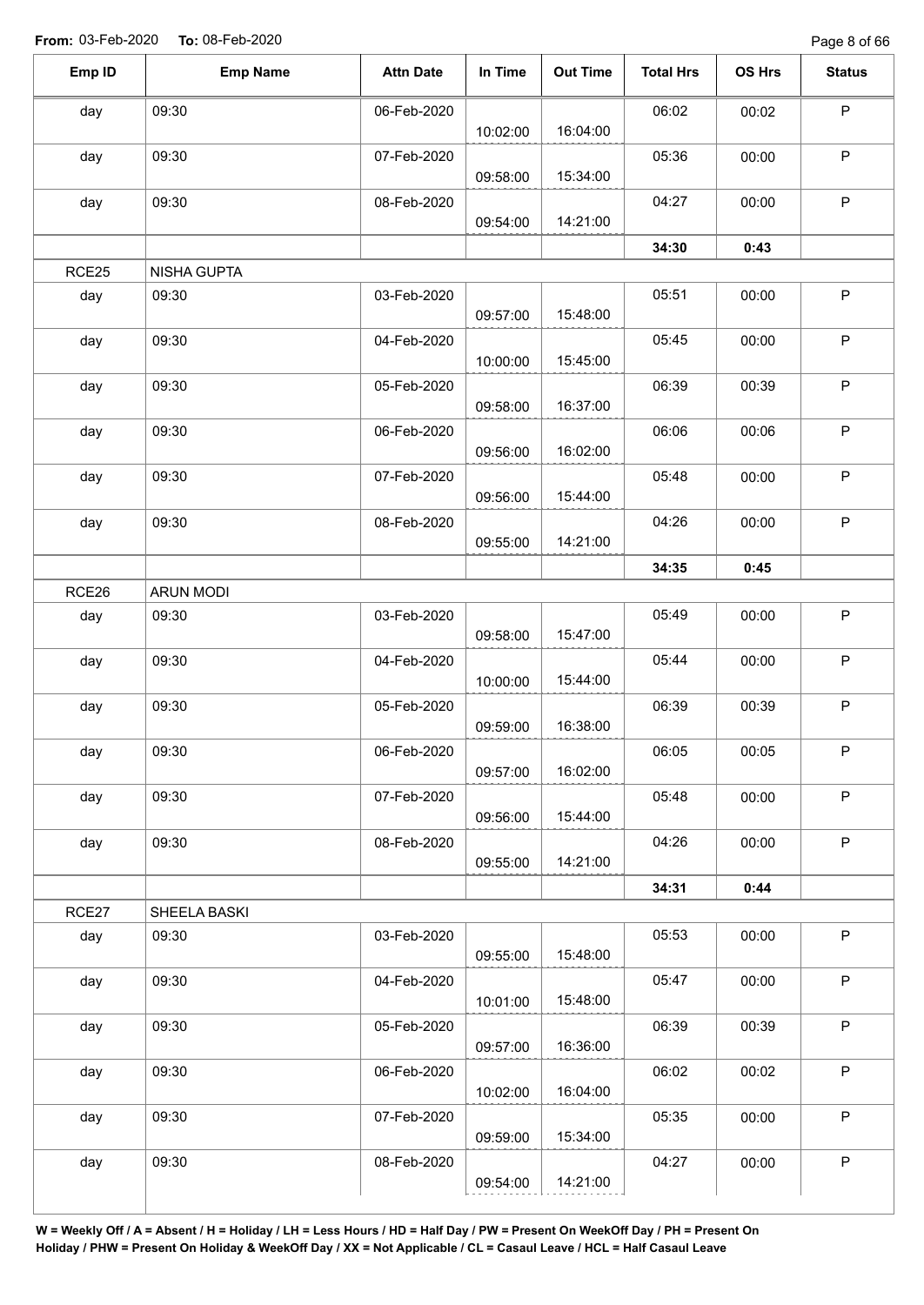From: 03-Feb-2020 To: 08-Feb-2020

| Emp ID | Emp Name | Attn Date | In Time | Out Time | Total Hrs | OS Hrs | Status |
|---|---|---|---|---|---|---|---|
| day | 09:30 | 06-Feb-2020 | 10:02:00 | 16:04:00 | 06:02 | 00:02 | P |
| day | 09:30 | 07-Feb-2020 | 09:58:00 | 15:34:00 | 05:36 | 00:00 | P |
| day | 09:30 | 08-Feb-2020 | 09:54:00 | 14:21:00 | 04:27 | 00:00 | P |
| | | | | | **34:30** | **0:43** | |
| RCE25 | NISHA GUPTA | | | | | | |
| day | 09:30 | 03-Feb-2020 | 09:57:00 | 15:48:00 | 05:51 | 00:00 | P |
| day | 09:30 | 04-Feb-2020 | 10:00:00 | 15:45:00 | 05:45 | 00:00 | P |
| day | 09:30 | 05-Feb-2020 | 09:58:00 | 16:37:00 | 06:39 | 00:39 | P |
| day | 09:30 | 06-Feb-2020 | 09:56:00 | 16:02:00 | 06:06 | 00:06 | P |
| day | 09:30 | 07-Feb-2020 | 09:56:00 | 15:44:00 | 05:48 | 00:00 | P |
| day | 09:30 | 08-Feb-2020 | 09:55:00 | 14:21:00 | 04:26 | 00:00 | P |
| | | | | | **34:35** | **0:45** | |
| RCE26 | ARUN MODI | | | | | | |
| day | 09:30 | 03-Feb-2020 | 09:58:00 | 15:47:00 | 05:49 | 00:00 | P |
| day | 09:30 | 04-Feb-2020 | 10:00:00 | 15:44:00 | 05:44 | 00:00 | P |
| day | 09:30 | 05-Feb-2020 | 09:59:00 | 16:38:00 | 06:39 | 00:39 | P |
| day | 09:30 | 06-Feb-2020 | 09:57:00 | 16:02:00 | 06:05 | 00:05 | P |
| day | 09:30 | 07-Feb-2020 | 09:56:00 | 15:44:00 | 05:48 | 00:00 | P |
| day | 09:30 | 08-Feb-2020 | 09:55:00 | 14:21:00 | 04:26 | 00:00 | P |
| | | | | | **34:31** | **0:44** | |
| RCE27 | SHEELA BASKI | | | | | | |
| day | 09:30 | 03-Feb-2020 | 09:55:00 | 15:48:00 | 05:53 | 00:00 | P |
| day | 09:30 | 04-Feb-2020 | 10:01:00 | 15:48:00 | 05:47 | 00:00 | P |
| day | 09:30 | 05-Feb-2020 | 09:57:00 | 16:36:00 | 06:39 | 00:39 | P |
| day | 09:30 | 06-Feb-2020 | 10:02:00 | 16:04:00 | 06:02 | 00:02 | P |
| day | 09:30 | 07-Feb-2020 | 09:59:00 | 15:34:00 | 05:35 | 00:00 | P |
| day | 09:30 | 08-Feb-2020 | 09:54:00 | 14:21:00 | 04:27 | 00:00 | P |

**W = Weekly Off / A = Absent / H = Holiday / LH = Less Hours / HD = Half Day / PW = Present On WeekOff Day / PH = Present On Holiday / PHW = Present On Holiday & WeekOff Day / XX = Not Applicable / CL = Casaul Leave / HCL = Half Casaul Leave**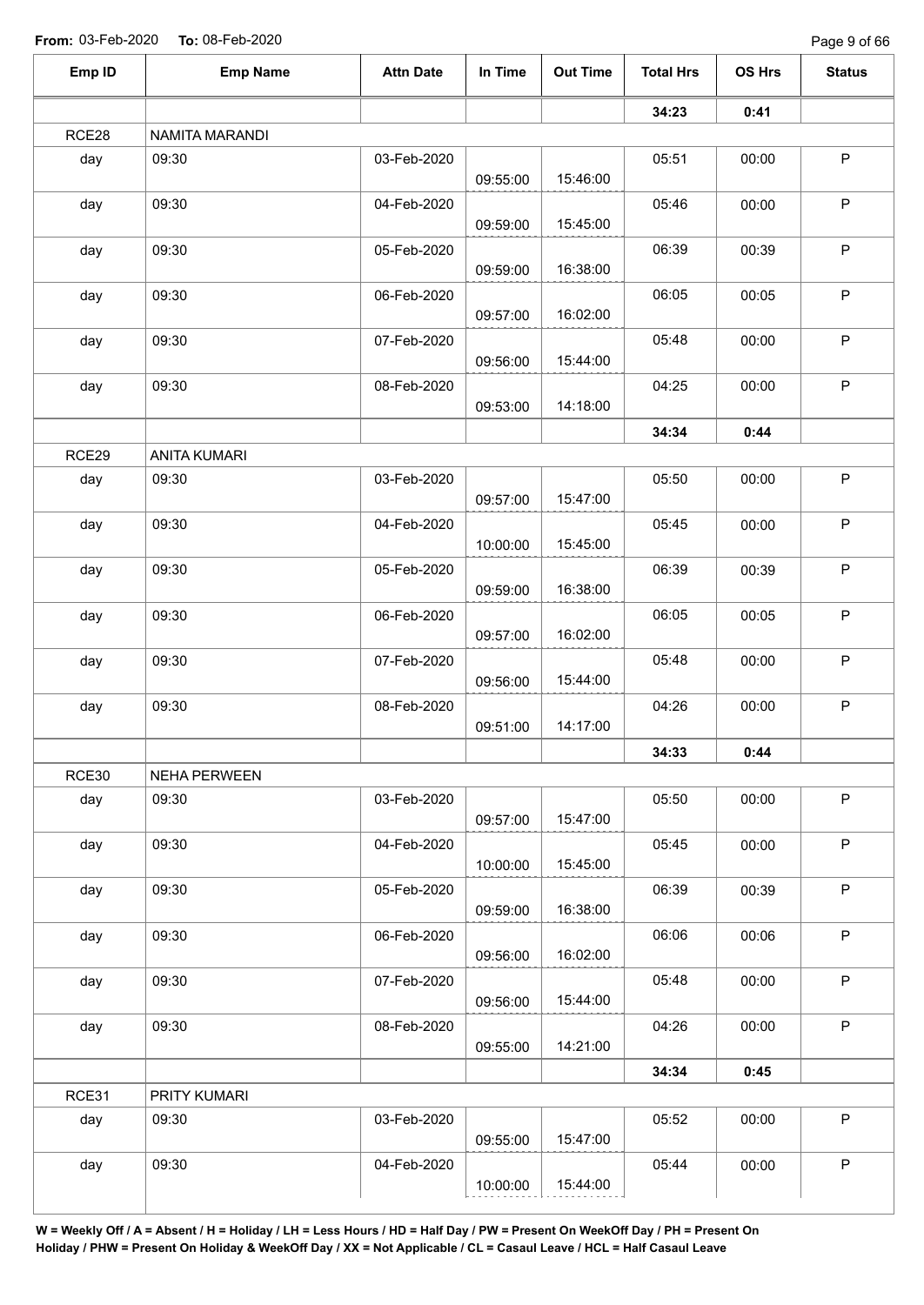**From:** 03-Feb-2020 **To:** 08-Feb-2020

| Emp ID | Emp Name | Attn Date | In Time | Out Time | Total Hrs | OS Hrs | Status |
|---|---|---|---|---|---|---|---|
| | | | | | **34:23** | **0:41** | |
| RCE28 | NAMITA MARANDI | | | | | | |
| day | 09:30 | 03-Feb-2020 | 09:55:00 | 15:46:00 | 05:51 | 00:00 | P |
| day | 09:30 | 04-Feb-2020 | 09:59:00 | 15:45:00 | 05:46 | 00:00 | P |
| day | 09:30 | 05-Feb-2020 | 09:59:00 | 16:38:00 | 06:39 | 00:39 | P |
| day | 09:30 | 06-Feb-2020 | 09:57:00 | 16:02:00 | 06:05 | 00:05 | P |
| day | 09:30 | 07-Feb-2020 | 09:56:00 | 15:44:00 | 05:48 | 00:00 | P |
| day | 09:30 | 08-Feb-2020 | 09:53:00 | 14:18:00 | 04:25 | 00:00 | P |
| | | | | | **34:34** | **0:44** | |
| RCE29 | ANITA KUMARI | | | | | | |
| day | 09:30 | 03-Feb-2020 | 09:57:00 | 15:47:00 | 05:50 | 00:00 | P |
| day | 09:30 | 04-Feb-2020 | 10:00:00 | 15:45:00 | 05:45 | 00:00 | P |
| day | 09:30 | 05-Feb-2020 | 09:59:00 | 16:38:00 | 06:39 | 00:39 | P |
| day | 09:30 | 06-Feb-2020 | 09:57:00 | 16:02:00 | 06:05 | 00:05 | P |
| day | 09:30 | 07-Feb-2020 | 09:56:00 | 15:44:00 | 05:48 | 00:00 | P |
| day | 09:30 | 08-Feb-2020 | 09:51:00 | 14:17:00 | 04:26 | 00:00 | P |
| | | | | | **34:33** | **0:44** | |
| RCE30 | NEHA PERWEEN | | | | | | |
| day | 09:30 | 03-Feb-2020 | 09:57:00 | 15:47:00 | 05:50 | 00:00 | P |
| day | 09:30 | 04-Feb-2020 | 10:00:00 | 15:45:00 | 05:45 | 00:00 | P |
| day | 09:30 | 05-Feb-2020 | 09:59:00 | 16:38:00 | 06:39 | 00:39 | P |
| day | 09:30 | 06-Feb-2020 | 09:56:00 | 16:02:00 | 06:06 | 00:06 | P |
| day | 09:30 | 07-Feb-2020 | 09:56:00 | 15:44:00 | 05:48 | 00:00 | P |
| day | 09:30 | 08-Feb-2020 | 09:55:00 | 14:21:00 | 04:26 | 00:00 | P |
| | | | | | **34:34** | **0:45** | |
| RCE31 | PRITY KUMARI | | | | | | |
| day | 09:30 | 03-Feb-2020 | 09:55:00 | 15:47:00 | 05:52 | 00:00 | P |
| day | 09:30 | 04-Feb-2020 | 10:00:00 | 15:44:00 | 05:44 | 00:00 | P |

**W = Weekly Off / A = Absent / H = Holiday / LH = Less Hours / HD = Half Day / PW = Present On WeekOff Day / PH = Present On Holiday / PHW = Present On Holiday & WeekOff Day / XX = Not Applicable / CL = Casaul Leave / HCL = Half Casaul Leave**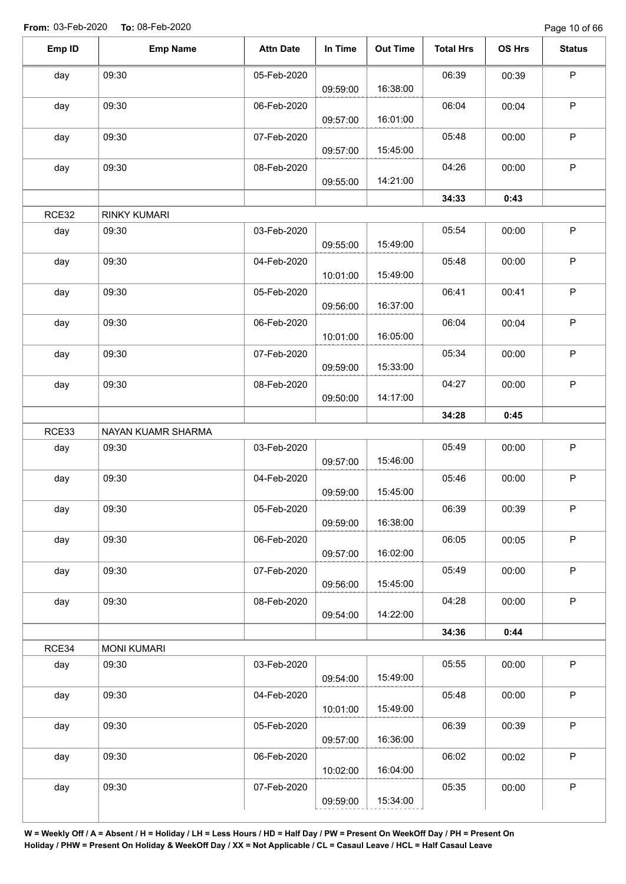**From:** 03-Feb-2020 **To:** 08-Feb-2020

| Emp ID | Emp Name | Attn Date | In Time | Out Time | Total Hrs | OS Hrs | Status |
|---|---|---|---|---|---|---|---|
| day | 09:30 | 05-Feb-2020 | 09:59:00 | 16:38:00 | 06:39 | 00:39 | P |
| day | 09:30 | 06-Feb-2020 | 09:57:00 | 16:01:00 | 06:04 | 00:04 | P |
| day | 09:30 | 07-Feb-2020 | 09:57:00 | 15:45:00 | 05:48 | 00:00 | P |
| day | 09:30 | 08-Feb-2020 | 09:55:00 | 14:21:00 | 04:26 | 00:00 | P |
| | | | | | **34:33** | **0:43** | |
| RCE32 | RINKY KUMARI | | | | | | |
| day | 09:30 | 03-Feb-2020 | 09:55:00 | 15:49:00 | 05:54 | 00:00 | P |
| day | 09:30 | 04-Feb-2020 | 10:01:00 | 15:49:00 | 05:48 | 00:00 | P |
| day | 09:30 | 05-Feb-2020 | 09:56:00 | 16:37:00 | 06:41 | 00:41 | P |
| day | 09:30 | 06-Feb-2020 | 10:01:00 | 16:05:00 | 06:04 | 00:04 | P |
| day | 09:30 | 07-Feb-2020 | 09:59:00 | 15:33:00 | 05:34 | 00:00 | P |
| day | 09:30 | 08-Feb-2020 | 09:50:00 | 14:17:00 | 04:27 | 00:00 | P |
| | | | | | **34:28** | **0:45** | |
| RCE33 | NAYAN KUAMR SHARMA | | | | | | |
| day | 09:30 | 03-Feb-2020 | 09:57:00 | 15:46:00 | 05:49 | 00:00 | P |
| day | 09:30 | 04-Feb-2020 | 09:59:00 | 15:45:00 | 05:46 | 00:00 | P |
| day | 09:30 | 05-Feb-2020 | 09:59:00 | 16:38:00 | 06:39 | 00:39 | P |
| day | 09:30 | 06-Feb-2020 | 09:57:00 | 16:02:00 | 06:05 | 00:05 | P |
| day | 09:30 | 07-Feb-2020 | 09:56:00 | 15:45:00 | 05:49 | 00:00 | P |
| day | 09:30 | 08-Feb-2020 | 09:54:00 | 14:22:00 | 04:28 | 00:00 | P |
| | | | | | **34:36** | **0:44** | |
| RCE34 | MONI KUMARI | | | | | | |
| day | 09:30 | 03-Feb-2020 | 09:54:00 | 15:49:00 | 05:55 | 00:00 | P |
| day | 09:30 | 04-Feb-2020 | 10:01:00 | 15:49:00 | 05:48 | 00:00 | P |
| day | 09:30 | 05-Feb-2020 | 09:57:00 | 16:36:00 | 06:39 | 00:39 | P |
| day | 09:30 | 06-Feb-2020 | 10:02:00 | 16:04:00 | 06:02 | 00:02 | P |
| day | 09:30 | 07-Feb-2020 | 09:59:00 | 15:34:00 | 05:35 | 00:00 | P |

**W = Weekly Off / A = Absent / H = Holiday / LH = Less Hours / HD = Half Day / PW = Present On WeekOff Day / PH = Present On Holiday / PHW = Present On Holiday & WeekOff Day / XX = Not Applicable / CL = Casaul Leave / HCL = Half Casaul Leave**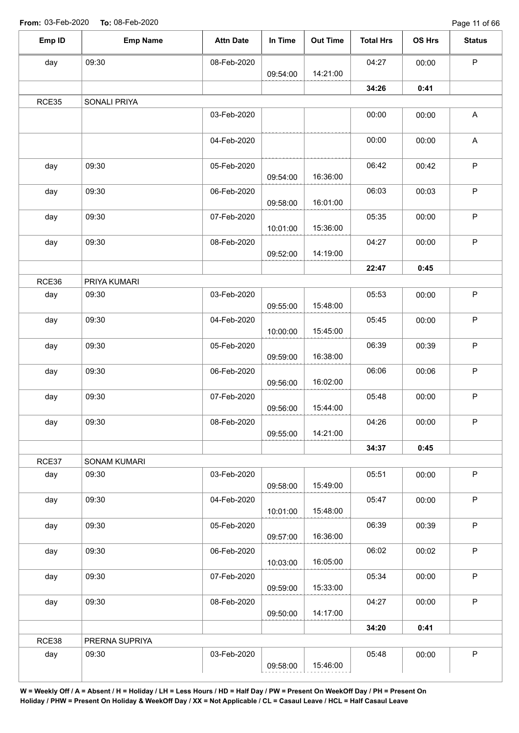**From:** 03-Feb-2020 **To:** 08-Feb-2020

| Emp ID | Emp Name | Attn Date | In Time | Out Time | Total Hrs | OS Hrs | Status |
|---|---|---|---|---|---|---|---|
| day | 09:30 | 08-Feb-2020 | 09:54:00 | 14:21:00 | 04:27 | 00:00 | P |
| | | | | | **34:26** | **0:41** | |
| RCE35 | SONALI PRIYA | | | | | | |
| | | 03-Feb-2020 | | | 00:00 | 00:00 | A |
| | | 04-Feb-2020 | | | 00:00 | 00:00 | A |
| day | 09:30 | 05-Feb-2020 | 09:54:00 | 16:36:00 | 06:42 | 00:42 | P |
| day | 09:30 | 06-Feb-2020 | 09:58:00 | 16:01:00 | 06:03 | 00:03 | P |
| day | 09:30 | 07-Feb-2020 | 10:01:00 | 15:36:00 | 05:35 | 00:00 | P |
| day | 09:30 | 08-Feb-2020 | 09:52:00 | 14:19:00 | 04:27 | 00:00 | P |
| | | | | | **22:47** | **0:45** | |
| RCE36 | PRIYA KUMARI | | | | | | |
| day | 09:30 | 03-Feb-2020 | 09:55:00 | 15:48:00 | 05:53 | 00:00 | P |
| day | 09:30 | 04-Feb-2020 | 10:00:00 | 15:45:00 | 05:45 | 00:00 | P |
| day | 09:30 | 05-Feb-2020 | 09:59:00 | 16:38:00 | 06:39 | 00:39 | P |
| day | 09:30 | 06-Feb-2020 | 09:56:00 | 16:02:00 | 06:06 | 00:06 | P |
| day | 09:30 | 07-Feb-2020 | 09:56:00 | 15:44:00 | 05:48 | 00:00 | P |
| day | 09:30 | 08-Feb-2020 | 09:55:00 | 14:21:00 | 04:26 | 00:00 | P |
| | | | | | **34:37** | **0:45** | |
| RCE37 | SONAM KUMARI | | | | | | |
| day | 09:30 | 03-Feb-2020 | 09:58:00 | 15:49:00 | 05:51 | 00:00 | P |
| day | 09:30 | 04-Feb-2020 | 10:01:00 | 15:48:00 | 05:47 | 00:00 | P |
| day | 09:30 | 05-Feb-2020 | 09:57:00 | 16:36:00 | 06:39 | 00:39 | P |
| day | 09:30 | 06-Feb-2020 | 10:03:00 | 16:05:00 | 06:02 | 00:02 | P |
| day | 09:30 | 07-Feb-2020 | 09:59:00 | 15:33:00 | 05:34 | 00:00 | P |
| day | 09:30 | 08-Feb-2020 | 09:50:00 | 14:17:00 | 04:27 | 00:00 | P |
| | | | | | **34:20** | **0:41** | |
| RCE38 | PRERNA SUPRIYA | | | | | | |
| day | 09:30 | 03-Feb-2020 | 09:58:00 | 15:46:00 | 05:48 | 00:00 | P |

**W = Weekly Off / A = Absent / H = Holiday / LH = Less Hours / HD = Half Day / PW = Present On WeekOff Day / PH = Present On Holiday / PHW = Present On Holiday & WeekOff Day / XX = Not Applicable / CL = Casaul Leave / HCL = Half Casaul Leave**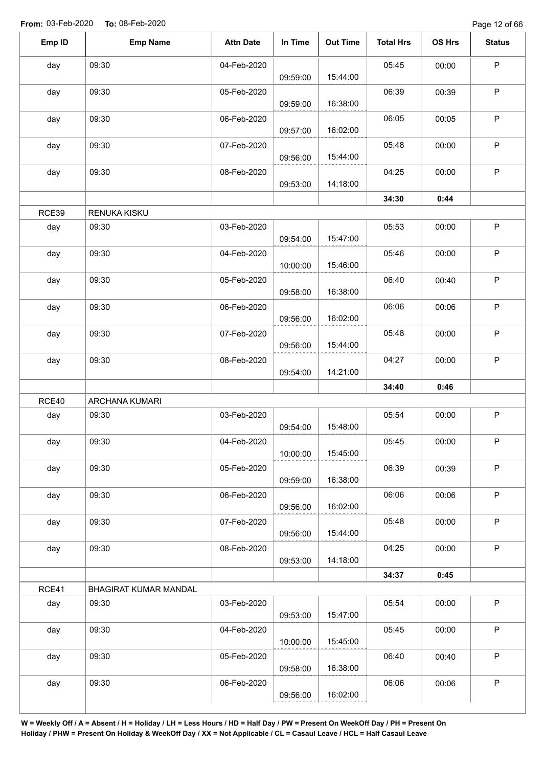**From:** 03-Feb-2020 **To:** 08-Feb-2020

| Emp ID | Emp Name | Attn Date | In Time | Out Time | Total Hrs | OS Hrs | Status |
|---|---|---|---|---|---|---|---|
| day | 09:30 | 04-Feb-2020 | 09:59:00 | 15:44:00 | 05:45 | 00:00 | P |
| day | 09:30 | 05-Feb-2020 | 09:59:00 | 16:38:00 | 06:39 | 00:39 | P |
| day | 09:30 | 06-Feb-2020 | 09:57:00 | 16:02:00 | 06:05 | 00:05 | P |
| day | 09:30 | 07-Feb-2020 | 09:56:00 | 15:44:00 | 05:48 | 00:00 | P |
| day | 09:30 | 08-Feb-2020 | 09:53:00 | 14:18:00 | 04:25 | 00:00 | P |
| | | | | | **34:30** | **0:44** | |
| RCE39 | RENUKA KISKU | | | | | | |
| day | 09:30 | 03-Feb-2020 | 09:54:00 | 15:47:00 | 05:53 | 00:00 | P |
| day | 09:30 | 04-Feb-2020 | 10:00:00 | 15:46:00 | 05:46 | 00:00 | P |
| day | 09:30 | 05-Feb-2020 | 09:58:00 | 16:38:00 | 06:40 | 00:40 | P |
| day | 09:30 | 06-Feb-2020 | 09:56:00 | 16:02:00 | 06:06 | 00:06 | P |
| day | 09:30 | 07-Feb-2020 | 09:56:00 | 15:44:00 | 05:48 | 00:00 | P |
| day | 09:30 | 08-Feb-2020 | 09:54:00 | 14:21:00 | 04:27 | 00:00 | P |
| | | | | | **34:40** | **0:46** | |
| RCE40 | ARCHANA KUMARI | | | | | | |
| day | 09:30 | 03-Feb-2020 | 09:54:00 | 15:48:00 | 05:54 | 00:00 | P |
| day | 09:30 | 04-Feb-2020 | 10:00:00 | 15:45:00 | 05:45 | 00:00 | P |
| day | 09:30 | 05-Feb-2020 | 09:59:00 | 16:38:00 | 06:39 | 00:39 | P |
| day | 09:30 | 06-Feb-2020 | 09:56:00 | 16:02:00 | 06:06 | 00:06 | P |
| day | 09:30 | 07-Feb-2020 | 09:56:00 | 15:44:00 | 05:48 | 00:00 | P |
| day | 09:30 | 08-Feb-2020 | 09:53:00 | 14:18:00 | 04:25 | 00:00 | P |
| | | | | | **34:37** | **0:45** | |
| RCE41 | BHAGIRAT KUMAR MANDAL | | | | | | |
| day | 09:30 | 03-Feb-2020 | 09:53:00 | 15:47:00 | 05:54 | 00:00 | P |
| day | 09:30 | 04-Feb-2020 | 10:00:00 | 15:45:00 | 05:45 | 00:00 | P |
| day | 09:30 | 05-Feb-2020 | 09:58:00 | 16:38:00 | 06:40 | 00:40 | P |
| day | 09:30 | 06-Feb-2020 | 09:56:00 | 16:02:00 | 06:06 | 00:06 | P |

**W = Weekly Off / A = Absent / H = Holiday / LH = Less Hours / HD = Half Day / PW = Present On WeekOff Day / PH = Present On Holiday / PHW = Present On Holiday & WeekOff Day / XX = Not Applicable / CL = Casaul Leave / HCL = Half Casaul Leave**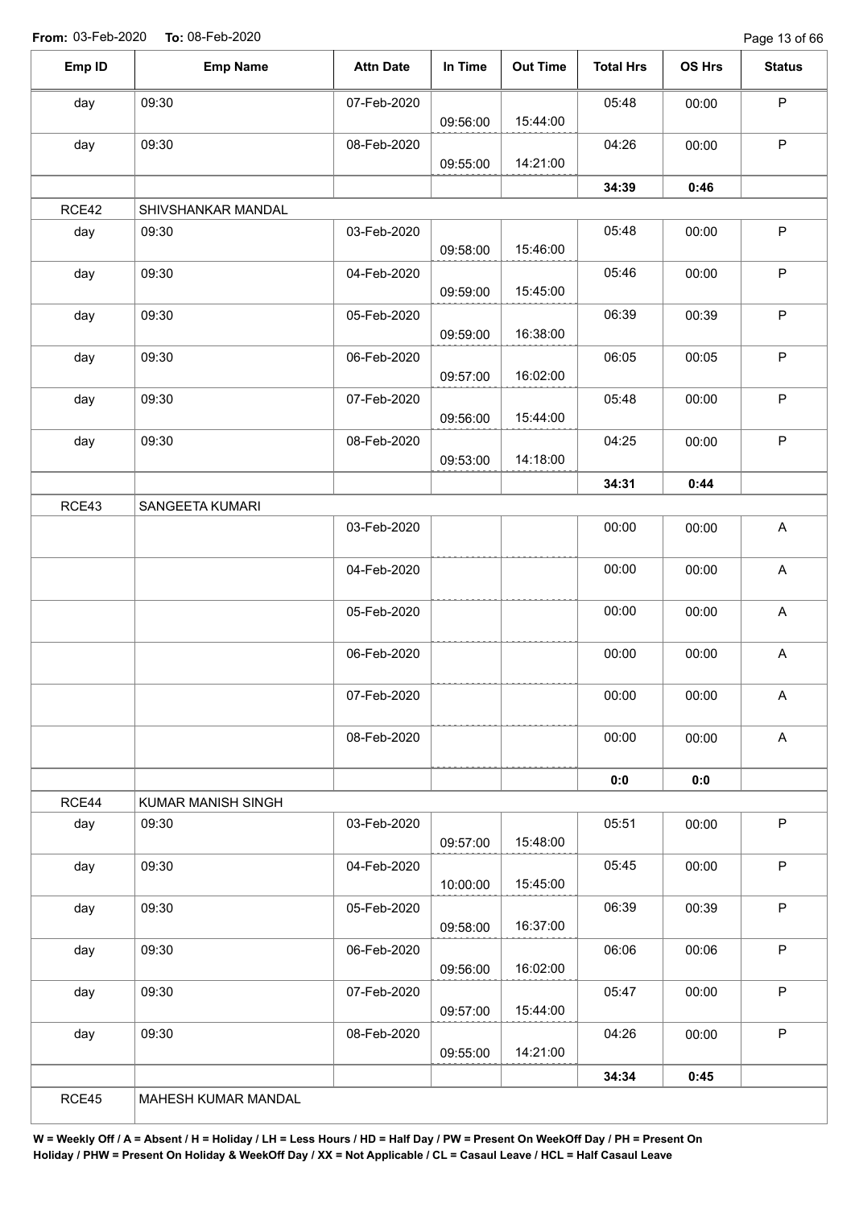**From:** 03-Feb-2020 **To:** 08-Feb-2020

| Emp ID | Emp Name | Attn Date | In Time | Out Time | Total Hrs | OS Hrs | Status |
|---|---|---|---|---|---|---|---|
| day | 09:30 | 07-Feb-2020 | 09:56:00 | 15:44:00 | 05:48 | 00:00 | P |
| day | 09:30 | 08-Feb-2020 | 09:55:00 | 14:21:00 | 04:26 | 00:00 | P |
| | | | | | **34:39** | **0:46** | |
| RCE42 | SHIVSHANKAR MANDAL | | | | | | |
| day | 09:30 | 03-Feb-2020 | 09:58:00 | 15:46:00 | 05:48 | 00:00 | P |
| day | 09:30 | 04-Feb-2020 | 09:59:00 | 15:45:00 | 05:46 | 00:00 | P |
| day | 09:30 | 05-Feb-2020 | 09:59:00 | 16:38:00 | 06:39 | 00:39 | P |
| day | 09:30 | 06-Feb-2020 | 09:57:00 | 16:02:00 | 06:05 | 00:05 | P |
| day | 09:30 | 07-Feb-2020 | 09:56:00 | 15:44:00 | 05:48 | 00:00 | P |
| day | 09:30 | 08-Feb-2020 | 09:53:00 | 14:18:00 | 04:25 | 00:00 | P |
| | | | | | **34:31** | **0:44** | |
| RCE43 | SANGEETA KUMARI | | | | | | |
| | | 03-Feb-2020 | | | 00:00 | 00:00 | A |
| | | 04-Feb-2020 | | | 00:00 | 00:00 | A |
| | | 05-Feb-2020 | | | 00:00 | 00:00 | A |
| | | 06-Feb-2020 | | | 00:00 | 00:00 | A |
| | | 07-Feb-2020 | | | 00:00 | 00:00 | A |
| | | 08-Feb-2020 | | | 00:00 | 00:00 | A |
| | | | | | **0:0** | **0:0** | |
| RCE44 | KUMAR MANISH SINGH | | | | | | |
| day | 09:30 | 03-Feb-2020 | 09:57:00 | 15:48:00 | 05:51 | 00:00 | P |
| day | 09:30 | 04-Feb-2020 | 10:00:00 | 15:45:00 | 05:45 | 00:00 | P |
| day | 09:30 | 05-Feb-2020 | 09:58:00 | 16:37:00 | 06:39 | 00:39 | P |
| day | 09:30 | 06-Feb-2020 | 09:56:00 | 16:02:00 | 06:06 | 00:06 | P |
| day | 09:30 | 07-Feb-2020 | 09:57:00 | 15:44:00 | 05:47 | 00:00 | P |
| day | 09:30 | 08-Feb-2020 | 09:55:00 | 14:21:00 | 04:26 | 00:00 | P |
| | | | | | **34:34** | **0:45** | |
| RCE45 | MAHESH KUMAR MANDAL | | | | | | |

**W = Weekly Off / A = Absent / H = Holiday / LH = Less Hours / HD = Half Day / PW = Present On WeekOff Day / PH = Present On Holiday / PHW = Present On Holiday & WeekOff Day / XX = Not Applicable / CL = Casaul Leave / HCL = Half Casaul Leave**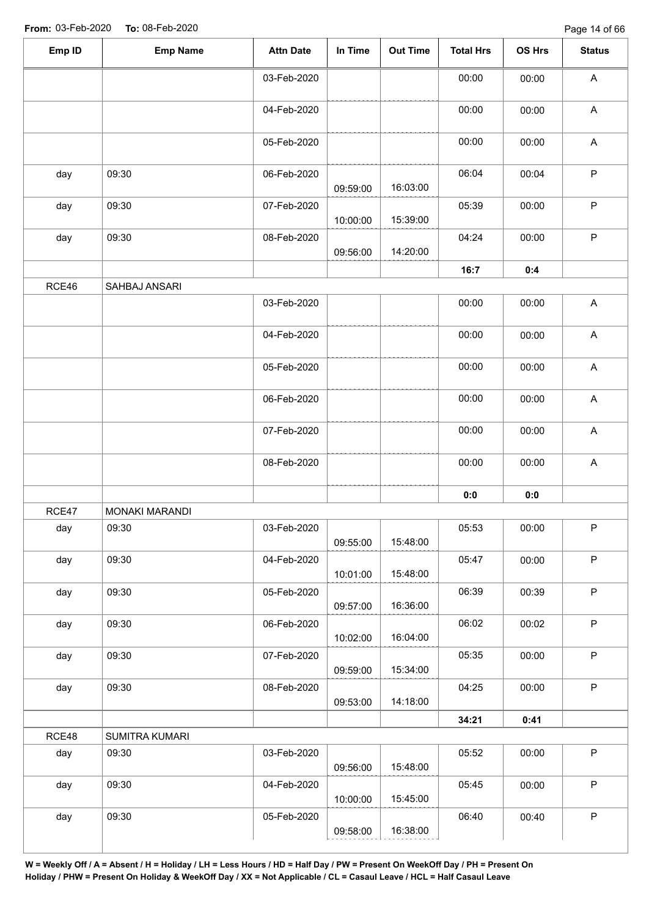**From:** 03-Feb-2020 **To:** 08-Feb-2020

| Emp ID | Emp Name | Attn Date | In Time | Out Time | Total Hrs | OS Hrs | Status |
|---|---|---|---|---|---|---|---|
| | | 03-Feb-2020 | | | 00:00 | 00:00 | A |
| | | 04-Feb-2020 | | | 00:00 | 00:00 | A |
| | | 05-Feb-2020 | | | 00:00 | 00:00 | A |
| day | 09:30 | 06-Feb-2020 | 09:59:00 | 16:03:00 | 06:04 | 00:04 | P |
| day | 09:30 | 07-Feb-2020 | 10:00:00 | 15:39:00 | 05:39 | 00:00 | P |
| day | 09:30 | 08-Feb-2020 | 09:56:00 | 14:20:00 | 04:24 | 00:00 | P |
| | | | | | **16:7** | **0:4** | |
| RCE46 | SAHBAJ ANSARI | | | | | | |
| | | 03-Feb-2020 | | | 00:00 | 00:00 | A |
| | | 04-Feb-2020 | | | 00:00 | 00:00 | A |
| | | 05-Feb-2020 | | | 00:00 | 00:00 | A |
| | | 06-Feb-2020 | | | 00:00 | 00:00 | A |
| | | 07-Feb-2020 | | | 00:00 | 00:00 | A |
| | | 08-Feb-2020 | | | 00:00 | 00:00 | A |
| | | | | | **0:0** | **0:0** | |
| RCE47 | MONAKI MARANDI | | | | | | |
| day | 09:30 | 03-Feb-2020 | 09:55:00 | 15:48:00 | 05:53 | 00:00 | P |
| day | 09:30 | 04-Feb-2020 | 10:01:00 | 15:48:00 | 05:47 | 00:00 | P |
| day | 09:30 | 05-Feb-2020 | 09:57:00 | 16:36:00 | 06:39 | 00:39 | P |
| day | 09:30 | 06-Feb-2020 | 10:02:00 | 16:04:00 | 06:02 | 00:02 | P |
| day | 09:30 | 07-Feb-2020 | 09:59:00 | 15:34:00 | 05:35 | 00:00 | P |
| day | 09:30 | 08-Feb-2020 | 09:53:00 | 14:18:00 | 04:25 | 00:00 | P |
| | | | | | **34:21** | **0:41** | |
| RCE48 | SUMITRA KUMARI | | | | | | |
| day | 09:30 | 03-Feb-2020 | 09:56:00 | 15:48:00 | 05:52 | 00:00 | P |
| day | 09:30 | 04-Feb-2020 | 10:00:00 | 15:45:00 | 05:45 | 00:00 | P |
| day | 09:30 | 05-Feb-2020 | 09:58:00 | 16:38:00 | 06:40 | 00:40 | P |

**W = Weekly Off / A = Absent / H = Holiday / LH = Less Hours / HD = Half Day / PW = Present On WeekOff Day / PH = Present On Holiday / PHW = Present On Holiday & WeekOff Day / XX = Not Applicable / CL = Casaul Leave / HCL = Half Casaul Leave**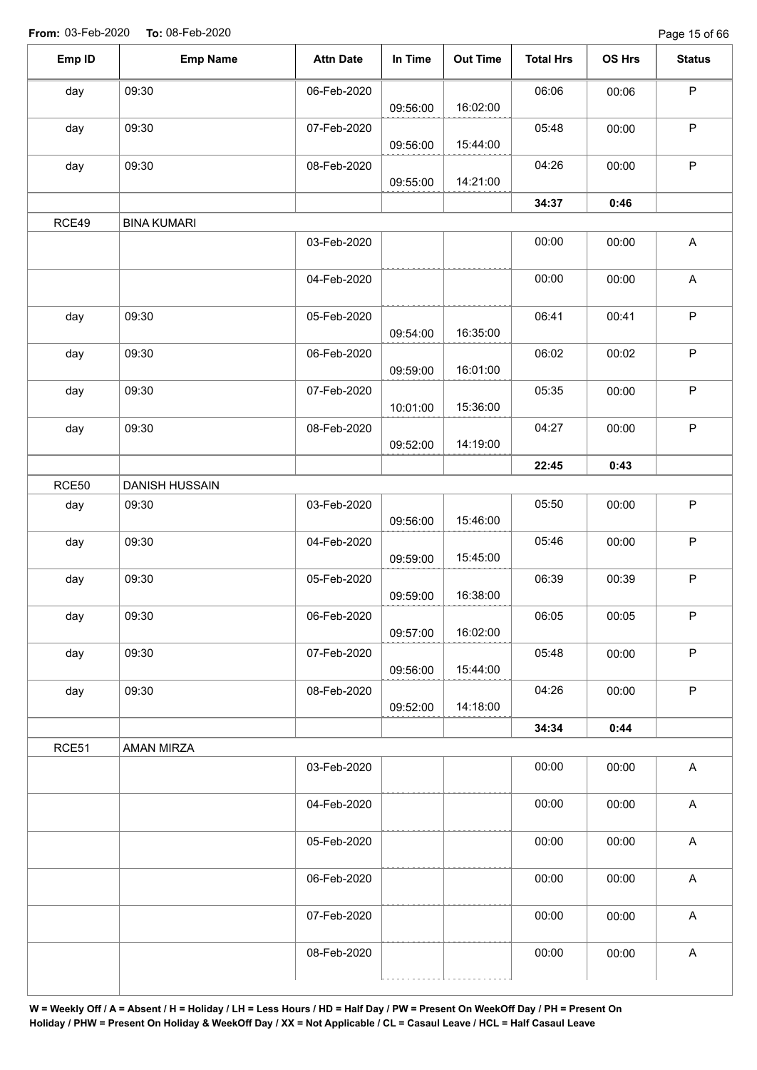**From:** 03-Feb-2020 **To:** 08-Feb-2020

| Emp ID | Emp Name | Attn Date | In Time | Out Time | Total Hrs | OS Hrs | Status |
|---|---|---|---|---|---|---|---|
| day | 09:30 | 06-Feb-2020 | 09:56:00 | 16:02:00 | 06:06 | 00:06 | P |
| day | 09:30 | 07-Feb-2020 | 09:56:00 | 15:44:00 | 05:48 | 00:00 | P |
| day | 09:30 | 08-Feb-2020 | 09:55:00 | 14:21:00 | 04:26 | 00:00 | P |
| | | | | | **34:37** | **0:46** | |
| RCE49 | BINA KUMARI | | | | | | |
| | | 03-Feb-2020 | | | 00:00 | 00:00 | A |
| | | 04-Feb-2020 | | | 00:00 | 00:00 | A |
| day | 09:30 | 05-Feb-2020 | 09:54:00 | 16:35:00 | 06:41 | 00:41 | P |
| day | 09:30 | 06-Feb-2020 | 09:59:00 | 16:01:00 | 06:02 | 00:02 | P |
| day | 09:30 | 07-Feb-2020 | 10:01:00 | 15:36:00 | 05:35 | 00:00 | P |
| day | 09:30 | 08-Feb-2020 | 09:52:00 | 14:19:00 | 04:27 | 00:00 | P |
| | | | | | **22:45** | **0:43** | |
| RCE50 | DANISH HUSSAIN | | | | | | |
| day | 09:30 | 03-Feb-2020 | 09:56:00 | 15:46:00 | 05:50 | 00:00 | P |
| day | 09:30 | 04-Feb-2020 | 09:59:00 | 15:45:00 | 05:46 | 00:00 | P |
| day | 09:30 | 05-Feb-2020 | 09:59:00 | 16:38:00 | 06:39 | 00:39 | P |
| day | 09:30 | 06-Feb-2020 | 09:57:00 | 16:02:00 | 06:05 | 00:05 | P |
| day | 09:30 | 07-Feb-2020 | 09:56:00 | 15:44:00 | 05:48 | 00:00 | P |
| day | 09:30 | 08-Feb-2020 | 09:52:00 | 14:18:00 | 04:26 | 00:00 | P |
| | | | | | **34:34** | **0:44** | |
| RCE51 | AMAN MIRZA | | | | | | |
| | | 03-Feb-2020 | | | 00:00 | 00:00 | A |
| | | 04-Feb-2020 | | | 00:00 | 00:00 | A |
| | | 05-Feb-2020 | | | 00:00 | 00:00 | A |
| | | 06-Feb-2020 | | | 00:00 | 00:00 | A |
| | | 07-Feb-2020 | | | 00:00 | 00:00 | A |
| | | 08-Feb-2020 | | | 00:00 | 00:00 | A |

**W = Weekly Off / A = Absent / H = Holiday / LH = Less Hours / HD = Half Day / PW = Present On WeekOff Day / PH = Present On Holiday / PHW = Present On Holiday & WeekOff Day / XX = Not Applicable / CL = Casaul Leave / HCL = Half Casaul Leave**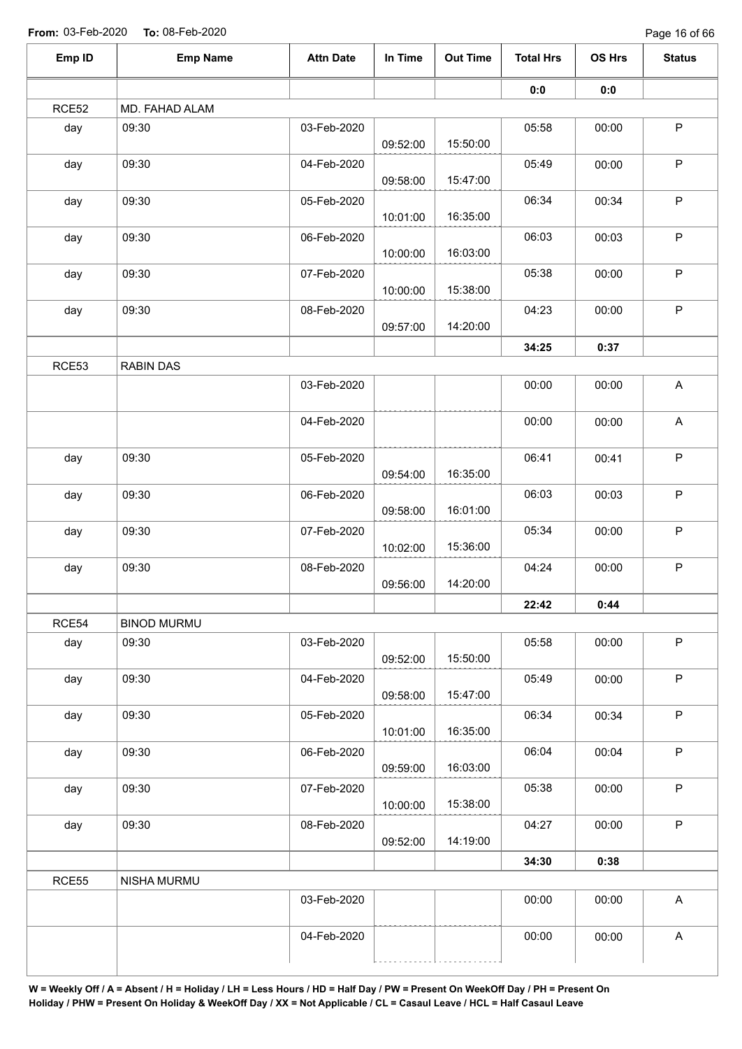**From:** 03-Feb-2020 **To:** 08-Feb-2020

| Emp ID | Emp Name | Attn Date | In Time | Out Time | Total Hrs | OS Hrs | Status |
|---|---|---|---|---|---|---|---|
| | | | | | **0:0** | **0:0** | |
| RCE52 | MD. FAHAD ALAM | | | | | | |
| day | 09:30 | 03-Feb-2020 | 09:52:00 | 15:50:00 | 05:58 | 00:00 | P |
| day | 09:30 | 04-Feb-2020 | 09:58:00 | 15:47:00 | 05:49 | 00:00 | P |
| day | 09:30 | 05-Feb-2020 | 10:01:00 | 16:35:00 | 06:34 | 00:34 | P |
| day | 09:30 | 06-Feb-2020 | 10:00:00 | 16:03:00 | 06:03 | 00:03 | P |
| day | 09:30 | 07-Feb-2020 | 10:00:00 | 15:38:00 | 05:38 | 00:00 | P |
| day | 09:30 | 08-Feb-2020 | 09:57:00 | 14:20:00 | 04:23 | 00:00 | P |
| | | | | | **34:25** | **0:37** | |
| RCE53 | RABIN DAS | | | | | | |
| | | 03-Feb-2020 | | | 00:00 | 00:00 | A |
| | | 04-Feb-2020 | | | 00:00 | 00:00 | A |
| day | 09:30 | 05-Feb-2020 | 09:54:00 | 16:35:00 | 06:41 | 00:41 | P |
| day | 09:30 | 06-Feb-2020 | 09:58:00 | 16:01:00 | 06:03 | 00:03 | P |
| day | 09:30 | 07-Feb-2020 | 10:02:00 | 15:36:00 | 05:34 | 00:00 | P |
| day | 09:30 | 08-Feb-2020 | 09:56:00 | 14:20:00 | 04:24 | 00:00 | P |
| | | | | | **22:42** | **0:44** | |
| RCE54 | BINOD MURMU | | | | | | |
| day | 09:30 | 03-Feb-2020 | 09:52:00 | 15:50:00 | 05:58 | 00:00 | P |
| day | 09:30 | 04-Feb-2020 | 09:58:00 | 15:47:00 | 05:49 | 00:00 | P |
| day | 09:30 | 05-Feb-2020 | 10:01:00 | 16:35:00 | 06:34 | 00:34 | P |
| day | 09:30 | 06-Feb-2020 | 09:59:00 | 16:03:00 | 06:04 | 00:04 | P |
| day | 09:30 | 07-Feb-2020 | 10:00:00 | 15:38:00 | 05:38 | 00:00 | P |
| day | 09:30 | 08-Feb-2020 | 09:52:00 | 14:19:00 | 04:27 | 00:00 | P |
| | | | | | **34:30** | **0:38** | |
| RCE55 | NISHA MURMU | | | | | | |
| | | 03-Feb-2020 | | | 00:00 | 00:00 | A |
| | | 04-Feb-2020 | | | 00:00 | 00:00 | A |

**W = Weekly Off / A = Absent / H = Holiday / LH = Less Hours / HD = Half Day / PW = Present On WeekOff Day / PH = Present On Holiday / PHW = Present On Holiday & WeekOff Day / XX = Not Applicable / CL = Casaul Leave / HCL = Half Casaul Leave**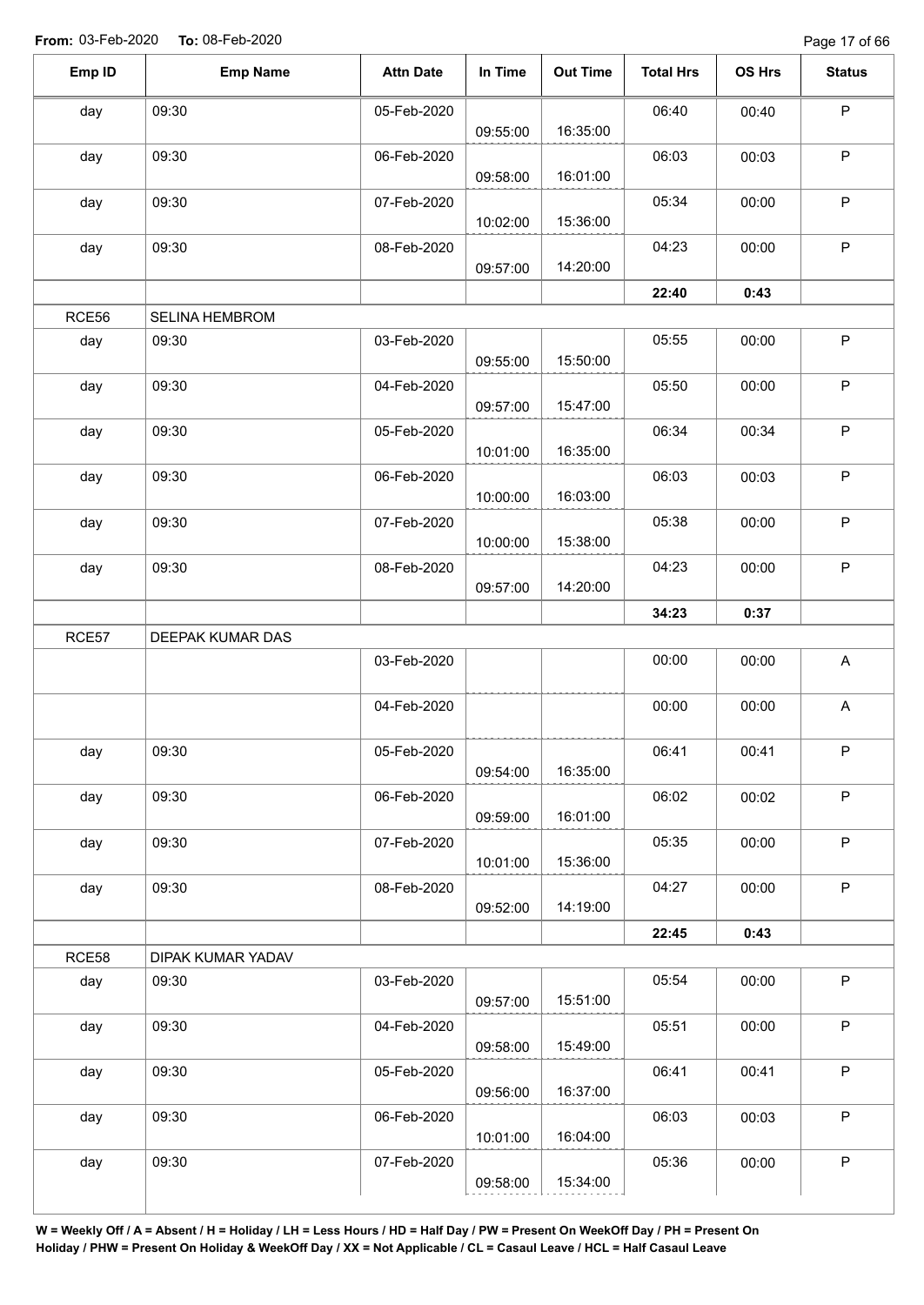**From:** 03-Feb-2020 **To:** 08-Feb-2020

| Emp ID | Emp Name | Attn Date | In Time | Out Time | Total Hrs | OS Hrs | Status |
|---|---|---|---|---|---|---|---|
| day | 09:30 | 05-Feb-2020 | 09:55:00 | 16:35:00 | 06:40 | 00:40 | P |
| day | 09:30 | 06-Feb-2020 | 09:58:00 | 16:01:00 | 06:03 | 00:03 | P |
| day | 09:30 | 07-Feb-2020 | 10:02:00 | 15:36:00 | 05:34 | 00:00 | P |
| day | 09:30 | 08-Feb-2020 | 09:57:00 | 14:20:00 | 04:23 | 00:00 | P |
| | | | | | **22:40** | **0:43** | |
| RCE56 | SELINA HEMBROM | | | | | | |
| day | 09:30 | 03-Feb-2020 | 09:55:00 | 15:50:00 | 05:55 | 00:00 | P |
| day | 09:30 | 04-Feb-2020 | 09:57:00 | 15:47:00 | 05:50 | 00:00 | P |
| day | 09:30 | 05-Feb-2020 | 10:01:00 | 16:35:00 | 06:34 | 00:34 | P |
| day | 09:30 | 06-Feb-2020 | 10:00:00 | 16:03:00 | 06:03 | 00:03 | P |
| day | 09:30 | 07-Feb-2020 | 10:00:00 | 15:38:00 | 05:38 | 00:00 | P |
| day | 09:30 | 08-Feb-2020 | 09:57:00 | 14:20:00 | 04:23 | 00:00 | P |
| | | | | | **34:23** | **0:37** | |
| RCE57 | DEEPAK KUMAR DAS | | | | | | |
| | | 03-Feb-2020 | | | 00:00 | 00:00 | A |
| | | 04-Feb-2020 | | | 00:00 | 00:00 | A |
| day | 09:30 | 05-Feb-2020 | 09:54:00 | 16:35:00 | 06:41 | 00:41 | P |
| day | 09:30 | 06-Feb-2020 | 09:59:00 | 16:01:00 | 06:02 | 00:02 | P |
| day | 09:30 | 07-Feb-2020 | 10:01:00 | 15:36:00 | 05:35 | 00:00 | P |
| day | 09:30 | 08-Feb-2020 | 09:52:00 | 14:19:00 | 04:27 | 00:00 | P |
| | | | | | **22:45** | **0:43** | |
| RCE58 | DIPAK KUMAR YADAV | | | | | | |
| day | 09:30 | 03-Feb-2020 | 09:57:00 | 15:51:00 | 05:54 | 00:00 | P |
| day | 09:30 | 04-Feb-2020 | 09:58:00 | 15:49:00 | 05:51 | 00:00 | P |
| day | 09:30 | 05-Feb-2020 | 09:56:00 | 16:37:00 | 06:41 | 00:41 | P |
| day | 09:30 | 06-Feb-2020 | 10:01:00 | 16:04:00 | 06:03 | 00:03 | P |
| day | 09:30 | 07-Feb-2020 | 09:58:00 | 15:34:00 | 05:36 | 00:00 | P |

**W = Weekly Off / A = Absent / H = Holiday / LH = Less Hours / HD = Half Day / PW = Present On WeekOff Day / PH = Present On Holiday / PHW = Present On Holiday & WeekOff Day / XX = Not Applicable / CL = Casaul Leave / HCL = Half Casaul Leave**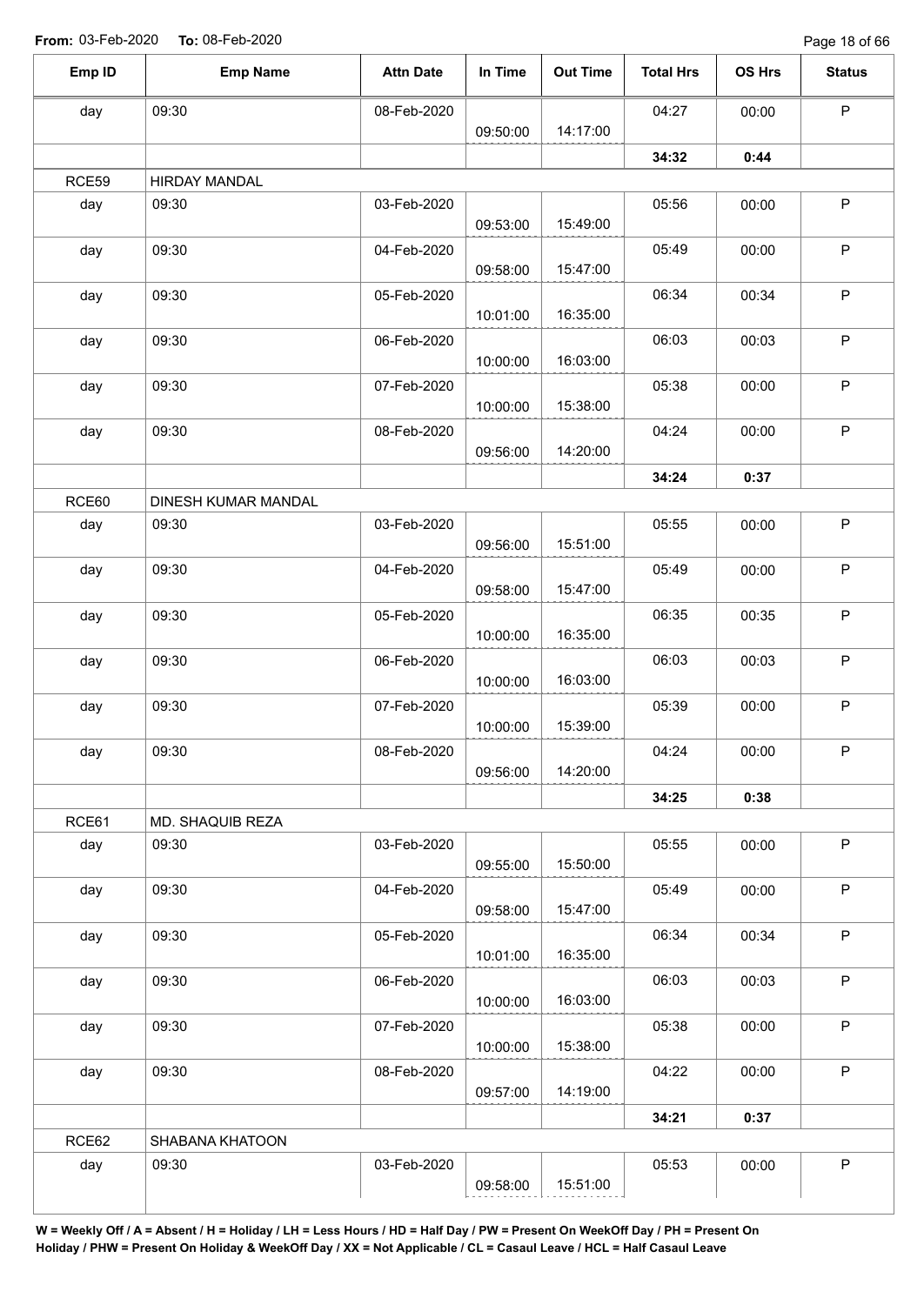**From:** 03-Feb-2020 **To:** 08-Feb-2020

| Emp ID | Emp Name | Attn Date | In Time | Out Time | Total Hrs | OS Hrs | Status |
|---|---|---|---|---|---|---|---|
| day | 09:30 | 08-Feb-2020 | 09:50:00 | 14:17:00 | 04:27 | 00:00 | P |
| | | | | | **34:32** | **0:44** | |
| RCE59 | HIRDAY MANDAL | | | | | | |
| day | 09:30 | 03-Feb-2020 | 09:53:00 | 15:49:00 | 05:56 | 00:00 | P |
| day | 09:30 | 04-Feb-2020 | 09:58:00 | 15:47:00 | 05:49 | 00:00 | P |
| day | 09:30 | 05-Feb-2020 | 10:01:00 | 16:35:00 | 06:34 | 00:34 | P |
| day | 09:30 | 06-Feb-2020 | 10:00:00 | 16:03:00 | 06:03 | 00:03 | P |
| day | 09:30 | 07-Feb-2020 | 10:00:00 | 15:38:00 | 05:38 | 00:00 | P |
| day | 09:30 | 08-Feb-2020 | 09:56:00 | 14:20:00 | 04:24 | 00:00 | P |
| | | | | | **34:24** | **0:37** | |
| RCE60 | DINESH KUMAR MANDAL | | | | | | |
| day | 09:30 | 03-Feb-2020 | 09:56:00 | 15:51:00 | 05:55 | 00:00 | P |
| day | 09:30 | 04-Feb-2020 | 09:58:00 | 15:47:00 | 05:49 | 00:00 | P |
| day | 09:30 | 05-Feb-2020 | 10:00:00 | 16:35:00 | 06:35 | 00:35 | P |
| day | 09:30 | 06-Feb-2020 | 10:00:00 | 16:03:00 | 06:03 | 00:03 | P |
| day | 09:30 | 07-Feb-2020 | 10:00:00 | 15:39:00 | 05:39 | 00:00 | P |
| day | 09:30 | 08-Feb-2020 | 09:56:00 | 14:20:00 | 04:24 | 00:00 | P |
| | | | | | **34:25** | **0:38** | |
| RCE61 | MD. SHAQUIB REZA | | | | | | |
| day | 09:30 | 03-Feb-2020 | 09:55:00 | 15:50:00 | 05:55 | 00:00 | P |
| day | 09:30 | 04-Feb-2020 | 09:58:00 | 15:47:00 | 05:49 | 00:00 | P |
| day | 09:30 | 05-Feb-2020 | 10:01:00 | 16:35:00 | 06:34 | 00:34 | P |
| day | 09:30 | 06-Feb-2020 | 10:00:00 | 16:03:00 | 06:03 | 00:03 | P |
| day | 09:30 | 07-Feb-2020 | 10:00:00 | 15:38:00 | 05:38 | 00:00 | P |
| day | 09:30 | 08-Feb-2020 | 09:57:00 | 14:19:00 | 04:22 | 00:00 | P |
| | | | | | **34:21** | **0:37** | |
| RCE62 | SHABANA KHATOON | | | | | | |
| day | 09:30 | 03-Feb-2020 | 09:58:00 | 15:51:00 | 05:53 | 00:00 | P |

**W = Weekly Off / A = Absent / H = Holiday / LH = Less Hours / HD = Half Day / PW = Present On WeekOff Day / PH = Present On Holiday / PHW = Present On Holiday & WeekOff Day / XX = Not Applicable / CL = Casaul Leave / HCL = Half Casaul Leave**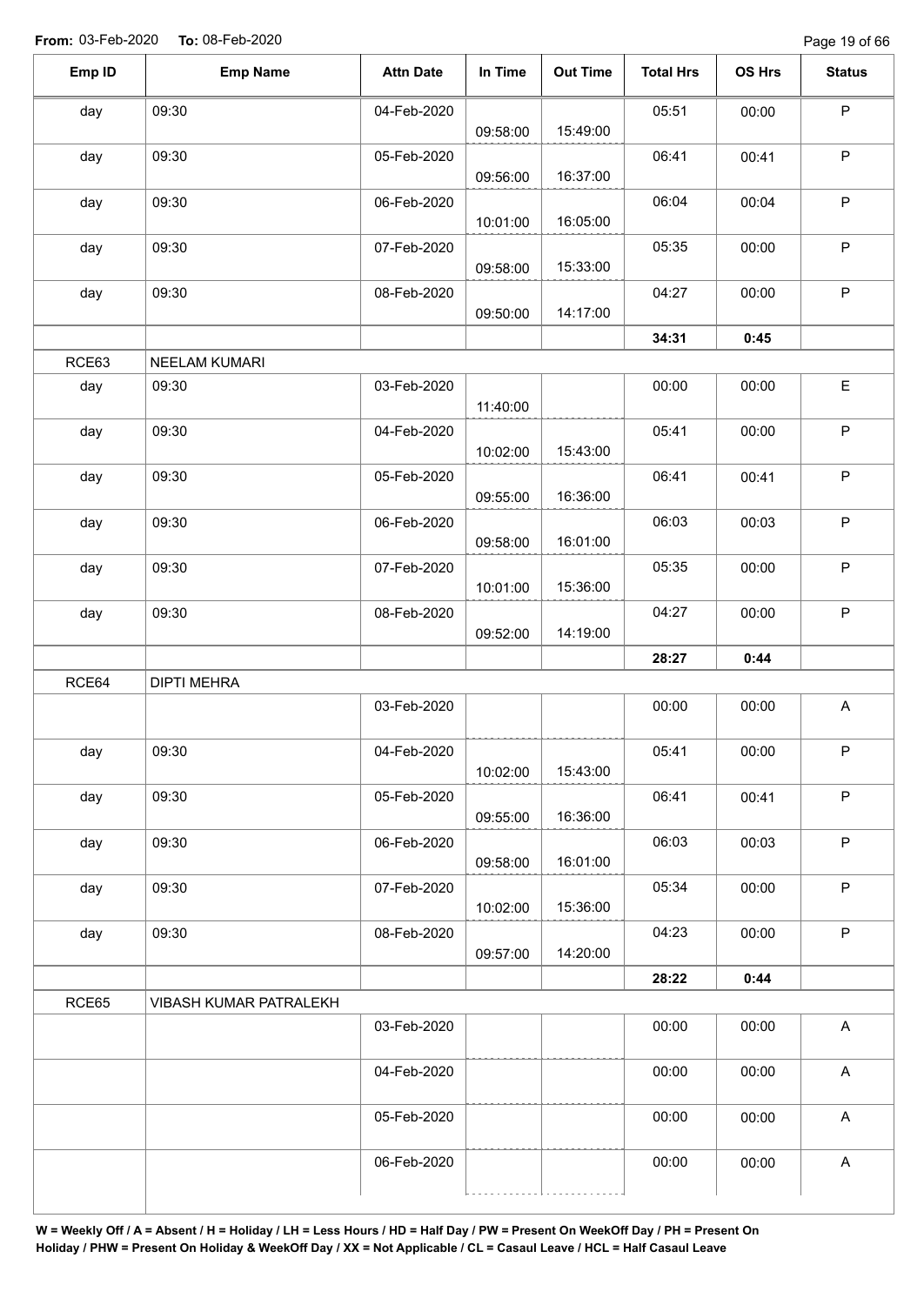**From:** 03-Feb-2020 **To:** 08-Feb-2020

| Emp ID | Emp Name | Attn Date | In Time | Out Time | Total Hrs | OS Hrs | Status |
|---|---|---|---|---|---|---|---|
| day | 09:30 | 04-Feb-2020 | 09:58:00 | 15:49:00 | 05:51 | 00:00 | P |
| day | 09:30 | 05-Feb-2020 | 09:56:00 | 16:37:00 | 06:41 | 00:41 | P |
| day | 09:30 | 06-Feb-2020 | 10:01:00 | 16:05:00 | 06:04 | 00:04 | P |
| day | 09:30 | 07-Feb-2020 | 09:58:00 | 15:33:00 | 05:35 | 00:00 | P |
| day | 09:30 | 08-Feb-2020 | 09:50:00 | 14:17:00 | 04:27 | 00:00 | P |
| | | | | | **34:31** | **0:45** | |
| RCE63 | NEELAM KUMARI | | | | | | |
| day | 09:30 | 03-Feb-2020 | 11:40:00 | | 00:00 | 00:00 | E |
| day | 09:30 | 04-Feb-2020 | 10:02:00 | 15:43:00 | 05:41 | 00:00 | P |
| day | 09:30 | 05-Feb-2020 | 09:55:00 | 16:36:00 | 06:41 | 00:41 | P |
| day | 09:30 | 06-Feb-2020 | 09:58:00 | 16:01:00 | 06:03 | 00:03 | P |
| day | 09:30 | 07-Feb-2020 | 10:01:00 | 15:36:00 | 05:35 | 00:00 | P |
| day | 09:30 | 08-Feb-2020 | 09:52:00 | 14:19:00 | 04:27 | 00:00 | P |
| | | | | | **28:27** | **0:44** | |
| RCE64 | DIPTI MEHRA | | | | | | |
| | | 03-Feb-2020 | | | 00:00 | 00:00 | A |
| day | 09:30 | 04-Feb-2020 | 10:02:00 | 15:43:00 | 05:41 | 00:00 | P |
| day | 09:30 | 05-Feb-2020 | 09:55:00 | 16:36:00 | 06:41 | 00:41 | P |
| day | 09:30 | 06-Feb-2020 | 09:58:00 | 16:01:00 | 06:03 | 00:03 | P |
| day | 09:30 | 07-Feb-2020 | 10:02:00 | 15:36:00 | 05:34 | 00:00 | P |
| day | 09:30 | 08-Feb-2020 | 09:57:00 | 14:20:00 | 04:23 | 00:00 | P |
| | | | | | **28:22** | **0:44** | |
| RCE65 | VIBASH KUMAR PATRALEKH | | | | | | |
| | | 03-Feb-2020 | | | 00:00 | 00:00 | A |
| | | 04-Feb-2020 | | | 00:00 | 00:00 | A |
| | | 05-Feb-2020 | | | 00:00 | 00:00 | A |
| | | 06-Feb-2020 | | | 00:00 | 00:00 | A |

**W = Weekly Off / A = Absent / H = Holiday / LH = Less Hours / HD = Half Day / PW = Present On WeekOff Day / PH = Present On Holiday / PHW = Present On Holiday & WeekOff Day / XX = Not Applicable / CL = Casaul Leave / HCL = Half Casaul Leave**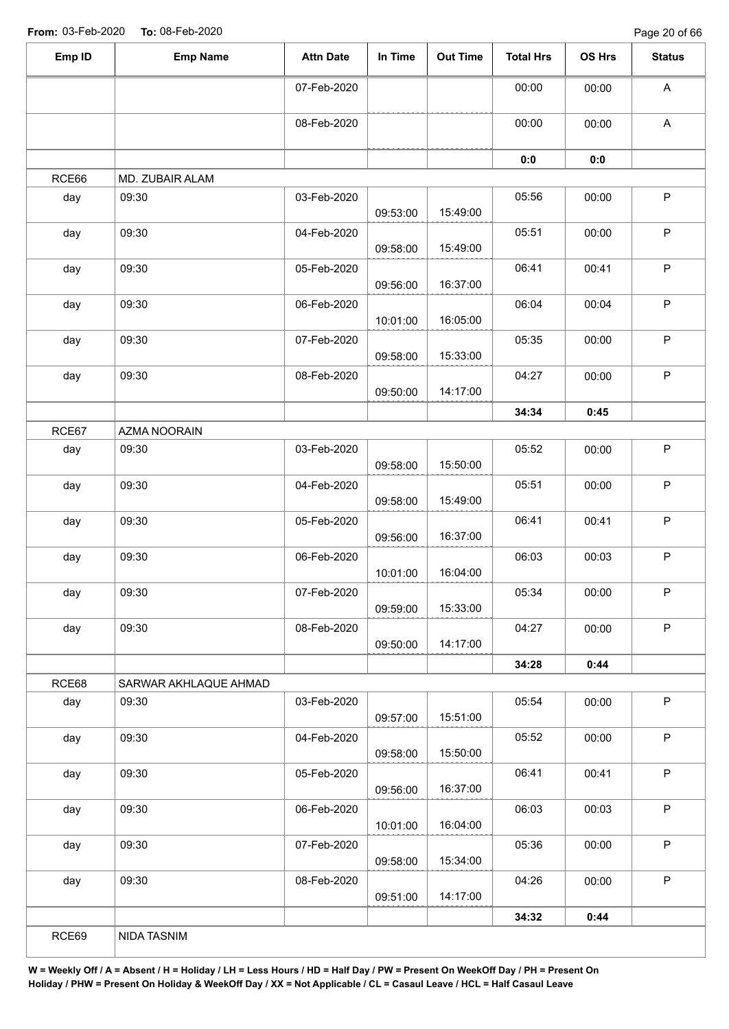**From:** 03-Feb-2020 **To:** 08-Feb-2020

| Emp ID | Emp Name | Attn Date | In Time | Out Time | Total Hrs | OS Hrs | Status |
|---|---|---|---|---|---|---|---|
| | | 07-Feb-2020 | | | 00:00 | 00:00 | A |
| | | 08-Feb-2020 | | | 00:00 | 00:00 | A |
| | | | | | **0:0** | **0:0** | |
| RCE66 | MD. ZUBAIR ALAM | | | | | | |
| day | 09:30 | 03-Feb-2020 | 09:53:00 | 15:49:00 | 05:56 | 00:00 | P |
| day | 09:30 | 04-Feb-2020 | 09:58:00 | 15:49:00 | 05:51 | 00:00 | P |
| day | 09:30 | 05-Feb-2020 | 09:56:00 | 16:37:00 | 06:41 | 00:41 | P |
| day | 09:30 | 06-Feb-2020 | 10:01:00 | 16:05:00 | 06:04 | 00:04 | P |
| day | 09:30 | 07-Feb-2020 | 09:58:00 | 15:33:00 | 05:35 | 00:00 | P |
| day | 09:30 | 08-Feb-2020 | 09:50:00 | 14:17:00 | 04:27 | 00:00 | P |
| | | | | | **34:34** | **0:45** | |
| RCE67 | AZMA NOORAIN | | | | | | |
| day | 09:30 | 03-Feb-2020 | 09:58:00 | 15:50:00 | 05:52 | 00:00 | P |
| day | 09:30 | 04-Feb-2020 | 09:58:00 | 15:49:00 | 05:51 | 00:00 | P |
| day | 09:30 | 05-Feb-2020 | 09:56:00 | 16:37:00 | 06:41 | 00:41 | P |
| day | 09:30 | 06-Feb-2020 | 10:01:00 | 16:04:00 | 06:03 | 00:03 | P |
| day | 09:30 | 07-Feb-2020 | 09:59:00 | 15:33:00 | 05:34 | 00:00 | P |
| day | 09:30 | 08-Feb-2020 | 09:50:00 | 14:17:00 | 04:27 | 00:00 | P |
| | | | | | **34:28** | **0:44** | |
| RCE68 | SARWAR AKHLAQUE AHMAD | | | | | | |
| day | 09:30 | 03-Feb-2020 | 09:57:00 | 15:51:00 | 05:54 | 00:00 | P |
| day | 09:30 | 04-Feb-2020 | 09:58:00 | 15:50:00 | 05:52 | 00:00 | P |
| day | 09:30 | 05-Feb-2020 | 09:56:00 | 16:37:00 | 06:41 | 00:41 | P |
| day | 09:30 | 06-Feb-2020 | 10:01:00 | 16:04:00 | 06:03 | 00:03 | P |
| day | 09:30 | 07-Feb-2020 | 09:58:00 | 15:34:00 | 05:36 | 00:00 | P |
| day | 09:30 | 08-Feb-2020 | 09:51:00 | 14:17:00 | 04:26 | 00:00 | P |
| | | | | | **34:32** | **0:44** | |
| RCE69 | NIDA TASNIM | | | | | | |

**W = Weekly Off / A = Absent / H = Holiday / LH = Less Hours / HD = Half Day / PW = Present On WeekOff Day / PH = Present On Holiday / PHW = Present On Holiday & WeekOff Day / XX = Not Applicable / CL = Casaul Leave / HCL = Half Casaul Leave**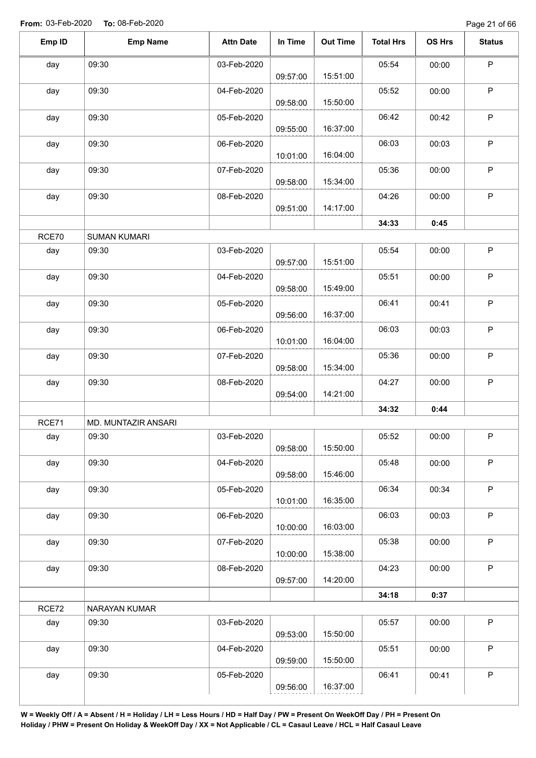**From:** 03-Feb-2020 **To:** 08-Feb-2020

| Emp ID | Emp Name | Attn Date | In Time | Out Time | Total Hrs | OS Hrs | Status |
|---|---|---|---|---|---|---|---|
| day | 09:30 | 03-Feb-2020 | 09:57:00 | 15:51:00 | 05:54 | 00:00 | P |
| day | 09:30 | 04-Feb-2020 | 09:58:00 | 15:50:00 | 05:52 | 00:00 | P |
| day | 09:30 | 05-Feb-2020 | 09:55:00 | 16:37:00 | 06:42 | 00:42 | P |
| day | 09:30 | 06-Feb-2020 | 10:01:00 | 16:04:00 | 06:03 | 00:03 | P |
| day | 09:30 | 07-Feb-2020 | 09:58:00 | 15:34:00 | 05:36 | 00:00 | P |
| day | 09:30 | 08-Feb-2020 | 09:51:00 | 14:17:00 | 04:26 | 00:00 | P |
| | | | | | **34:33** | **0:45** | |
| RCE70 | SUMAN KUMARI | | | | | | |
| day | 09:30 | 03-Feb-2020 | 09:57:00 | 15:51:00 | 05:54 | 00:00 | P |
| day | 09:30 | 04-Feb-2020 | 09:58:00 | 15:49:00 | 05:51 | 00:00 | P |
| day | 09:30 | 05-Feb-2020 | 09:56:00 | 16:37:00 | 06:41 | 00:41 | P |
| day | 09:30 | 06-Feb-2020 | 10:01:00 | 16:04:00 | 06:03 | 00:03 | P |
| day | 09:30 | 07-Feb-2020 | 09:58:00 | 15:34:00 | 05:36 | 00:00 | P |
| day | 09:30 | 08-Feb-2020 | 09:54:00 | 14:21:00 | 04:27 | 00:00 | P |
| | | | | | **34:32** | **0:44** | |
| RCE71 | MD. MUNTAZIR ANSARI | | | | | | |
| day | 09:30 | 03-Feb-2020 | 09:58:00 | 15:50:00 | 05:52 | 00:00 | P |
| day | 09:30 | 04-Feb-2020 | 09:58:00 | 15:46:00 | 05:48 | 00:00 | P |
| day | 09:30 | 05-Feb-2020 | 10:01:00 | 16:35:00 | 06:34 | 00:34 | P |
| day | 09:30 | 06-Feb-2020 | 10:00:00 | 16:03:00 | 06:03 | 00:03 | P |
| day | 09:30 | 07-Feb-2020 | 10:00:00 | 15:38:00 | 05:38 | 00:00 | P |
| day | 09:30 | 08-Feb-2020 | 09:57:00 | 14:20:00 | 04:23 | 00:00 | P |
| | | | | | **34:18** | **0:37** | |
| RCE72 | NARAYAN KUMAR | | | | | | |
| day | 09:30 | 03-Feb-2020 | 09:53:00 | 15:50:00 | 05:57 | 00:00 | P |
| day | 09:30 | 04-Feb-2020 | 09:59:00 | 15:50:00 | 05:51 | 00:00 | P |
| day | 09:30 | 05-Feb-2020 | 09:56:00 | 16:37:00 | 06:41 | 00:41 | P |

**W = Weekly Off / A = Absent / H = Holiday / LH = Less Hours / HD = Half Day / PW = Present On WeekOff Day / PH = Present On Holiday / PHW = Present On Holiday & WeekOff Day / XX = Not Applicable / CL = Casaul Leave / HCL = Half Casaul Leave**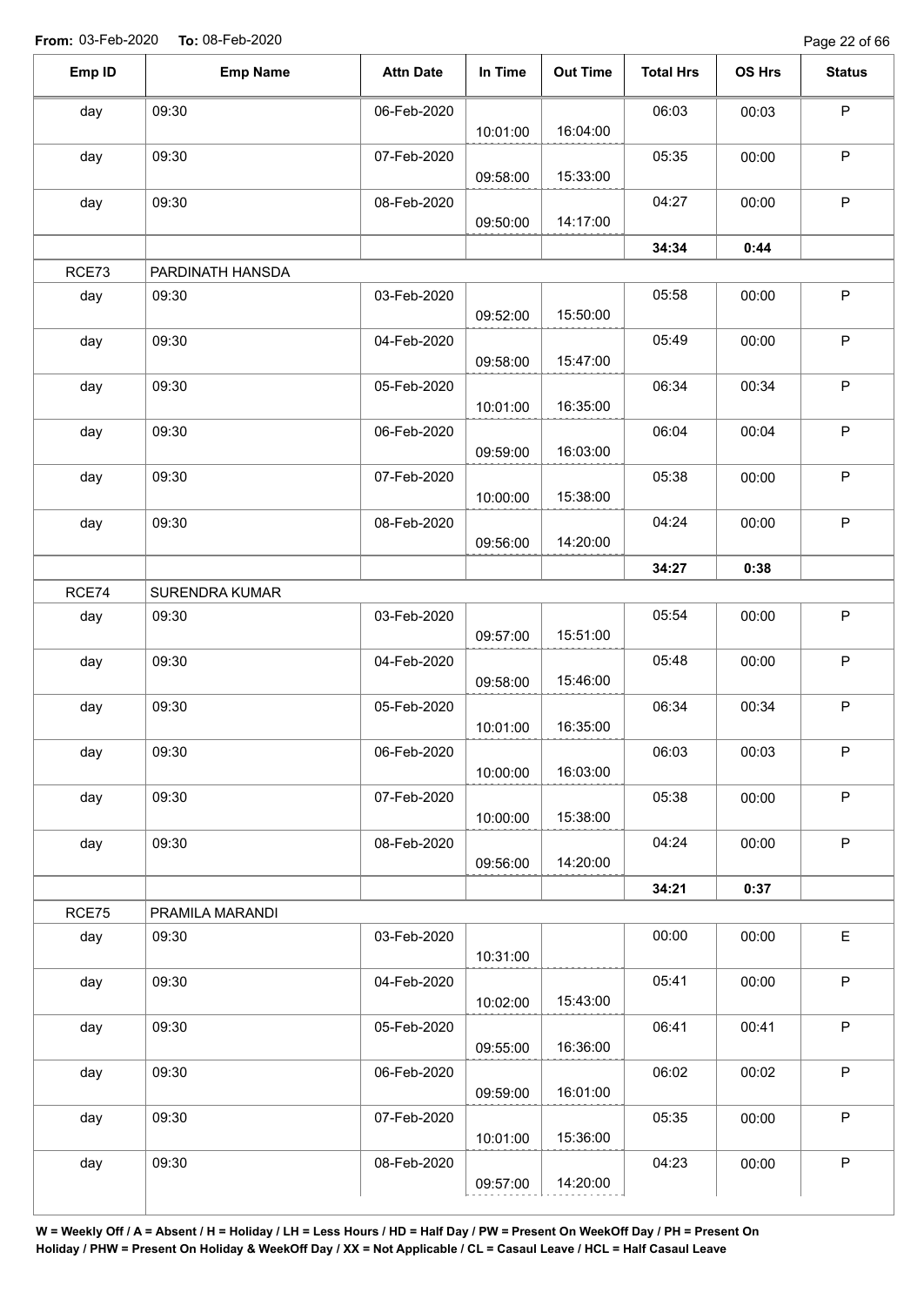From: 03-Feb-2020 To: 08-Feb-2020

| Emp ID | Emp Name | Attn Date | In Time | Out Time | Total Hrs | OS Hrs | Status |
|---|---|---|---|---|---|---|---|
| day | 09:30 | 06-Feb-2020 | 10:01:00 | 16:04:00 | 06:03 | 00:03 | P |
| day | 09:30 | 07-Feb-2020 | 09:58:00 | 15:33:00 | 05:35 | 00:00 | P |
| day | 09:30 | 08-Feb-2020 | 09:50:00 | 14:17:00 | 04:27 | 00:00 | P |
| | | | | | **34:34** | **0:44** | |
| RCE73 | PARDINATH HANSDA | | | | | | |
| day | 09:30 | 03-Feb-2020 | 09:52:00 | 15:50:00 | 05:58 | 00:00 | P |
| day | 09:30 | 04-Feb-2020 | 09:58:00 | 15:47:00 | 05:49 | 00:00 | P |
| day | 09:30 | 05-Feb-2020 | 10:01:00 | 16:35:00 | 06:34 | 00:34 | P |
| day | 09:30 | 06-Feb-2020 | 09:59:00 | 16:03:00 | 06:04 | 00:04 | P |
| day | 09:30 | 07-Feb-2020 | 10:00:00 | 15:38:00 | 05:38 | 00:00 | P |
| day | 09:30 | 08-Feb-2020 | 09:56:00 | 14:20:00 | 04:24 | 00:00 | P |
| | | | | | **34:27** | **0:38** | |
| RCE74 | SURENDRA KUMAR | | | | | | |
| day | 09:30 | 03-Feb-2020 | 09:57:00 | 15:51:00 | 05:54 | 00:00 | P |
| day | 09:30 | 04-Feb-2020 | 09:58:00 | 15:46:00 | 05:48 | 00:00 | P |
| day | 09:30 | 05-Feb-2020 | 10:01:00 | 16:35:00 | 06:34 | 00:34 | P |
| day | 09:30 | 06-Feb-2020 | 10:00:00 | 16:03:00 | 06:03 | 00:03 | P |
| day | 09:30 | 07-Feb-2020 | 10:00:00 | 15:38:00 | 05:38 | 00:00 | P |
| day | 09:30 | 08-Feb-2020 | 09:56:00 | 14:20:00 | 04:24 | 00:00 | P |
| | | | | | **34:21** | **0:37** | |
| RCE75 | PRAMILA MARANDI | | | | | | |
| day | 09:30 | 03-Feb-2020 | 10:31:00 | | 00:00 | 00:00 | E |
| day | 09:30 | 04-Feb-2020 | 10:02:00 | 15:43:00 | 05:41 | 00:00 | P |
| day | 09:30 | 05-Feb-2020 | 09:55:00 | 16:36:00 | 06:41 | 00:41 | P |
| day | 09:30 | 06-Feb-2020 | 09:59:00 | 16:01:00 | 06:02 | 00:02 | P |
| day | 09:30 | 07-Feb-2020 | 10:01:00 | 15:36:00 | 05:35 | 00:00 | P |
| day | 09:30 | 08-Feb-2020 | 09:57:00 | 14:20:00 | 04:23 | 00:00 | P |

**W = Weekly Off / A = Absent / H = Holiday / LH = Less Hours / HD = Half Day / PW = Present On WeekOff Day / PH = Present On Holiday / PHW = Present On Holiday & WeekOff Day / XX = Not Applicable / CL = Casaul Leave / HCL = Half Casaul Leave**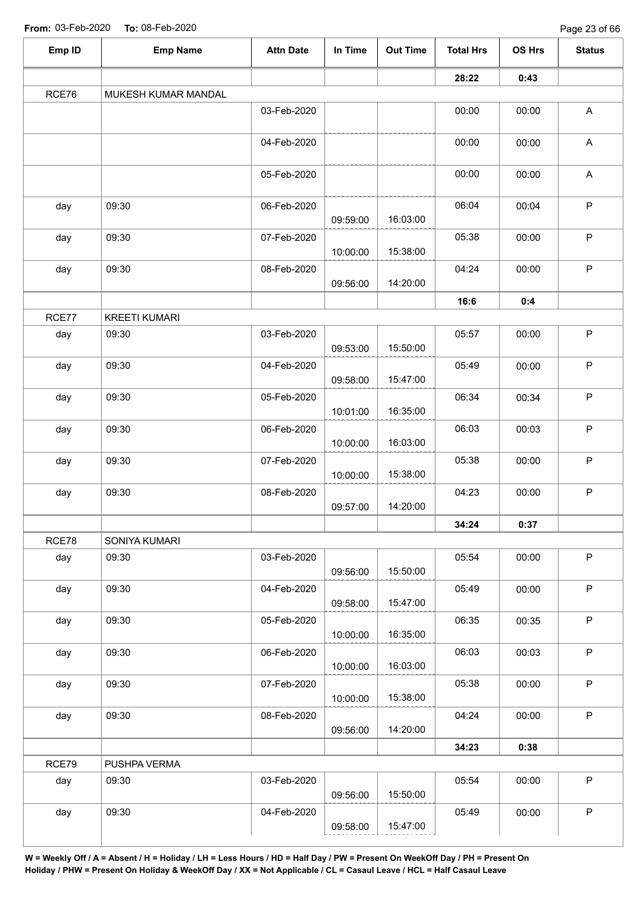**From:** 03-Feb-2020 **To:** 08-Feb-2020

| Emp ID | Emp Name | Attn Date | In Time | Out Time | Total Hrs | OS Hrs | Status |
|---|---|---|---|---|---|---|---|
| | | | | | 28:22 | 0:43 | |
| RCE76 | MUKESH KUMAR MANDAL | | | | | | |
| | | 03-Feb-2020 | | | 00:00 | 00:00 | A |
| | | 04-Feb-2020 | | | 00:00 | 00:00 | A |
| | | 05-Feb-2020 | | | 00:00 | 00:00 | A |
| day | 09:30 | 06-Feb-2020 | 09:59:00 | 16:03:00 | 06:04 | 00:04 | P |
| day | 09:30 | 07-Feb-2020 | 10:00:00 | 15:38:00 | 05:38 | 00:00 | P |
| day | 09:30 | 08-Feb-2020 | 09:56:00 | 14:20:00 | 04:24 | 00:00 | P |
| | | | | | 16:6 | 0:4 | |
| RCE77 | KREETI KUMARI | | | | | | |
| day | 09:30 | 03-Feb-2020 | 09:53:00 | 15:50:00 | 05:57 | 00:00 | P |
| day | 09:30 | 04-Feb-2020 | 09:58:00 | 15:47:00 | 05:49 | 00:00 | P |
| day | 09:30 | 05-Feb-2020 | 10:01:00 | 16:35:00 | 06:34 | 00:34 | P |
| day | 09:30 | 06-Feb-2020 | 10:00:00 | 16:03:00 | 06:03 | 00:03 | P |
| day | 09:30 | 07-Feb-2020 | 10:00:00 | 15:38:00 | 05:38 | 00:00 | P |
| day | 09:30 | 08-Feb-2020 | 09:57:00 | 14:20:00 | 04:23 | 00:00 | P |
| | | | | | 34:24 | 0:37 | |
| RCE78 | SONIYA KUMARI | | | | | | |
| day | 09:30 | 03-Feb-2020 | 09:56:00 | 15:50:00 | 05:54 | 00:00 | P |
| day | 09:30 | 04-Feb-2020 | 09:58:00 | 15:47:00 | 05:49 | 00:00 | P |
| day | 09:30 | 05-Feb-2020 | 10:00:00 | 16:35:00 | 06:35 | 00:35 | P |
| day | 09:30 | 06-Feb-2020 | 10:00:00 | 16:03:00 | 06:03 | 00:03 | P |
| day | 09:30 | 07-Feb-2020 | 10:00:00 | 15:38:00 | 05:38 | 00:00 | P |
| day | 09:30 | 08-Feb-2020 | 09:56:00 | 14:20:00 | 04:24 | 00:00 | P |
| | | | | | 34:23 | 0:38 | |
| RCE79 | PUSHPA VERMA | | | | | | |
| day | 09:30 | 03-Feb-2020 | 09:56:00 | 15:50:00 | 05:54 | 00:00 | P |
| day | 09:30 | 04-Feb-2020 | 09:58:00 | 15:47:00 | 05:49 | 00:00 | P |

**W = Weekly Off / A = Absent / H = Holiday / LH = Less Hours / HD = Half Day / PW = Present On WeekOff Day / PH = Present On Holiday / PHW = Present On Holiday & WeekOff Day / XX = Not Applicable / CL = Casaul Leave / HCL = Half Casaul Leave**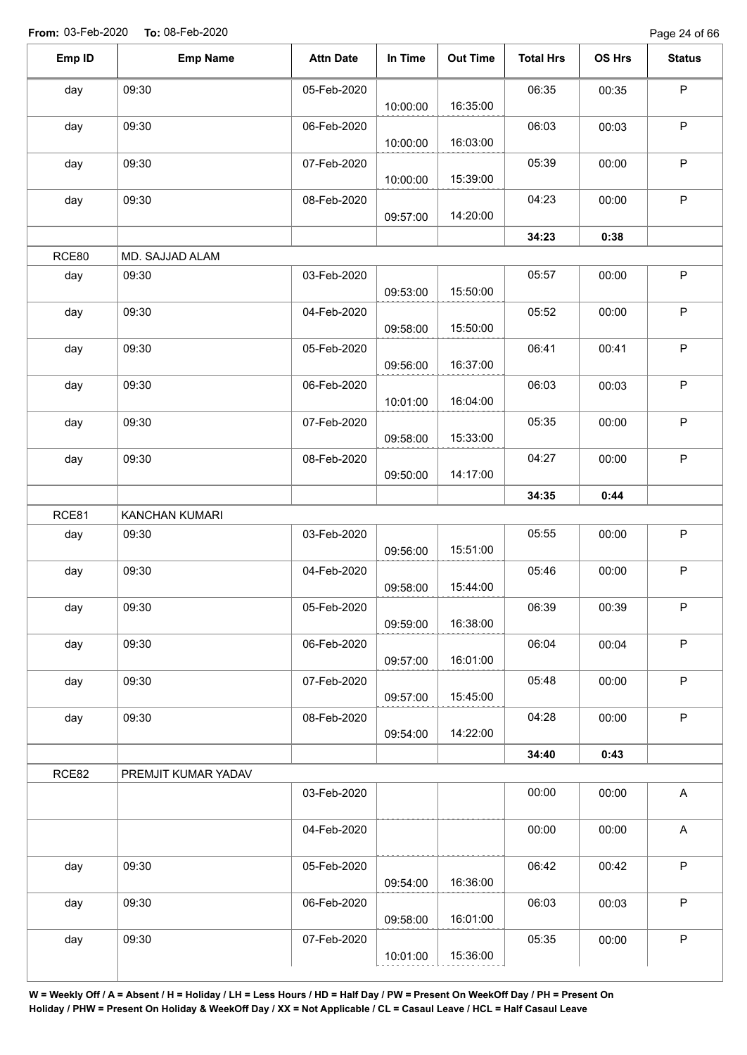**From:** 03-Feb-2020 **To:** 08-Feb-2020

| Emp ID | Emp Name | Attn Date | In Time | Out Time | Total Hrs | OS Hrs | Status |
|---|---|---|---|---|---|---|---|
| day | 09:30 | 05-Feb-2020 | 10:00:00 | 16:35:00 | 06:35 | 00:35 | P |
| day | 09:30 | 06-Feb-2020 | 10:00:00 | 16:03:00 | 06:03 | 00:03 | P |
| day | 09:30 | 07-Feb-2020 | 10:00:00 | 15:39:00 | 05:39 | 00:00 | P |
| day | 09:30 | 08-Feb-2020 | 09:57:00 | 14:20:00 | 04:23 | 00:00 | P |
| | | | | | **34:23** | **0:38** | |
| RCE80 | MD. SAJJAD ALAM | | | | | | |
| day | 09:30 | 03-Feb-2020 | 09:53:00 | 15:50:00 | 05:57 | 00:00 | P |
| day | 09:30 | 04-Feb-2020 | 09:58:00 | 15:50:00 | 05:52 | 00:00 | P |
| day | 09:30 | 05-Feb-2020 | 09:56:00 | 16:37:00 | 06:41 | 00:41 | P |
| day | 09:30 | 06-Feb-2020 | 10:01:00 | 16:04:00 | 06:03 | 00:03 | P |
| day | 09:30 | 07-Feb-2020 | 09:58:00 | 15:33:00 | 05:35 | 00:00 | P |
| day | 09:30 | 08-Feb-2020 | 09:50:00 | 14:17:00 | 04:27 | 00:00 | P |
| | | | | | **34:35** | **0:44** | |
| RCE81 | KANCHAN KUMARI | | | | | | |
| day | 09:30 | 03-Feb-2020 | 09:56:00 | 15:51:00 | 05:55 | 00:00 | P |
| day | 09:30 | 04-Feb-2020 | 09:58:00 | 15:44:00 | 05:46 | 00:00 | P |
| day | 09:30 | 05-Feb-2020 | 09:59:00 | 16:38:00 | 06:39 | 00:39 | P |
| day | 09:30 | 06-Feb-2020 | 09:57:00 | 16:01:00 | 06:04 | 00:04 | P |
| day | 09:30 | 07-Feb-2020 | 09:57:00 | 15:45:00 | 05:48 | 00:00 | P |
| day | 09:30 | 08-Feb-2020 | 09:54:00 | 14:22:00 | 04:28 | 00:00 | P |
| | | | | | **34:40** | **0:43** | |
| RCE82 | PREMJIT KUMAR YADAV | | | | | | |
| | | 03-Feb-2020 | | | 00:00 | 00:00 | A |
| | | 04-Feb-2020 | | | 00:00 | 00:00 | A |
| day | 09:30 | 05-Feb-2020 | 09:54:00 | 16:36:00 | 06:42 | 00:42 | P |
| day | 09:30 | 06-Feb-2020 | 09:58:00 | 16:01:00 | 06:03 | 00:03 | P |
| day | 09:30 | 07-Feb-2020 | 10:01:00 | 15:36:00 | 05:35 | 00:00 | P |

**W = Weekly Off / A = Absent / H = Holiday / LH = Less Hours / HD = Half Day / PW = Present On WeekOff Day / PH = Present On Holiday / PHW = Present On Holiday & WeekOff Day / XX = Not Applicable / CL = Casaul Leave / HCL = Half Casaul Leave**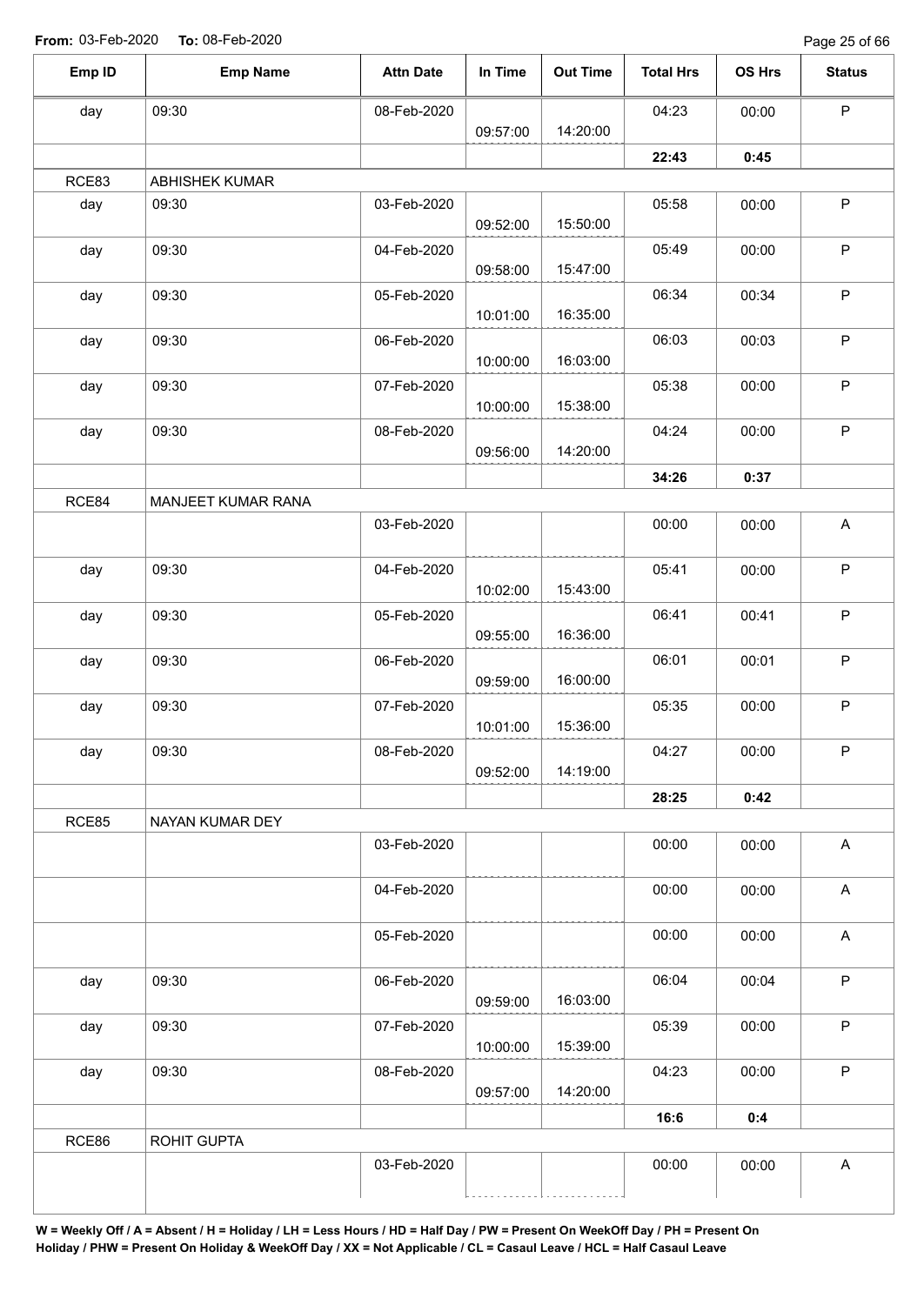From: 03-Feb-2020 To: 08-Feb-2020

| Emp ID | Emp Name | Attn Date | In Time | Out Time | Total Hrs | OS Hrs | Status |
|---|---|---|---|---|---|---|---|
| day | 09:30 | 08-Feb-2020 | 09:57:00 | 14:20:00 | 04:23 | 00:00 | P |
| | | | | | **22:43** | **0:45** | |
| RCE83 | ABHISHEK KUMAR | | | | | | |
| day | 09:30 | 03-Feb-2020 | 09:52:00 | 15:50:00 | 05:58 | 00:00 | P |
| day | 09:30 | 04-Feb-2020 | 09:58:00 | 15:47:00 | 05:49 | 00:00 | P |
| day | 09:30 | 05-Feb-2020 | 10:01:00 | 16:35:00 | 06:34 | 00:34 | P |
| day | 09:30 | 06-Feb-2020 | 10:00:00 | 16:03:00 | 06:03 | 00:03 | P |
| day | 09:30 | 07-Feb-2020 | 10:00:00 | 15:38:00 | 05:38 | 00:00 | P |
| day | 09:30 | 08-Feb-2020 | 09:56:00 | 14:20:00 | 04:24 | 00:00 | P |
| | | | | | **34:26** | **0:37** | |
| RCE84 | MANJEET KUMAR RANA | | | | | | |
| | | 03-Feb-2020 | | | 00:00 | 00:00 | A |
| day | 09:30 | 04-Feb-2020 | 10:02:00 | 15:43:00 | 05:41 | 00:00 | P |
| day | 09:30 | 05-Feb-2020 | 09:55:00 | 16:36:00 | 06:41 | 00:41 | P |
| day | 09:30 | 06-Feb-2020 | 09:59:00 | 16:00:00 | 06:01 | 00:01 | P |
| day | 09:30 | 07-Feb-2020 | 10:01:00 | 15:36:00 | 05:35 | 00:00 | P |
| day | 09:30 | 08-Feb-2020 | 09:52:00 | 14:19:00 | 04:27 | 00:00 | P |
| | | | | | **28:25** | **0:42** | |
| RCE85 | NAYAN KUMAR DEY | | | | | | |
| | | 03-Feb-2020 | | | 00:00 | 00:00 | A |
| | | 04-Feb-2020 | | | 00:00 | 00:00 | A |
| | | 05-Feb-2020 | | | 00:00 | 00:00 | A |
| day | 09:30 | 06-Feb-2020 | 09:59:00 | 16:03:00 | 06:04 | 00:04 | P |
| day | 09:30 | 07-Feb-2020 | 10:00:00 | 15:39:00 | 05:39 | 00:00 | P |
| day | 09:30 | 08-Feb-2020 | 09:57:00 | 14:20:00 | 04:23 | 00:00 | P |
| | | | | | **16:6** | **0:4** | |
| RCE86 | ROHIT GUPTA | | | | | | |
| | | 03-Feb-2020 | | | 00:00 | 00:00 | A |

**W = Weekly Off / A = Absent / H = Holiday / LH = Less Hours / HD = Half Day / PW = Present On WeekOff Day / PH = Present On Holiday / PHW = Present On Holiday & WeekOff Day / XX = Not Applicable / CL = Casaul Leave / HCL = Half Casaul Leave**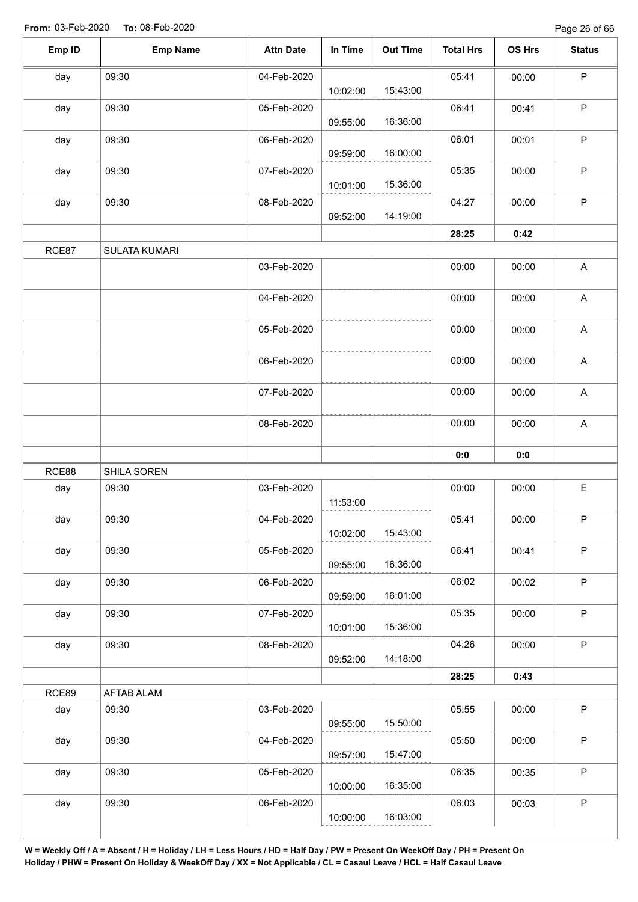**From:** 03-Feb-2020 **To:** 08-Feb-2020

| Emp ID | Emp Name | Attn Date | In Time | Out Time | Total Hrs | OS Hrs | Status |
|---|---|---|---|---|---|---|---|
| day | 09:30 | 04-Feb-2020 | 10:02:00 | 15:43:00 | 05:41 | 00:00 | P |
| day | 09:30 | 05-Feb-2020 | 09:55:00 | 16:36:00 | 06:41 | 00:41 | P |
| day | 09:30 | 06-Feb-2020 | 09:59:00 | 16:00:00 | 06:01 | 00:01 | P |
| day | 09:30 | 07-Feb-2020 | 10:01:00 | 15:36:00 | 05:35 | 00:00 | P |
| day | 09:30 | 08-Feb-2020 | 09:52:00 | 14:19:00 | 04:27 | 00:00 | P |
| | | | | | **28:25** | **0:42** | |
| RCE87 | SULATA KUMARI | | | | | | |
| | | 03-Feb-2020 | | | 00:00 | 00:00 | A |
| | | 04-Feb-2020 | | | 00:00 | 00:00 | A |
| | | 05-Feb-2020 | | | 00:00 | 00:00 | A |
| | | 06-Feb-2020 | | | 00:00 | 00:00 | A |
| | | 07-Feb-2020 | | | 00:00 | 00:00 | A |
| | | 08-Feb-2020 | | | 00:00 | 00:00 | A |
| | | | | | **0:0** | **0:0** | |
| RCE88 | SHILA SOREN | | | | | | |
| day | 09:30 | 03-Feb-2020 | 11:53:00 | | 00:00 | 00:00 | E |
| day | 09:30 | 04-Feb-2020 | 10:02:00 | 15:43:00 | 05:41 | 00:00 | P |
| day | 09:30 | 05-Feb-2020 | 09:55:00 | 16:36:00 | 06:41 | 00:41 | P |
| day | 09:30 | 06-Feb-2020 | 09:59:00 | 16:01:00 | 06:02 | 00:02 | P |
| day | 09:30 | 07-Feb-2020 | 10:01:00 | 15:36:00 | 05:35 | 00:00 | P |
| day | 09:30 | 08-Feb-2020 | 09:52:00 | 14:18:00 | 04:26 | 00:00 | P |
| | | | | | **28:25** | **0:43** | |
| RCE89 | AFTAB ALAM | | | | | | |
| day | 09:30 | 03-Feb-2020 | 09:55:00 | 15:50:00 | 05:55 | 00:00 | P |
| day | 09:30 | 04-Feb-2020 | 09:57:00 | 15:47:00 | 05:50 | 00:00 | P |
| day | 09:30 | 05-Feb-2020 | 10:00:00 | 16:35:00 | 06:35 | 00:35 | P |
| day | 09:30 | 06-Feb-2020 | 10:00:00 | 16:03:00 | 06:03 | 00:03 | P |

**W = Weekly Off / A = Absent / H = Holiday / LH = Less Hours / HD = Half Day / PW = Present On WeekOff Day / PH = Present On Holiday / PHW = Present On Holiday & WeekOff Day / XX = Not Applicable / CL = Casaul Leave / HCL = Half Casaul Leave**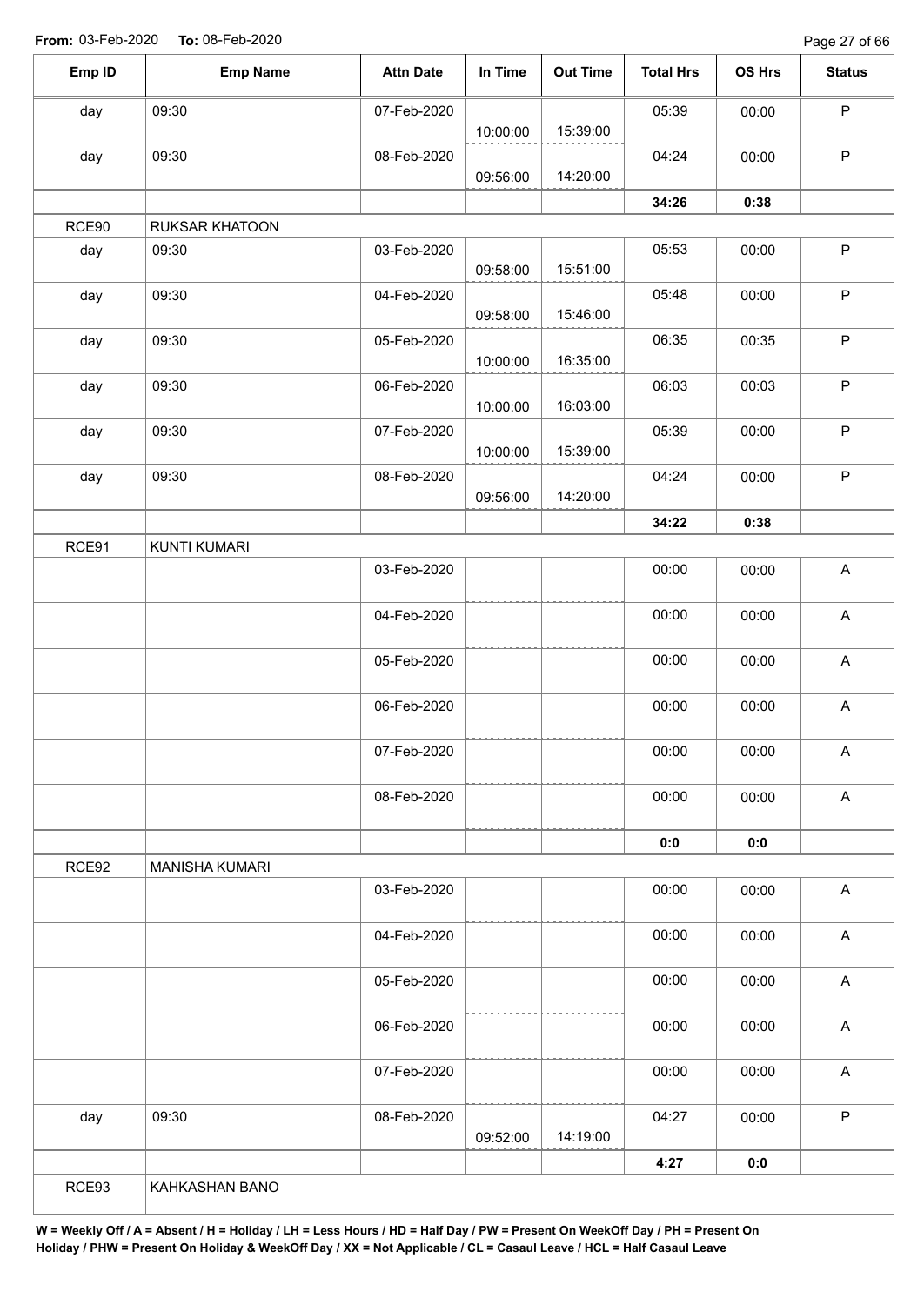**From:** 03-Feb-2020 **To:** 08-Feb-2020

| Emp ID | Emp Name | Attn Date | In Time | Out Time | Total Hrs | OS Hrs | Status |
|---|---|---|---|---|---|---|---|
| day | 09:30 | 07-Feb-2020 | 10:00:00 | 15:39:00 | 05:39 | 00:00 | P |
| day | 09:30 | 08-Feb-2020 | 09:56:00 | 14:20:00 | 04:24 | 00:00 | P |
| | | | | | **34:26** | **0:38** | |
| RCE90 | RUKSAR KHATOON | | | | | | |
| day | 09:30 | 03-Feb-2020 | 09:58:00 | 15:51:00 | 05:53 | 00:00 | P |
| day | 09:30 | 04-Feb-2020 | 09:58:00 | 15:46:00 | 05:48 | 00:00 | P |
| day | 09:30 | 05-Feb-2020 | 10:00:00 | 16:35:00 | 06:35 | 00:35 | P |
| day | 09:30 | 06-Feb-2020 | 10:00:00 | 16:03:00 | 06:03 | 00:03 | P |
| day | 09:30 | 07-Feb-2020 | 10:00:00 | 15:39:00 | 05:39 | 00:00 | P |
| day | 09:30 | 08-Feb-2020 | 09:56:00 | 14:20:00 | 04:24 | 00:00 | P |
| | | | | | **34:22** | **0:38** | |
| RCE91 | KUNTI KUMARI | | | | | | |
| | | 03-Feb-2020 | | | 00:00 | 00:00 | A |
| | | 04-Feb-2020 | | | 00:00 | 00:00 | A |
| | | 05-Feb-2020 | | | 00:00 | 00:00 | A |
| | | 06-Feb-2020 | | | 00:00 | 00:00 | A |
| | | 07-Feb-2020 | | | 00:00 | 00:00 | A |
| | | 08-Feb-2020 | | | 00:00 | 00:00 | A |
| | | | | | **0:0** | **0:0** | |
| RCE92 | MANISHA KUMARI | | | | | | |
| | | 03-Feb-2020 | | | 00:00 | 00:00 | A |
| | | 04-Feb-2020 | | | 00:00 | 00:00 | A |
| | | 05-Feb-2020 | | | 00:00 | 00:00 | A |
| | | 06-Feb-2020 | | | 00:00 | 00:00 | A |
| | | 07-Feb-2020 | | | 00:00 | 00:00 | A |
| day | 09:30 | 08-Feb-2020 | 09:52:00 | 14:19:00 | 04:27 | 00:00 | P |
| | | | | | **4:27** | **0:0** | |
| RCE93 | KAHKASHAN BANO | | | | | | |

**W = Weekly Off / A = Absent / H = Holiday / LH = Less Hours / HD = Half Day / PW = Present On WeekOff Day / PH = Present On Holiday / PHW = Present On Holiday & WeekOff Day / XX = Not Applicable / CL = Casaul Leave / HCL = Half Casaul Leave**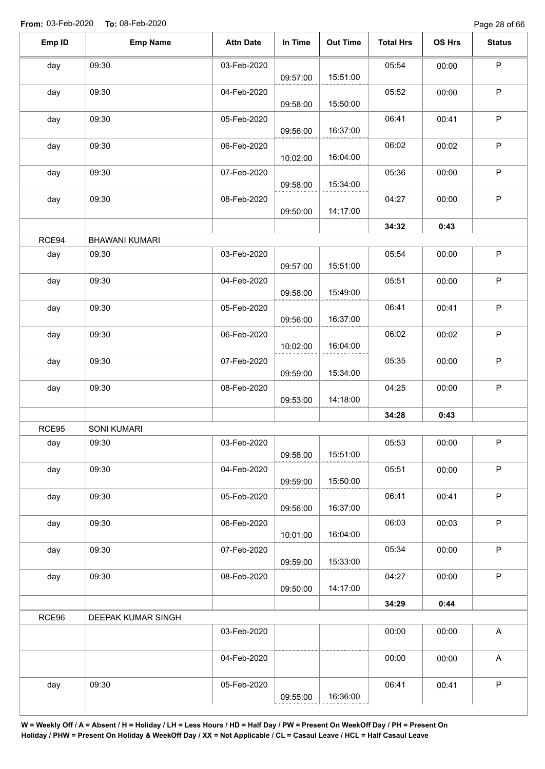**From:** 03-Feb-2020 **To:** 08-Feb-2020

| Emp ID | Emp Name | Attn Date | In Time | Out Time | Total Hrs | OS Hrs | Status |
|---|---|---|---|---|---|---|---|
| day | 09:30 | 03-Feb-2020 | 09:57:00 | 15:51:00 | 05:54 | 00:00 | P |
| day | 09:30 | 04-Feb-2020 | 09:58:00 | 15:50:00 | 05:52 | 00:00 | P |
| day | 09:30 | 05-Feb-2020 | 09:56:00 | 16:37:00 | 06:41 | 00:41 | P |
| day | 09:30 | 06-Feb-2020 | 10:02:00 | 16:04:00 | 06:02 | 00:02 | P |
| day | 09:30 | 07-Feb-2020 | 09:58:00 | 15:34:00 | 05:36 | 00:00 | P |
| day | 09:30 | 08-Feb-2020 | 09:50:00 | 14:17:00 | 04:27 | 00:00 | P |
| | | | | | **34:32** | **0:43** | |
| RCE94 | BHAWANI KUMARI | | | | | | |
| day | 09:30 | 03-Feb-2020 | 09:57:00 | 15:51:00 | 05:54 | 00:00 | P |
| day | 09:30 | 04-Feb-2020 | 09:58:00 | 15:49:00 | 05:51 | 00:00 | P |
| day | 09:30 | 05-Feb-2020 | 09:56:00 | 16:37:00 | 06:41 | 00:41 | P |
| day | 09:30 | 06-Feb-2020 | 10:02:00 | 16:04:00 | 06:02 | 00:02 | P |
| day | 09:30 | 07-Feb-2020 | 09:59:00 | 15:34:00 | 05:35 | 00:00 | P |
| day | 09:30 | 08-Feb-2020 | 09:53:00 | 14:18:00 | 04:25 | 00:00 | P |
| | | | | | **34:28** | **0:43** | |
| RCE95 | SONI KUMARI | | | | | | |
| day | 09:30 | 03-Feb-2020 | 09:58:00 | 15:51:00 | 05:53 | 00:00 | P |
| day | 09:30 | 04-Feb-2020 | 09:59:00 | 15:50:00 | 05:51 | 00:00 | P |
| day | 09:30 | 05-Feb-2020 | 09:56:00 | 16:37:00 | 06:41 | 00:41 | P |
| day | 09:30 | 06-Feb-2020 | 10:01:00 | 16:04:00 | 06:03 | 00:03 | P |
| day | 09:30 | 07-Feb-2020 | 09:59:00 | 15:33:00 | 05:34 | 00:00 | P |
| day | 09:30 | 08-Feb-2020 | 09:50:00 | 14:17:00 | 04:27 | 00:00 | P |
| | | | | | **34:29** | **0:44** | |
| RCE96 | DEEPAK KUMAR SINGH | | | | | | |
| | | 03-Feb-2020 | | | 00:00 | 00:00 | A |
| | | 04-Feb-2020 | | | 00:00 | 00:00 | A |
| day | 09:30 | 05-Feb-2020 | 09:55:00 | 16:36:00 | 06:41 | 00:41 | P |

**W = Weekly Off / A = Absent / H = Holiday / LH = Less Hours / HD = Half Day / PW = Present On WeekOff Day / PH = Present On Holiday / PHW = Present On Holiday & WeekOff Day / XX = Not Applicable / CL = Casaul Leave / HCL = Half Casaul Leave**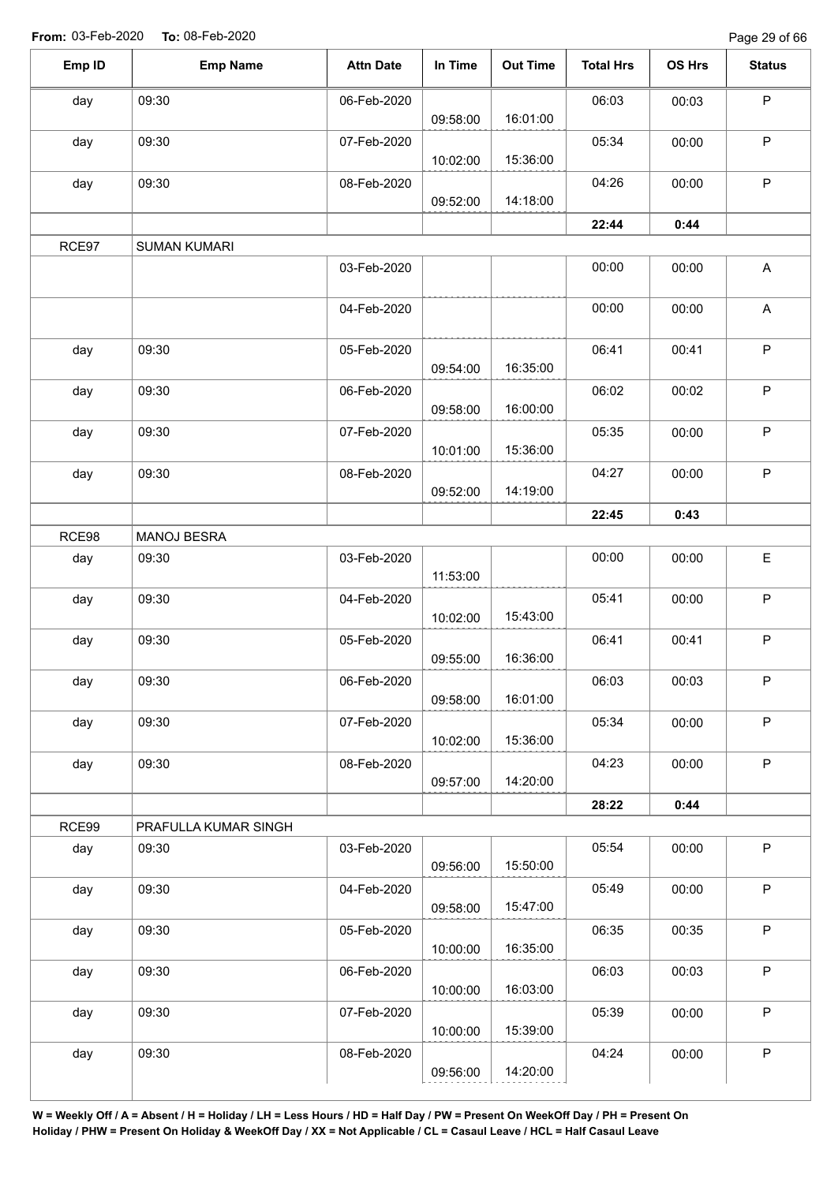**From:** 03-Feb-2020 **To:** 08-Feb-2020

| Emp ID | Emp Name | Attn Date | In Time | Out Time | Total Hrs | OS Hrs | Status |
|---|---|---|---|---|---|---|---|
| day | 09:30 | 06-Feb-2020 | 09:58:00 | 16:01:00 | 06:03 | 00:03 | P |
| day | 09:30 | 07-Feb-2020 | 10:02:00 | 15:36:00 | 05:34 | 00:00 | P |
| day | 09:30 | 08-Feb-2020 | 09:52:00 | 14:18:00 | 04:26 | 00:00 | P |
| | | | | | **22:44** | **0:44** | |
| RCE97 | SUMAN KUMARI | | | | | | |
| | | 03-Feb-2020 | | | 00:00 | 00:00 | A |
| | | 04-Feb-2020 | | | 00:00 | 00:00 | A |
| day | 09:30 | 05-Feb-2020 | 09:54:00 | 16:35:00 | 06:41 | 00:41 | P |
| day | 09:30 | 06-Feb-2020 | 09:58:00 | 16:00:00 | 06:02 | 00:02 | P |
| day | 09:30 | 07-Feb-2020 | 10:01:00 | 15:36:00 | 05:35 | 00:00 | P |
| day | 09:30 | 08-Feb-2020 | 09:52:00 | 14:19:00 | 04:27 | 00:00 | P |
| | | | | | **22:45** | **0:43** | |
| RCE98 | MANOJ BESRA | | | | | | |
| day | 09:30 | 03-Feb-2020 | 11:53:00 | | 00:00 | 00:00 | E |
| day | 09:30 | 04-Feb-2020 | 10:02:00 | 15:43:00 | 05:41 | 00:00 | P |
| day | 09:30 | 05-Feb-2020 | 09:55:00 | 16:36:00 | 06:41 | 00:41 | P |
| day | 09:30 | 06-Feb-2020 | 09:58:00 | 16:01:00 | 06:03 | 00:03 | P |
| day | 09:30 | 07-Feb-2020 | 10:02:00 | 15:36:00 | 05:34 | 00:00 | P |
| day | 09:30 | 08-Feb-2020 | 09:57:00 | 14:20:00 | 04:23 | 00:00 | P |
| | | | | | **28:22** | **0:44** | |
| RCE99 | PRAFULLA KUMAR SINGH | | | | | | |
| day | 09:30 | 03-Feb-2020 | 09:56:00 | 15:50:00 | 05:54 | 00:00 | P |
| day | 09:30 | 04-Feb-2020 | 09:58:00 | 15:47:00 | 05:49 | 00:00 | P |
| day | 09:30 | 05-Feb-2020 | 10:00:00 | 16:35:00 | 06:35 | 00:35 | P |
| day | 09:30 | 06-Feb-2020 | 10:00:00 | 16:03:00 | 06:03 | 00:03 | P |
| day | 09:30 | 07-Feb-2020 | 10:00:00 | 15:39:00 | 05:39 | 00:00 | P |
| day | 09:30 | 08-Feb-2020 | 09:56:00 | 14:20:00 | 04:24 | 00:00 | P |

**W = Weekly Off / A = Absent / H = Holiday / LH = Less Hours / HD = Half Day / PW = Present On WeekOff Day / PH = Present On Holiday / PHW = Present On Holiday & WeekOff Day / XX = Not Applicable / CL = Casaul Leave / HCL = Half Casaul Leave**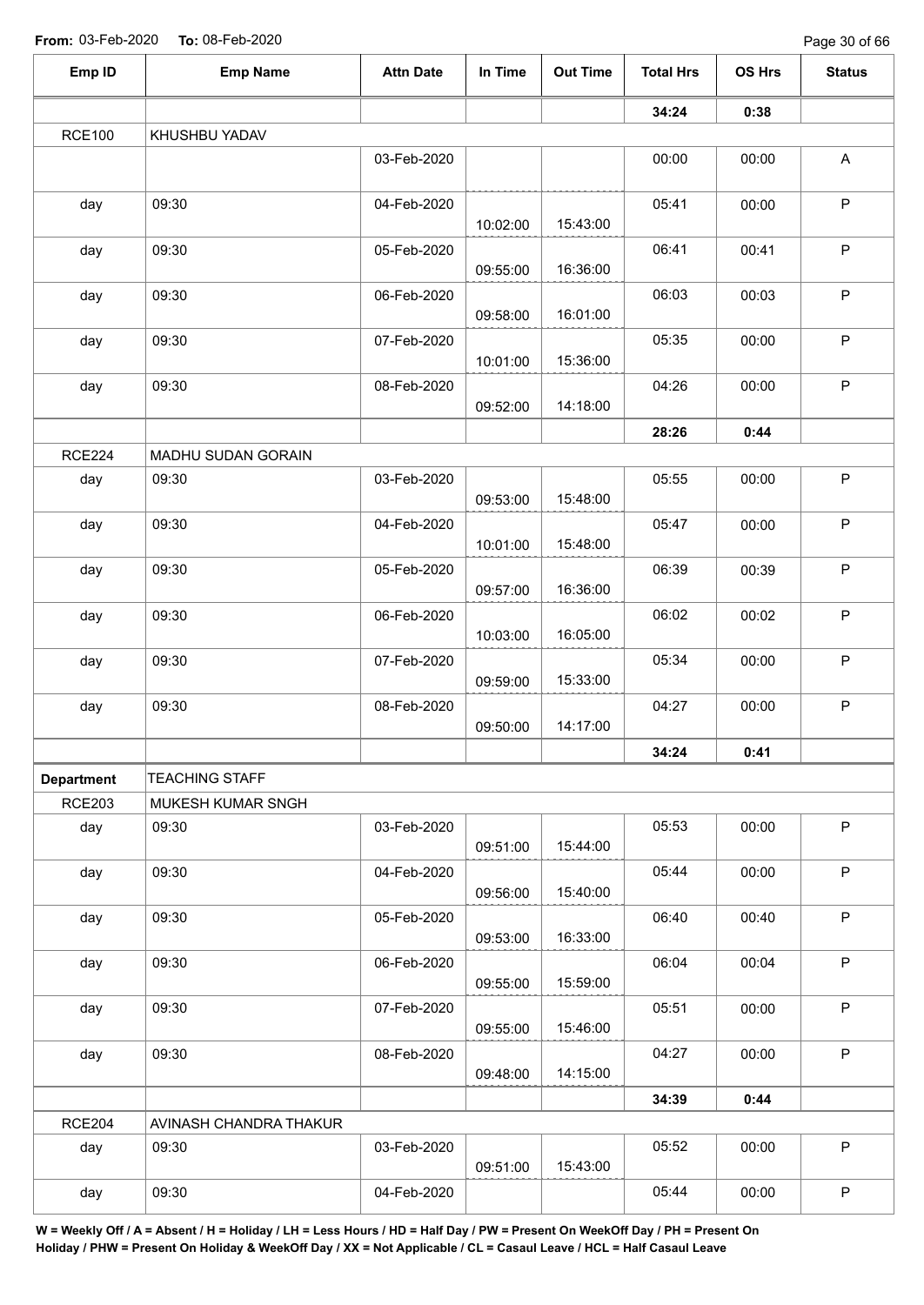**From:** 03-Feb-2020 **To:** 08-Feb-2020

| Emp ID | Emp Name | Attn Date | In Time | Out Time | Total Hrs | OS Hrs | Status |
|---|---|---|---|---|---|---|---|
| | | | | | **34:24** | **0:38** | |
| RCE100 | KHUSHBU YADAV | | | | | | |
| | | 03-Feb-2020 | | | 00:00 | 00:00 | A |
| day | 09:30 | 04-Feb-2020 | 10:02:00 | 15:43:00 | 05:41 | 00:00 | P |
| day | 09:30 | 05-Feb-2020 | 09:55:00 | 16:36:00 | 06:41 | 00:41 | P |
| day | 09:30 | 06-Feb-2020 | 09:58:00 | 16:01:00 | 06:03 | 00:03 | P |
| day | 09:30 | 07-Feb-2020 | 10:01:00 | 15:36:00 | 05:35 | 00:00 | P |
| day | 09:30 | 08-Feb-2020 | 09:52:00 | 14:18:00 | 04:26 | 00:00 | P |
| | | | | | **28:26** | **0:44** | |
| RCE224 | MADHU SUDAN GORAIN | | | | | | |
| day | 09:30 | 03-Feb-2020 | 09:53:00 | 15:48:00 | 05:55 | 00:00 | P |
| day | 09:30 | 04-Feb-2020 | 10:01:00 | 15:48:00 | 05:47 | 00:00 | P |
| day | 09:30 | 05-Feb-2020 | 09:57:00 | 16:36:00 | 06:39 | 00:39 | P |
| day | 09:30 | 06-Feb-2020 | 10:03:00 | 16:05:00 | 06:02 | 00:02 | P |
| day | 09:30 | 07-Feb-2020 | 09:59:00 | 15:33:00 | 05:34 | 00:00 | P |
| day | 09:30 | 08-Feb-2020 | 09:50:00 | 14:17:00 | 04:27 | 00:00 | P |
| | | | | | **34:24** | **0:41** | |
| **Department** | TEACHING STAFF | | | | | | |
| RCE203 | MUKESH KUMAR SNGH | | | | | | |
| day | 09:30 | 03-Feb-2020 | 09:51:00 | 15:44:00 | 05:53 | 00:00 | P |
| day | 09:30 | 04-Feb-2020 | 09:56:00 | 15:40:00 | 05:44 | 00:00 | P |
| day | 09:30 | 05-Feb-2020 | 09:53:00 | 16:33:00 | 06:40 | 00:40 | P |
| day | 09:30 | 06-Feb-2020 | 09:55:00 | 15:59:00 | 06:04 | 00:04 | P |
| day | 09:30 | 07-Feb-2020 | 09:55:00 | 15:46:00 | 05:51 | 00:00 | P |
| day | 09:30 | 08-Feb-2020 | 09:48:00 | 14:15:00 | 04:27 | 00:00 | P |
| | | | | | **34:39** | **0:44** | |
| RCE204 | AVINASH CHANDRA THAKUR | | | | | | |
| day | 09:30 | 03-Feb-2020 | 09:51:00 | 15:43:00 | 05:52 | 00:00 | P |
| day | 09:30 | 04-Feb-2020 | | | 05:44 | 00:00 | P |

**W = Weekly Off / A = Absent / H = Holiday / LH = Less Hours / HD = Half Day / PW = Present On WeekOff Day / PH = Present On Holiday / PHW = Present On Holiday & WeekOff Day / XX = Not Applicable / CL = Casaul Leave / HCL = Half Casaul Leave**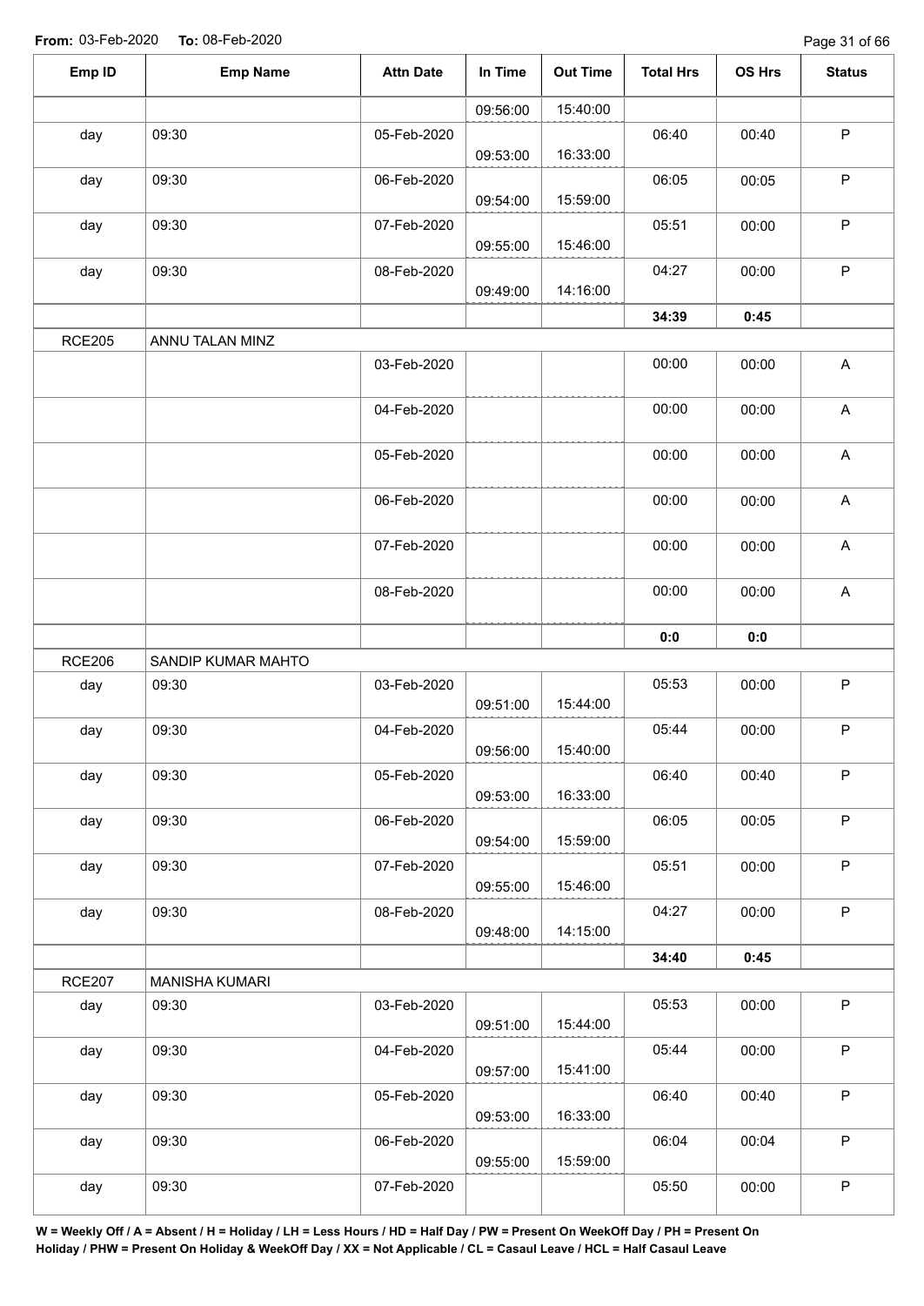**From:** 03-Feb-2020 **To:** 08-Feb-2020

| Emp ID | Emp Name | Attn Date | In Time | Out Time | Total Hrs | OS Hrs | Status |
|---|---|---|---|---|---|---|---|
| | | | 09:56:00 | 15:40:00 | | | |
| day | 09:30 | 05-Feb-2020 | 09:53:00 | 16:33:00 | 06:40 | 00:40 | P |
| day | 09:30 | 06-Feb-2020 | 09:54:00 | 15:59:00 | 06:05 | 00:05 | P |
| day | 09:30 | 07-Feb-2020 | 09:55:00 | 15:46:00 | 05:51 | 00:00 | P |
| day | 09:30 | 08-Feb-2020 | 09:49:00 | 14:16:00 | 04:27 | 00:00 | P |
| | | | | | **34:39** | **0:45** | |
| RCE205 | ANNU TALAN MINZ | | | | | | |
| | | 03-Feb-2020 | | | 00:00 | 00:00 | A |
| | | 04-Feb-2020 | | | 00:00 | 00:00 | A |
| | | 05-Feb-2020 | | | 00:00 | 00:00 | A |
| | | 06-Feb-2020 | | | 00:00 | 00:00 | A |
| | | 07-Feb-2020 | | | 00:00 | 00:00 | A |
| | | 08-Feb-2020 | | | 00:00 | 00:00 | A |
| | | | | | **0:0** | **0:0** | |
| RCE206 | SANDIP KUMAR MAHTO | | | | | | |
| day | 09:30 | 03-Feb-2020 | 09:51:00 | 15:44:00 | 05:53 | 00:00 | P |
| day | 09:30 | 04-Feb-2020 | 09:56:00 | 15:40:00 | 05:44 | 00:00 | P |
| day | 09:30 | 05-Feb-2020 | 09:53:00 | 16:33:00 | 06:40 | 00:40 | P |
| day | 09:30 | 06-Feb-2020 | 09:54:00 | 15:59:00 | 06:05 | 00:05 | P |
| day | 09:30 | 07-Feb-2020 | 09:55:00 | 15:46:00 | 05:51 | 00:00 | P |
| day | 09:30 | 08-Feb-2020 | 09:48:00 | 14:15:00 | 04:27 | 00:00 | P |
| | | | | | **34:40** | **0:45** | |
| RCE207 | MANISHA KUMARI | | | | | | |
| day | 09:30 | 03-Feb-2020 | 09:51:00 | 15:44:00 | 05:53 | 00:00 | P |
| day | 09:30 | 04-Feb-2020 | 09:57:00 | 15:41:00 | 05:44 | 00:00 | P |
| day | 09:30 | 05-Feb-2020 | 09:53:00 | 16:33:00 | 06:40 | 00:40 | P |
| day | 09:30 | 06-Feb-2020 | 09:55:00 | 15:59:00 | 06:04 | 00:04 | P |
| day | 09:30 | 07-Feb-2020 | | | 05:50 | 00:00 | P |

**W = Weekly Off / A = Absent / H = Holiday / LH = Less Hours / HD = Half Day / PW = Present On WeekOff Day / PH = Present On Holiday / PHW = Present On Holiday & WeekOff Day / XX = Not Applicable / CL = Casaul Leave / HCL = Half Casaul Leave**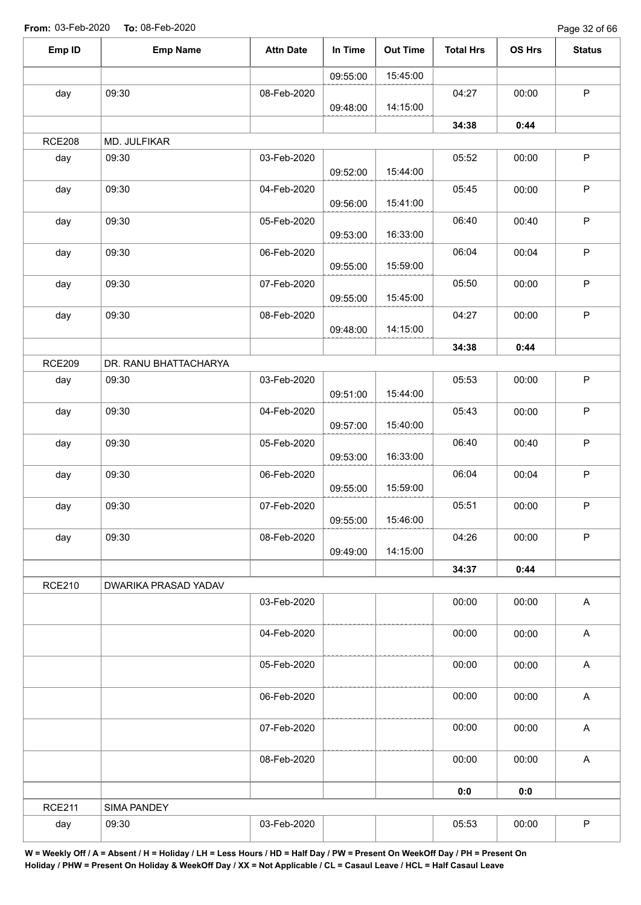**From:** 03-Feb-2020 **To:** 08-Feb-2020

| Emp ID | Emp Name | Attn Date | In Time | Out Time | Total Hrs | OS Hrs | Status |
|---|---|---|---|---|---|---|---|
| | | | 09:55:00 | 15:45:00 | | | |
| day | 09:30 | 08-Feb-2020 | 09:48:00 | 14:15:00 | 04:27 | 00:00 | P |
| | | | | | **34:38** | **0:44** | |
| RCE208 | MD. JULFIKAR | | | | | | |
| day | 09:30 | 03-Feb-2020 | 09:52:00 | 15:44:00 | 05:52 | 00:00 | P |
| day | 09:30 | 04-Feb-2020 | 09:56:00 | 15:41:00 | 05:45 | 00:00 | P |
| day | 09:30 | 05-Feb-2020 | 09:53:00 | 16:33:00 | 06:40 | 00:40 | P |
| day | 09:30 | 06-Feb-2020 | 09:55:00 | 15:59:00 | 06:04 | 00:04 | P |
| day | 09:30 | 07-Feb-2020 | 09:55:00 | 15:45:00 | 05:50 | 00:00 | P |
| day | 09:30 | 08-Feb-2020 | 09:48:00 | 14:15:00 | 04:27 | 00:00 | P |
| | | | | | **34:38** | **0:44** | |
| RCE209 | DR. RANU BHATTACHARYA | | | | | | |
| day | 09:30 | 03-Feb-2020 | 09:51:00 | 15:44:00 | 05:53 | 00:00 | P |
| day | 09:30 | 04-Feb-2020 | 09:57:00 | 15:40:00 | 05:43 | 00:00 | P |
| day | 09:30 | 05-Feb-2020 | 09:53:00 | 16:33:00 | 06:40 | 00:40 | P |
| day | 09:30 | 06-Feb-2020 | 09:55:00 | 15:59:00 | 06:04 | 00:04 | P |
| day | 09:30 | 07-Feb-2020 | 09:55:00 | 15:46:00 | 05:51 | 00:00 | P |
| day | 09:30 | 08-Feb-2020 | 09:49:00 | 14:15:00 | 04:26 | 00:00 | P |
| | | | | | **34:37** | **0:44** | |
| RCE210 | DWARIKA PRASAD YADAV | | | | | | |
| | | 03-Feb-2020 | | | 00:00 | 00:00 | A |
| | | 04-Feb-2020 | | | 00:00 | 00:00 | A |
| | | 05-Feb-2020 | | | 00:00 | 00:00 | A |
| | | 06-Feb-2020 | | | 00:00 | 00:00 | A |
| | | 07-Feb-2020 | | | 00:00 | 00:00 | A |
| | | 08-Feb-2020 | | | 00:00 | 00:00 | A |
| | | | | | **0:0** | **0:0** | |
| RCE211 | SIMA PANDEY | | | | | | |
| day | 09:30 | 03-Feb-2020 | | | 05:53 | 00:00 | P |

**W = Weekly Off / A = Absent / H = Holiday / LH = Less Hours / HD = Half Day / PW = Present On WeekOff Day / PH = Present On Holiday / PHW = Present On Holiday & WeekOff Day / XX = Not Applicable / CL = Casaul Leave / HCL = Half Casaul Leave**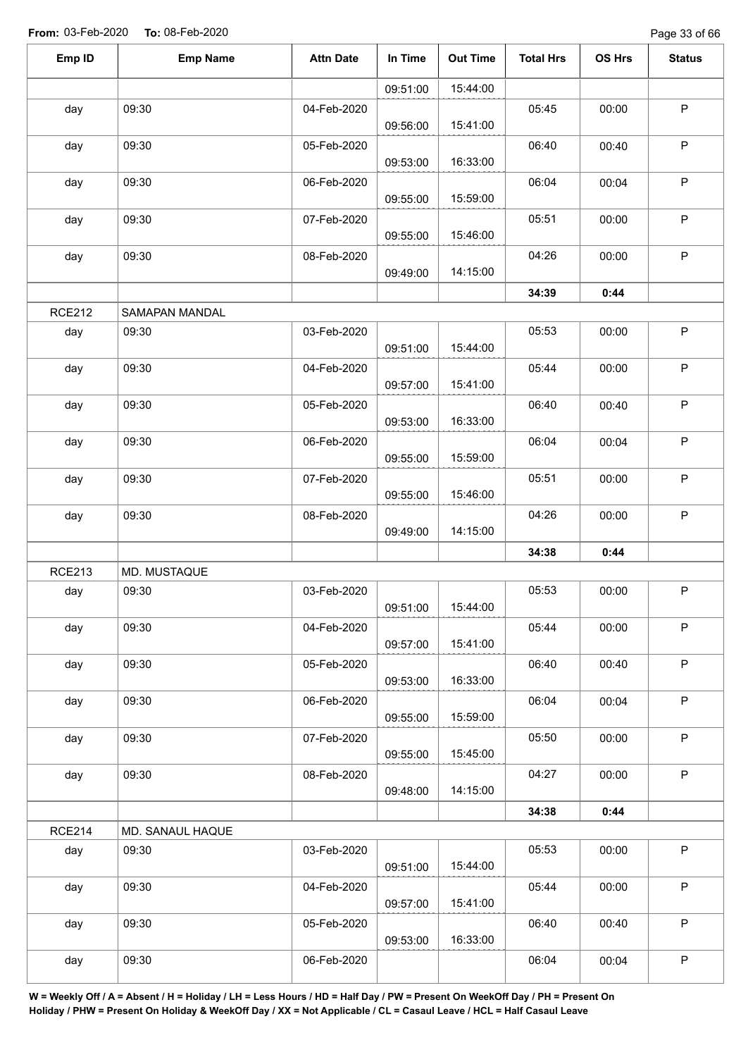**From:** 03-Feb-2020 **To:** 08-Feb-2020

| Emp ID | Emp Name | Attn Date | In Time | Out Time | Total Hrs | OS Hrs | Status |
|---|---|---|---|---|---|---|---|
| | | | 09:51:00 | 15:44:00 | | | |
| day | 09:30 | 04-Feb-2020 | 09:56:00 | 15:41:00 | 05:45 | 00:00 | P |
| day | 09:30 | 05-Feb-2020 | 09:53:00 | 16:33:00 | 06:40 | 00:40 | P |
| day | 09:30 | 06-Feb-2020 | 09:55:00 | 15:59:00 | 06:04 | 00:04 | P |
| day | 09:30 | 07-Feb-2020 | 09:55:00 | 15:46:00 | 05:51 | 00:00 | P |
| day | 09:30 | 08-Feb-2020 | 09:49:00 | 14:15:00 | 04:26 | 00:00 | P |
| | | | | | **34:39** | **0:44** | |
| RCE212 | SAMAPAN MANDAL | | | | | | |
| day | 09:30 | 03-Feb-2020 | 09:51:00 | 15:44:00 | 05:53 | 00:00 | P |
| day | 09:30 | 04-Feb-2020 | 09:57:00 | 15:41:00 | 05:44 | 00:00 | P |
| day | 09:30 | 05-Feb-2020 | 09:53:00 | 16:33:00 | 06:40 | 00:40 | P |
| day | 09:30 | 06-Feb-2020 | 09:55:00 | 15:59:00 | 06:04 | 00:04 | P |
| day | 09:30 | 07-Feb-2020 | 09:55:00 | 15:46:00 | 05:51 | 00:00 | P |
| day | 09:30 | 08-Feb-2020 | 09:49:00 | 14:15:00 | 04:26 | 00:00 | P |
| | | | | | **34:38** | **0:44** | |
| RCE213 | MD. MUSTAQUE | | | | | | |
| day | 09:30 | 03-Feb-2020 | 09:51:00 | 15:44:00 | 05:53 | 00:00 | P |
| day | 09:30 | 04-Feb-2020 | 09:57:00 | 15:41:00 | 05:44 | 00:00 | P |
| day | 09:30 | 05-Feb-2020 | 09:53:00 | 16:33:00 | 06:40 | 00:40 | P |
| day | 09:30 | 06-Feb-2020 | 09:55:00 | 15:59:00 | 06:04 | 00:04 | P |
| day | 09:30 | 07-Feb-2020 | 09:55:00 | 15:45:00 | 05:50 | 00:00 | P |
| day | 09:30 | 08-Feb-2020 | 09:48:00 | 14:15:00 | 04:27 | 00:00 | P |
| | | | | | **34:38** | **0:44** | |
| RCE214 | MD. SANAUL HAQUE | | | | | | |
| day | 09:30 | 03-Feb-2020 | 09:51:00 | 15:44:00 | 05:53 | 00:00 | P |
| day | 09:30 | 04-Feb-2020 | 09:57:00 | 15:41:00 | 05:44 | 00:00 | P |
| day | 09:30 | 05-Feb-2020 | 09:53:00 | 16:33:00 | 06:40 | 00:40 | P |
| day | 09:30 | 06-Feb-2020 | | | 06:04 | 00:04 | P |

**W = Weekly Off / A = Absent / H = Holiday / LH = Less Hours / HD = Half Day / PW = Present On WeekOff Day / PH = Present On Holiday / PHW = Present On Holiday & WeekOff Day / XX = Not Applicable / CL = Casaul Leave / HCL = Half Casaul Leave**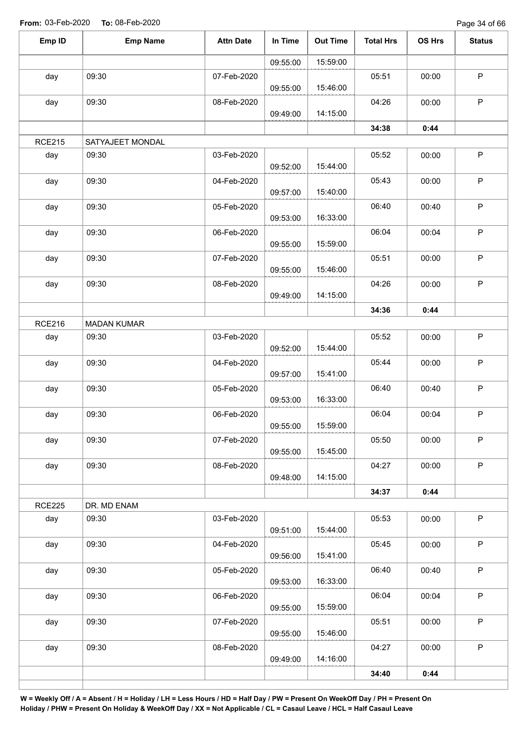**From:** 03-Feb-2020 **To:** 08-Feb-2020

| Emp ID | Emp Name | Attn Date | In Time | Out Time | Total Hrs | OS Hrs | Status |
|---|---|---|---|---|---|---|---|
| | | | 09:55:00 | 15:59:00 | | | |
| day | 09:30 | 07-Feb-2020 | 09:55:00 | 15:46:00 | 05:51 | 00:00 | P |
| day | 09:30 | 08-Feb-2020 | 09:49:00 | 14:15:00 | 04:26 | 00:00 | P |
| | | | | | **34:38** | **0:44** | |
| RCE215 | SATYAJEET MONDAL | | | | | | |
| day | 09:30 | 03-Feb-2020 | 09:52:00 | 15:44:00 | 05:52 | 00:00 | P |
| day | 09:30 | 04-Feb-2020 | 09:57:00 | 15:40:00 | 05:43 | 00:00 | P |
| day | 09:30 | 05-Feb-2020 | 09:53:00 | 16:33:00 | 06:40 | 00:40 | P |
| day | 09:30 | 06-Feb-2020 | 09:55:00 | 15:59:00 | 06:04 | 00:04 | P |
| day | 09:30 | 07-Feb-2020 | 09:55:00 | 15:46:00 | 05:51 | 00:00 | P |
| day | 09:30 | 08-Feb-2020 | 09:49:00 | 14:15:00 | 04:26 | 00:00 | P |
| | | | | | **34:36** | **0:44** | |
| RCE216 | MADAN KUMAR | | | | | | |
| day | 09:30 | 03-Feb-2020 | 09:52:00 | 15:44:00 | 05:52 | 00:00 | P |
| day | 09:30 | 04-Feb-2020 | 09:57:00 | 15:41:00 | 05:44 | 00:00 | P |
| day | 09:30 | 05-Feb-2020 | 09:53:00 | 16:33:00 | 06:40 | 00:40 | P |
| day | 09:30 | 06-Feb-2020 | 09:55:00 | 15:59:00 | 06:04 | 00:04 | P |
| day | 09:30 | 07-Feb-2020 | 09:55:00 | 15:45:00 | 05:50 | 00:00 | P |
| day | 09:30 | 08-Feb-2020 | 09:48:00 | 14:15:00 | 04:27 | 00:00 | P |
| | | | | | **34:37** | **0:44** | |
| RCE225 | DR. MD ENAM | | | | | | |
| day | 09:30 | 03-Feb-2020 | 09:51:00 | 15:44:00 | 05:53 | 00:00 | P |
| day | 09:30 | 04-Feb-2020 | 09:56:00 | 15:41:00 | 05:45 | 00:00 | P |
| day | 09:30 | 05-Feb-2020 | 09:53:00 | 16:33:00 | 06:40 | 00:40 | P |
| day | 09:30 | 06-Feb-2020 | 09:55:00 | 15:59:00 | 06:04 | 00:04 | P |
| day | 09:30 | 07-Feb-2020 | 09:55:00 | 15:46:00 | 05:51 | 00:00 | P |
| day | 09:30 | 08-Feb-2020 | 09:49:00 | 14:16:00 | 04:27 | 00:00 | P |
| | | | | | **34:40** | **0:44** | |

**W = Weekly Off / A = Absent / H = Holiday / LH = Less Hours / HD = Half Day / PW = Present On WeekOff Day / PH = Present On Holiday / PHW = Present On Holiday & WeekOff Day / XX = Not Applicable / CL = Casaul Leave / HCL = Half Casaul Leave**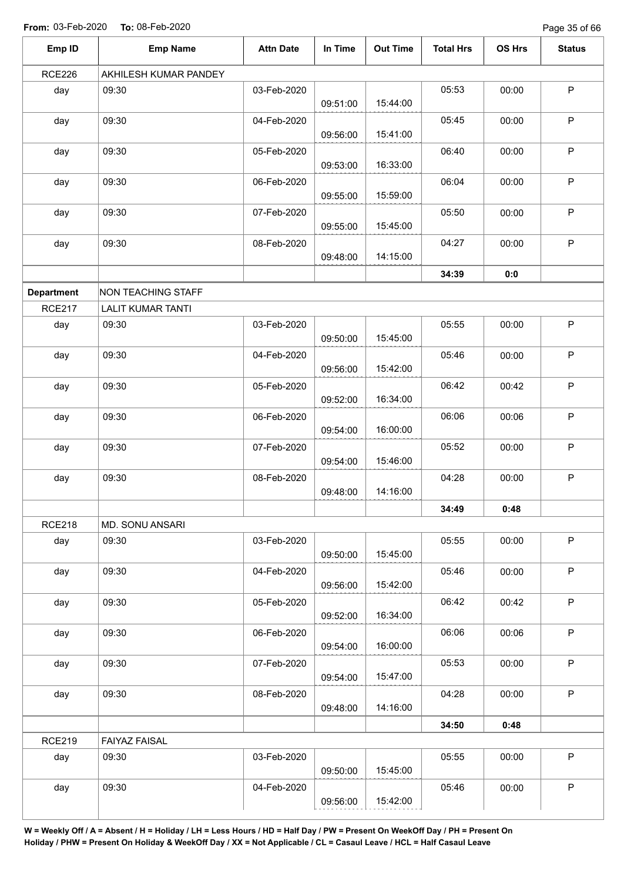**From:** 03-Feb-2020 **To:** 08-Feb-2020

| Emp ID | Emp Name | Attn Date | In Time | Out Time | Total Hrs | OS Hrs | Status |
|---|---|---|---|---|---|---|---|
| RCE226 | AKHILESH KUMAR PANDEY | | | | | | |
| day | 09:30 | 03-Feb-2020 | 09:51:00 | 15:44:00 | 05:53 | 00:00 | P |
| day | 09:30 | 04-Feb-2020 | 09:56:00 | 15:41:00 | 05:45 | 00:00 | P |
| day | 09:30 | 05-Feb-2020 | 09:53:00 | 16:33:00 | 06:40 | 00:00 | P |
| day | 09:30 | 06-Feb-2020 | 09:55:00 | 15:59:00 | 06:04 | 00:00 | P |
| day | 09:30 | 07-Feb-2020 | 09:55:00 | 15:45:00 | 05:50 | 00:00 | P |
| day | 09:30 | 08-Feb-2020 | 09:48:00 | 14:15:00 | 04:27 | 00:00 | P |
| | | | | | **34:39** | **0:0** | |
| **Department** | NON TEACHING STAFF | | | | | | |
| RCE217 | LALIT KUMAR TANTI | | | | | | |
| day | 09:30 | 03-Feb-2020 | 09:50:00 | 15:45:00 | 05:55 | 00:00 | P |
| day | 09:30 | 04-Feb-2020 | 09:56:00 | 15:42:00 | 05:46 | 00:00 | P |
| day | 09:30 | 05-Feb-2020 | 09:52:00 | 16:34:00 | 06:42 | 00:42 | P |
| day | 09:30 | 06-Feb-2020 | 09:54:00 | 16:00:00 | 06:06 | 00:06 | P |
| day | 09:30 | 07-Feb-2020 | 09:54:00 | 15:46:00 | 05:52 | 00:00 | P |
| day | 09:30 | 08-Feb-2020 | 09:48:00 | 14:16:00 | 04:28 | 00:00 | P |
| | | | | | **34:49** | **0:48** | |
| RCE218 | MD. SONU ANSARI | | | | | | |
| day | 09:30 | 03-Feb-2020 | 09:50:00 | 15:45:00 | 05:55 | 00:00 | P |
| day | 09:30 | 04-Feb-2020 | 09:56:00 | 15:42:00 | 05:46 | 00:00 | P |
| day | 09:30 | 05-Feb-2020 | 09:52:00 | 16:34:00 | 06:42 | 00:42 | P |
| day | 09:30 | 06-Feb-2020 | 09:54:00 | 16:00:00 | 06:06 | 00:06 | P |
| day | 09:30 | 07-Feb-2020 | 09:54:00 | 15:47:00 | 05:53 | 00:00 | P |
| day | 09:30 | 08-Feb-2020 | 09:48:00 | 14:16:00 | 04:28 | 00:00 | P |
| | | | | | **34:50** | **0:48** | |
| RCE219 | FAIYAZ FAISAL | | | | | | |
| day | 09:30 | 03-Feb-2020 | 09:50:00 | 15:45:00 | 05:55 | 00:00 | P |
| day | 09:30 | 04-Feb-2020 | 09:56:00 | 15:42:00 | 05:46 | 00:00 | P |

**W = Weekly Off / A = Absent / H = Holiday / LH = Less Hours / HD = Half Day / PW = Present On WeekOff Day / PH = Present On Holiday / PHW = Present On Holiday & WeekOff Day / XX = Not Applicable / CL = Casaul Leave / HCL = Half Casaul Leave**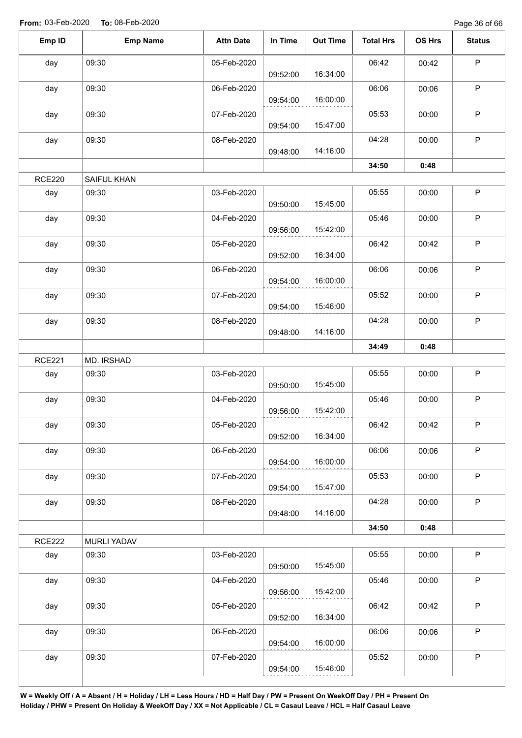**From:** 03-Feb-2020 **To:** 08-Feb-2020

| Emp ID | Emp Name | Attn Date | In Time | Out Time | Total Hrs | OS Hrs | Status |
|---|---|---|---|---|---|---|---|
| day | 09:30 | 05-Feb-2020 | 09:52:00 | 16:34:00 | 06:42 | 00:42 | P |
| day | 09:30 | 06-Feb-2020 | 09:54:00 | 16:00:00 | 06:06 | 00:06 | P |
| day | 09:30 | 07-Feb-2020 | 09:54:00 | 15:47:00 | 05:53 | 00:00 | P |
| day | 09:30 | 08-Feb-2020 | 09:48:00 | 14:16:00 | 04:28 | 00:00 | P |
| | | | | | 34:50 | 0:48 | |
| RCE220 | SAIFUL KHAN | | | | | | |
| day | 09:30 | 03-Feb-2020 | 09:50:00 | 15:45:00 | 05:55 | 00:00 | P |
| day | 09:30 | 04-Feb-2020 | 09:56:00 | 15:42:00 | 05:46 | 00:00 | P |
| day | 09:30 | 05-Feb-2020 | 09:52:00 | 16:34:00 | 06:42 | 00:42 | P |
| day | 09:30 | 06-Feb-2020 | 09:54:00 | 16:00:00 | 06:06 | 00:06 | P |
| day | 09:30 | 07-Feb-2020 | 09:54:00 | 15:46:00 | 05:52 | 00:00 | P |
| day | 09:30 | 08-Feb-2020 | 09:48:00 | 14:16:00 | 04:28 | 00:00 | P |
| | | | | | 34:49 | 0:48 | |
| RCE221 | MD. IRSHAD | | | | | | |
| day | 09:30 | 03-Feb-2020 | 09:50:00 | 15:45:00 | 05:55 | 00:00 | P |
| day | 09:30 | 04-Feb-2020 | 09:56:00 | 15:42:00 | 05:46 | 00:00 | P |
| day | 09:30 | 05-Feb-2020 | 09:52:00 | 16:34:00 | 06:42 | 00:42 | P |
| day | 09:30 | 06-Feb-2020 | 09:54:00 | 16:00:00 | 06:06 | 00:06 | P |
| day | 09:30 | 07-Feb-2020 | 09:54:00 | 15:47:00 | 05:53 | 00:00 | P |
| day | 09:30 | 08-Feb-2020 | 09:48:00 | 14:16:00 | 04:28 | 00:00 | P |
| | | | | | 34:50 | 0:48 | |
| RCE222 | MURLI YADAV | | | | | | |
| day | 09:30 | 03-Feb-2020 | 09:50:00 | 15:45:00 | 05:55 | 00:00 | P |
| day | 09:30 | 04-Feb-2020 | 09:56:00 | 15:42:00 | 05:46 | 00:00 | P |
| day | 09:30 | 05-Feb-2020 | 09:52:00 | 16:34:00 | 06:42 | 00:42 | P |
| day | 09:30 | 06-Feb-2020 | 09:54:00 | 16:00:00 | 06:06 | 00:06 | P |
| day | 09:30 | 07-Feb-2020 | 09:54:00 | 15:46:00 | 05:52 | 00:00 | P |

**W = Weekly Off / A = Absent / H = Holiday / LH = Less Hours / HD = Half Day / PW = Present On WeekOff Day / PH = Present On Holiday / PHW = Present On Holiday & WeekOff Day / XX = Not Applicable / CL = Casaul Leave / HCL = Half Casaul Leave**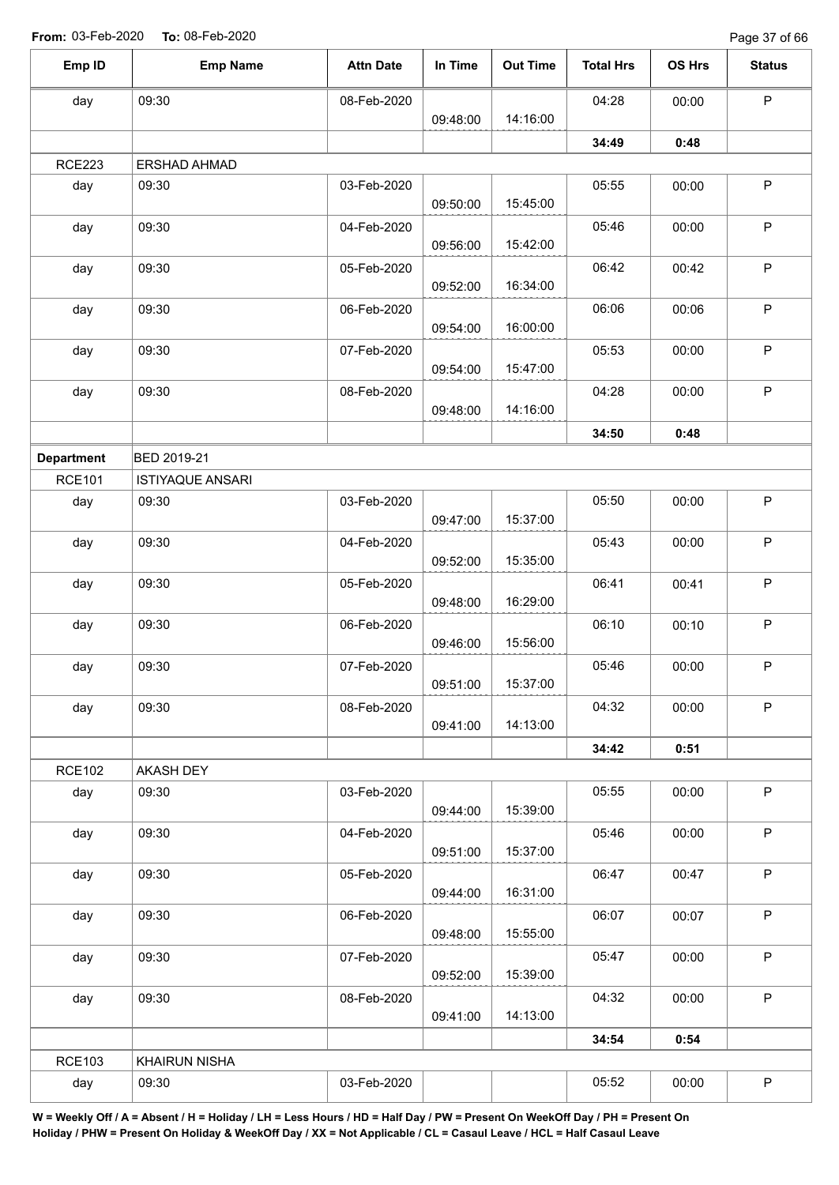**From:** 03-Feb-2020 **To:** 08-Feb-2020

| Emp ID | Emp Name | Attn Date | In Time | Out Time | Total Hrs | OS Hrs | Status |
|---|---|---|---|---|---|---|---|
| day | 09:30 | 08-Feb-2020 | 09:48:00 | 14:16:00 | 04:28 | 00:00 | P |
| | | | | | **34:49** | **0:48** | |
| RCE223 | ERSHAD AHMAD | | | | | | |
| day | 09:30 | 03-Feb-2020 | 09:50:00 | 15:45:00 | 05:55 | 00:00 | P |
| day | 09:30 | 04-Feb-2020 | 09:56:00 | 15:42:00 | 05:46 | 00:00 | P |
| day | 09:30 | 05-Feb-2020 | 09:52:00 | 16:34:00 | 06:42 | 00:42 | P |
| day | 09:30 | 06-Feb-2020 | 09:54:00 | 16:00:00 | 06:06 | 00:06 | P |
| day | 09:30 | 07-Feb-2020 | 09:54:00 | 15:47:00 | 05:53 | 00:00 | P |
| day | 09:30 | 08-Feb-2020 | 09:48:00 | 14:16:00 | 04:28 | 00:00 | P |
| | | | | | **34:50** | **0:48** | |
| **Department** | BED 2019-21 | | | | | | |
| RCE101 | ISTIYAQUE ANSARI | | | | | | |
| day | 09:30 | 03-Feb-2020 | 09:47:00 | 15:37:00 | 05:50 | 00:00 | P |
| day | 09:30 | 04-Feb-2020 | 09:52:00 | 15:35:00 | 05:43 | 00:00 | P |
| day | 09:30 | 05-Feb-2020 | 09:48:00 | 16:29:00 | 06:41 | 00:41 | P |
| day | 09:30 | 06-Feb-2020 | 09:46:00 | 15:56:00 | 06:10 | 00:10 | P |
| day | 09:30 | 07-Feb-2020 | 09:51:00 | 15:37:00 | 05:46 | 00:00 | P |
| day | 09:30 | 08-Feb-2020 | 09:41:00 | 14:13:00 | 04:32 | 00:00 | P |
| | | | | | **34:42** | **0:51** | |
| RCE102 | AKASH DEY | | | | | | |
| day | 09:30 | 03-Feb-2020 | 09:44:00 | 15:39:00 | 05:55 | 00:00 | P |
| day | 09:30 | 04-Feb-2020 | 09:51:00 | 15:37:00 | 05:46 | 00:00 | P |
| day | 09:30 | 05-Feb-2020 | 09:44:00 | 16:31:00 | 06:47 | 00:47 | P |
| day | 09:30 | 06-Feb-2020 | 09:48:00 | 15:55:00 | 06:07 | 00:07 | P |
| day | 09:30 | 07-Feb-2020 | 09:52:00 | 15:39:00 | 05:47 | 00:00 | P |
| day | 09:30 | 08-Feb-2020 | 09:41:00 | 14:13:00 | 04:32 | 00:00 | P |
| | | | | | **34:54** | **0:54** | |
| RCE103 | KHAIRUN NISHA | | | | | | |
| day | 09:30 | 03-Feb-2020 | | | 05:52 | 00:00 | P |

**W = Weekly Off / A = Absent / H = Holiday / LH = Less Hours / HD = Half Day / PW = Present On WeekOff Day / PH = Present On Holiday / PHW = Present On Holiday & WeekOff Day / XX = Not Applicable / CL = Casaul Leave / HCL = Half Casaul Leave**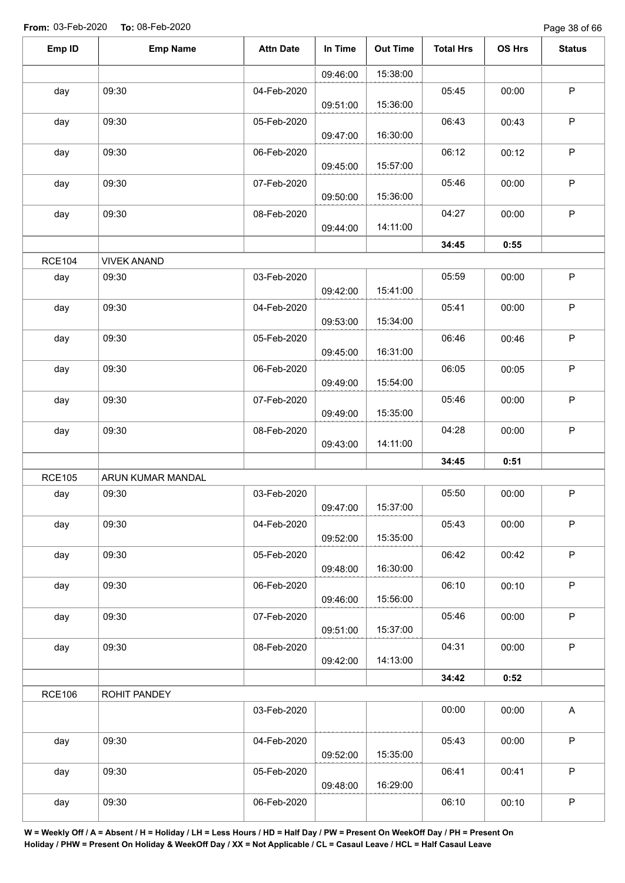**From:** 03-Feb-2020 **To:** 08-Feb-2020

| Emp ID | Emp Name | Attn Date | In Time | Out Time | Total Hrs | OS Hrs | Status |
|---|---|---|---|---|---|---|---|
| | | | 09:46:00 | 15:38:00 | | | |
| day | 09:30 | 04-Feb-2020 | 09:51:00 | 15:36:00 | 05:45 | 00:00 | P |
| day | 09:30 | 05-Feb-2020 | 09:47:00 | 16:30:00 | 06:43 | 00:43 | P |
| day | 09:30 | 06-Feb-2020 | 09:45:00 | 15:57:00 | 06:12 | 00:12 | P |
| day | 09:30 | 07-Feb-2020 | 09:50:00 | 15:36:00 | 05:46 | 00:00 | P |
| day | 09:30 | 08-Feb-2020 | 09:44:00 | 14:11:00 | 04:27 | 00:00 | P |
| | | | | | **34:45** | **0:55** | |
| RCE104 | VIVEK ANAND | | | | | | |
| day | 09:30 | 03-Feb-2020 | 09:42:00 | 15:41:00 | 05:59 | 00:00 | P |
| day | 09:30 | 04-Feb-2020 | 09:53:00 | 15:34:00 | 05:41 | 00:00 | P |
| day | 09:30 | 05-Feb-2020 | 09:45:00 | 16:31:00 | 06:46 | 00:46 | P |
| day | 09:30 | 06-Feb-2020 | 09:49:00 | 15:54:00 | 06:05 | 00:05 | P |
| day | 09:30 | 07-Feb-2020 | 09:49:00 | 15:35:00 | 05:46 | 00:00 | P |
| day | 09:30 | 08-Feb-2020 | 09:43:00 | 14:11:00 | 04:28 | 00:00 | P |
| | | | | | **34:45** | **0:51** | |
| RCE105 | ARUN KUMAR MANDAL | | | | | | |
| day | 09:30 | 03-Feb-2020 | 09:47:00 | 15:37:00 | 05:50 | 00:00 | P |
| day | 09:30 | 04-Feb-2020 | 09:52:00 | 15:35:00 | 05:43 | 00:00 | P |
| day | 09:30 | 05-Feb-2020 | 09:48:00 | 16:30:00 | 06:42 | 00:42 | P |
| day | 09:30 | 06-Feb-2020 | 09:46:00 | 15:56:00 | 06:10 | 00:10 | P |
| day | 09:30 | 07-Feb-2020 | 09:51:00 | 15:37:00 | 05:46 | 00:00 | P |
| day | 09:30 | 08-Feb-2020 | 09:42:00 | 14:13:00 | 04:31 | 00:00 | P |
| | | | | | **34:42** | **0:52** | |
| RCE106 | ROHIT PANDEY | | | | | | |
| | | 03-Feb-2020 | | | 00:00 | 00:00 | A |
| day | 09:30 | 04-Feb-2020 | 09:52:00 | 15:35:00 | 05:43 | 00:00 | P |
| day | 09:30 | 05-Feb-2020 | 09:48:00 | 16:29:00 | 06:41 | 00:41 | P |
| day | 09:30 | 06-Feb-2020 | | | 06:10 | 00:10 | P |

**W = Weekly Off / A = Absent / H = Holiday / LH = Less Hours / HD = Half Day / PW = Present On WeekOff Day / PH = Present On Holiday / PHW = Present On Holiday & WeekOff Day / XX = Not Applicable / CL = Casaul Leave / HCL = Half Casaul Leave**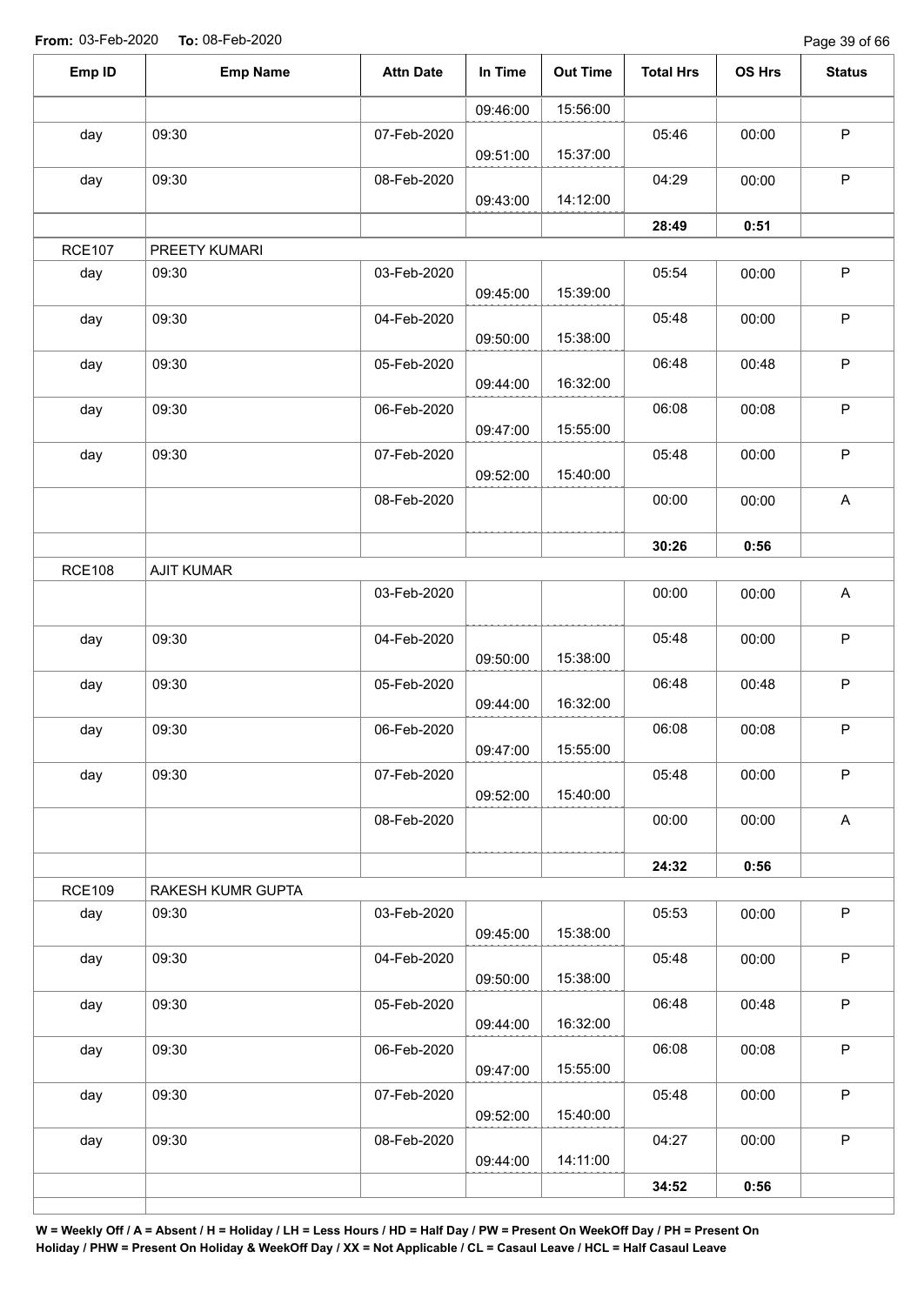**From:** 03-Feb-2020 **To:** 08-Feb-2020

| Emp ID | Emp Name | Attn Date | In Time | Out Time | Total Hrs | OS Hrs | Status |
|---|---|---|---|---|---|---|---|
| | | | 09:46:00 | 15:56:00 | | | |
| day | 09:30 | 07-Feb-2020 | 09:51:00 | 15:37:00 | 05:46 | 00:00 | P |
| day | 09:30 | 08-Feb-2020 | 09:43:00 | 14:12:00 | 04:29 | 00:00 | P |
| | | | | | **28:49** | **0:51** | |
| RCE107 | PREETY KUMARI | | | | | | |
| day | 09:30 | 03-Feb-2020 | 09:45:00 | 15:39:00 | 05:54 | 00:00 | P |
| day | 09:30 | 04-Feb-2020 | 09:50:00 | 15:38:00 | 05:48 | 00:00 | P |
| day | 09:30 | 05-Feb-2020 | 09:44:00 | 16:32:00 | 06:48 | 00:48 | P |
| day | 09:30 | 06-Feb-2020 | 09:47:00 | 15:55:00 | 06:08 | 00:08 | P |
| day | 09:30 | 07-Feb-2020 | 09:52:00 | 15:40:00 | 05:48 | 00:00 | P |
| | | 08-Feb-2020 | | | 00:00 | 00:00 | A |
| | | | | | **30:26** | **0:56** | |
| RCE108 | AJIT KUMAR | | | | | | |
| | | 03-Feb-2020 | | | 00:00 | 00:00 | A |
| day | 09:30 | 04-Feb-2020 | 09:50:00 | 15:38:00 | 05:48 | 00:00 | P |
| day | 09:30 | 05-Feb-2020 | 09:44:00 | 16:32:00 | 06:48 | 00:48 | P |
| day | 09:30 | 06-Feb-2020 | 09:47:00 | 15:55:00 | 06:08 | 00:08 | P |
| day | 09:30 | 07-Feb-2020 | 09:52:00 | 15:40:00 | 05:48 | 00:00 | P |
| | | 08-Feb-2020 | | | 00:00 | 00:00 | A |
| | | | | | **24:32** | **0:56** | |
| RCE109 | RAKESH KUMR GUPTA | | | | | | |
| day | 09:30 | 03-Feb-2020 | 09:45:00 | 15:38:00 | 05:53 | 00:00 | P |
| day | 09:30 | 04-Feb-2020 | 09:50:00 | 15:38:00 | 05:48 | 00:00 | P |
| day | 09:30 | 05-Feb-2020 | 09:44:00 | 16:32:00 | 06:48 | 00:48 | P |
| day | 09:30 | 06-Feb-2020 | 09:47:00 | 15:55:00 | 06:08 | 00:08 | P |
| day | 09:30 | 07-Feb-2020 | 09:52:00 | 15:40:00 | 05:48 | 00:00 | P |
| day | 09:30 | 08-Feb-2020 | 09:44:00 | 14:11:00 | 04:27 | 00:00 | P |
| | | | | | **34:52** | **0:56** | |

**W = Weekly Off / A = Absent / H = Holiday / LH = Less Hours / HD = Half Day / PW = Present On WeekOff Day / PH = Present On Holiday / PHW = Present On Holiday & WeekOff Day / XX = Not Applicable / CL = Casaul Leave / HCL = Half Casaul Leave**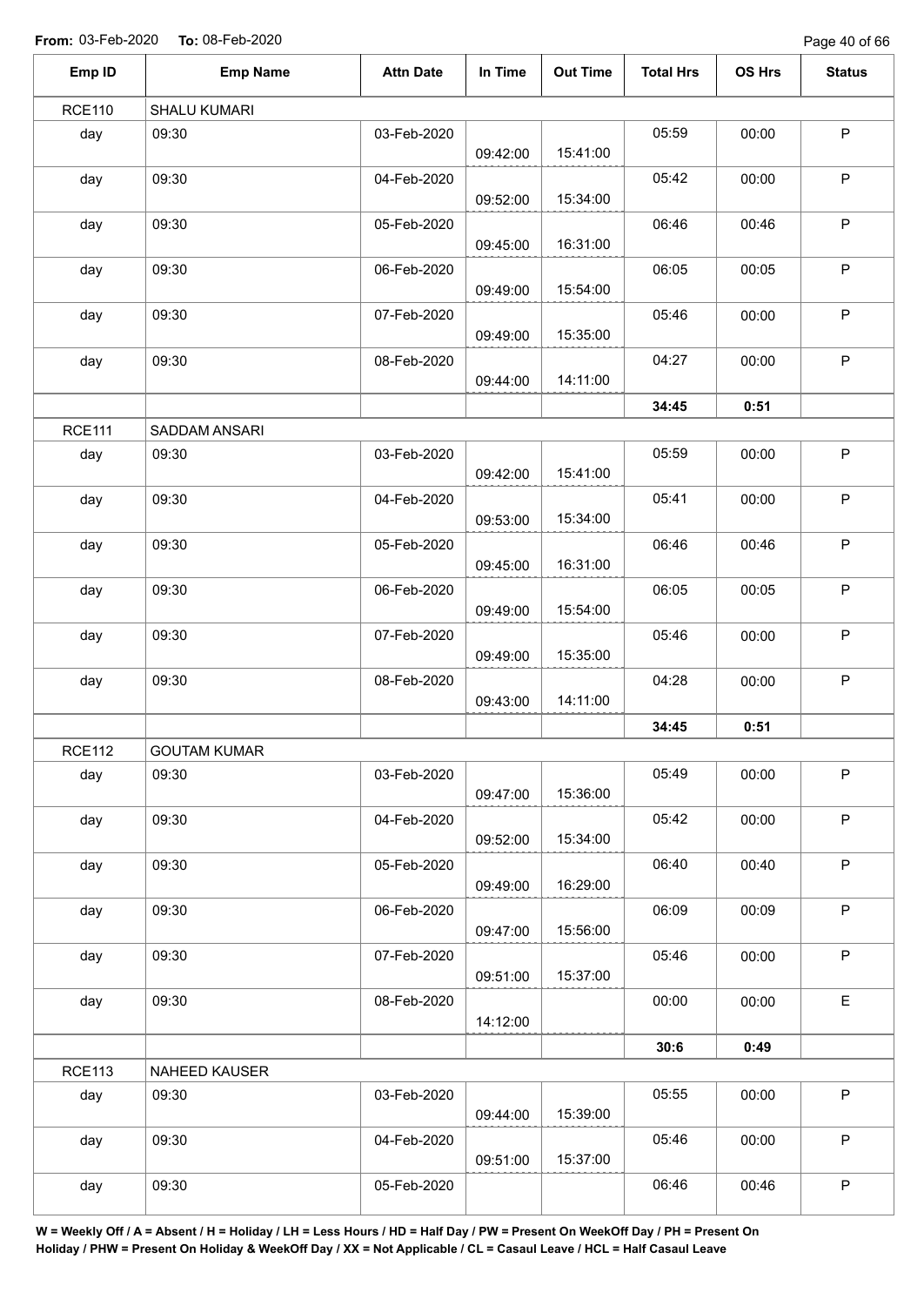**From:** 03-Feb-2020 **To:** 08-Feb-2020

| Emp ID | Emp Name | Attn Date | In Time | Out Time | Total Hrs | OS Hrs | Status |
|---|---|---|---|---|---|---|---|
| RCE110 | SHALU KUMARI | | | | | | |
| day | 09:30 | 03-Feb-2020 | 09:42:00 | 15:41:00 | 05:59 | 00:00 | P |
| day | 09:30 | 04-Feb-2020 | 09:52:00 | 15:34:00 | 05:42 | 00:00 | P |
| day | 09:30 | 05-Feb-2020 | 09:45:00 | 16:31:00 | 06:46 | 00:46 | P |
| day | 09:30 | 06-Feb-2020 | 09:49:00 | 15:54:00 | 06:05 | 00:05 | P |
| day | 09:30 | 07-Feb-2020 | 09:49:00 | 15:35:00 | 05:46 | 00:00 | P |
| day | 09:30 | 08-Feb-2020 | 09:44:00 | 14:11:00 | 04:27 | 00:00 | P |
| | | | | | **34:45** | **0:51** | |
| RCE111 | SADDAM ANSARI | | | | | | |
| day | 09:30 | 03-Feb-2020 | 09:42:00 | 15:41:00 | 05:59 | 00:00 | P |
| day | 09:30 | 04-Feb-2020 | 09:53:00 | 15:34:00 | 05:41 | 00:00 | P |
| day | 09:30 | 05-Feb-2020 | 09:45:00 | 16:31:00 | 06:46 | 00:46 | P |
| day | 09:30 | 06-Feb-2020 | 09:49:00 | 15:54:00 | 06:05 | 00:05 | P |
| day | 09:30 | 07-Feb-2020 | 09:49:00 | 15:35:00 | 05:46 | 00:00 | P |
| day | 09:30 | 08-Feb-2020 | 09:43:00 | 14:11:00 | 04:28 | 00:00 | P |
| | | | | | **34:45** | **0:51** | |
| RCE112 | GOUTAM KUMAR | | | | | | |
| day | 09:30 | 03-Feb-2020 | 09:47:00 | 15:36:00 | 05:49 | 00:00 | P |
| day | 09:30 | 04-Feb-2020 | 09:52:00 | 15:34:00 | 05:42 | 00:00 | P |
| day | 09:30 | 05-Feb-2020 | 09:49:00 | 16:29:00 | 06:40 | 00:40 | P |
| day | 09:30 | 06-Feb-2020 | 09:47:00 | 15:56:00 | 06:09 | 00:09 | P |
| day | 09:30 | 07-Feb-2020 | 09:51:00 | 15:37:00 | 05:46 | 00:00 | P |
| day | 09:30 | 08-Feb-2020 | 14:12:00 | | 00:00 | 00:00 | E |
| | | | | | **30:6** | **0:49** | |
| RCE113 | NAHEED KAUSER | | | | | | |
| day | 09:30 | 03-Feb-2020 | 09:44:00 | 15:39:00 | 05:55 | 00:00 | P |
| day | 09:30 | 04-Feb-2020 | 09:51:00 | 15:37:00 | 05:46 | 00:00 | P |
| day | 09:30 | 05-Feb-2020 | | | 06:46 | 00:46 | P |

**W = Weekly Off / A = Absent / H = Holiday / LH = Less Hours / HD = Half Day / PW = Present On WeekOff Day / PH = Present On Holiday / PHW = Present On Holiday & WeekOff Day / XX = Not Applicable / CL = Casaul Leave / HCL = Half Casaul Leave**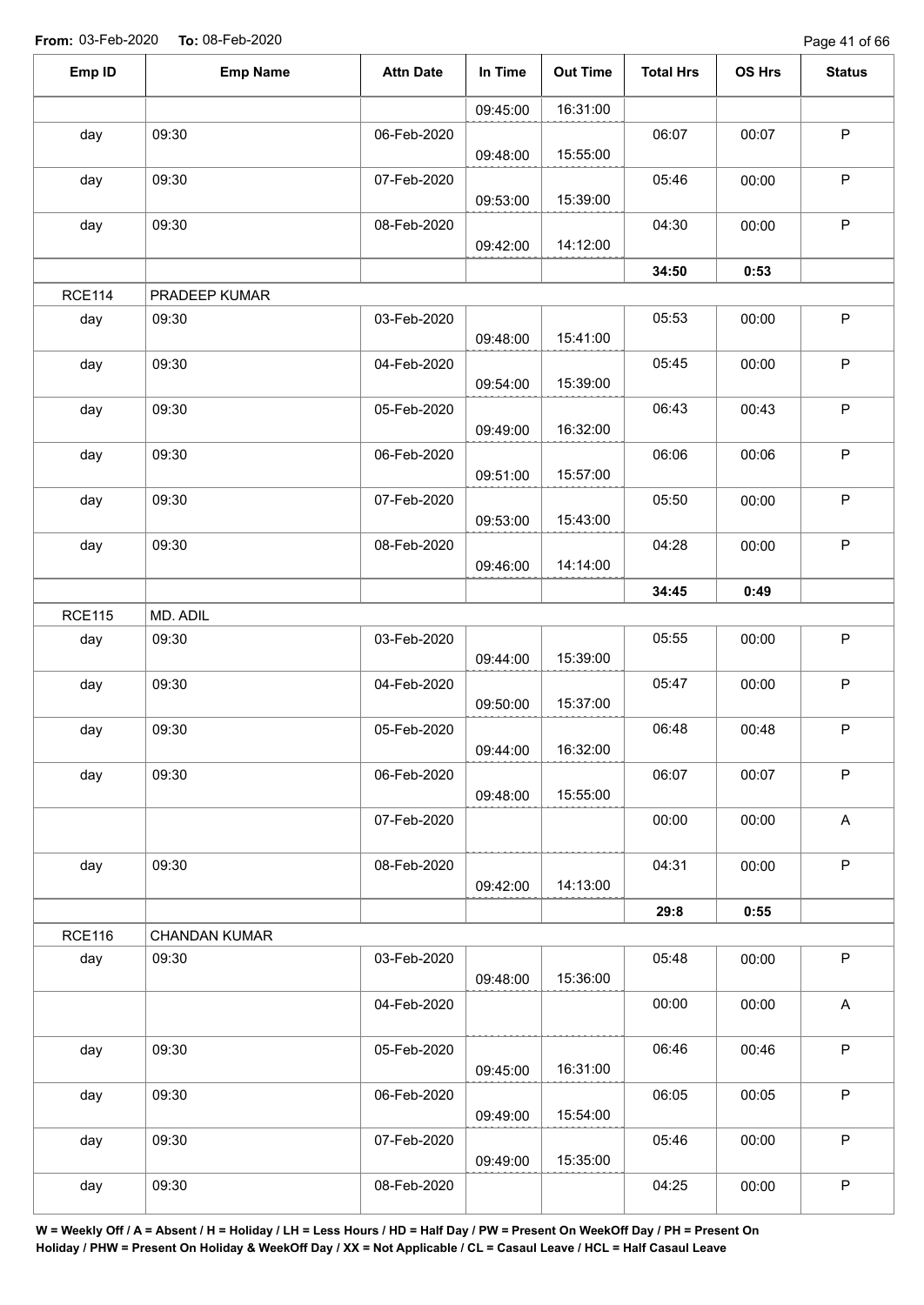**From:** 03-Feb-2020 **To:** 08-Feb-2020

| Emp ID | Emp Name | Attn Date | In Time | Out Time | Total Hrs | OS Hrs | Status |
|---|---|---|---|---|---|---|---|
| | | | 09:45:00 | 16:31:00 | | | |
| day | 09:30 | 06-Feb-2020 | 09:48:00 | 15:55:00 | 06:07 | 00:07 | P |
| day | 09:30 | 07-Feb-2020 | 09:53:00 | 15:39:00 | 05:46 | 00:00 | P |
| day | 09:30 | 08-Feb-2020 | 09:42:00 | 14:12:00 | 04:30 | 00:00 | P |
| | | | | | **34:50** | **0:53** | |
| RCE114 | PRADEEP KUMAR | | | | | | |
| day | 09:30 | 03-Feb-2020 | 09:48:00 | 15:41:00 | 05:53 | 00:00 | P |
| day | 09:30 | 04-Feb-2020 | 09:54:00 | 15:39:00 | 05:45 | 00:00 | P |
| day | 09:30 | 05-Feb-2020 | 09:49:00 | 16:32:00 | 06:43 | 00:43 | P |
| day | 09:30 | 06-Feb-2020 | 09:51:00 | 15:57:00 | 06:06 | 00:06 | P |
| day | 09:30 | 07-Feb-2020 | 09:53:00 | 15:43:00 | 05:50 | 00:00 | P |
| day | 09:30 | 08-Feb-2020 | 09:46:00 | 14:14:00 | 04:28 | 00:00 | P |
| | | | | | **34:45** | **0:49** | |
| RCE115 | MD. ADIL | | | | | | |
| day | 09:30 | 03-Feb-2020 | 09:44:00 | 15:39:00 | 05:55 | 00:00 | P |
| day | 09:30 | 04-Feb-2020 | 09:50:00 | 15:37:00 | 05:47 | 00:00 | P |
| day | 09:30 | 05-Feb-2020 | 09:44:00 | 16:32:00 | 06:48 | 00:48 | P |
| day | 09:30 | 06-Feb-2020 | 09:48:00 | 15:55:00 | 06:07 | 00:07 | P |
| | | 07-Feb-2020 | | | 00:00 | 00:00 | A |
| day | 09:30 | 08-Feb-2020 | 09:42:00 | 14:13:00 | 04:31 | 00:00 | P |
| | | | | | **29:8** | **0:55** | |
| RCE116 | CHANDAN KUMAR | | | | | | |
| day | 09:30 | 03-Feb-2020 | 09:48:00 | 15:36:00 | 05:48 | 00:00 | P |
| | | 04-Feb-2020 | | | 00:00 | 00:00 | A |
| day | 09:30 | 05-Feb-2020 | 09:45:00 | 16:31:00 | 06:46 | 00:46 | P |
| day | 09:30 | 06-Feb-2020 | 09:49:00 | 15:54:00 | 06:05 | 00:05 | P |
| day | 09:30 | 07-Feb-2020 | 09:49:00 | 15:35:00 | 05:46 | 00:00 | P |
| day | 09:30 | 08-Feb-2020 | | | 04:25 | 00:00 | P |

**W = Weekly Off / A = Absent / H = Holiday / LH = Less Hours / HD = Half Day / PW = Present On WeekOff Day / PH = Present On Holiday / PHW = Present On Holiday & WeekOff Day / XX = Not Applicable / CL = Casaul Leave / HCL = Half Casaul Leave**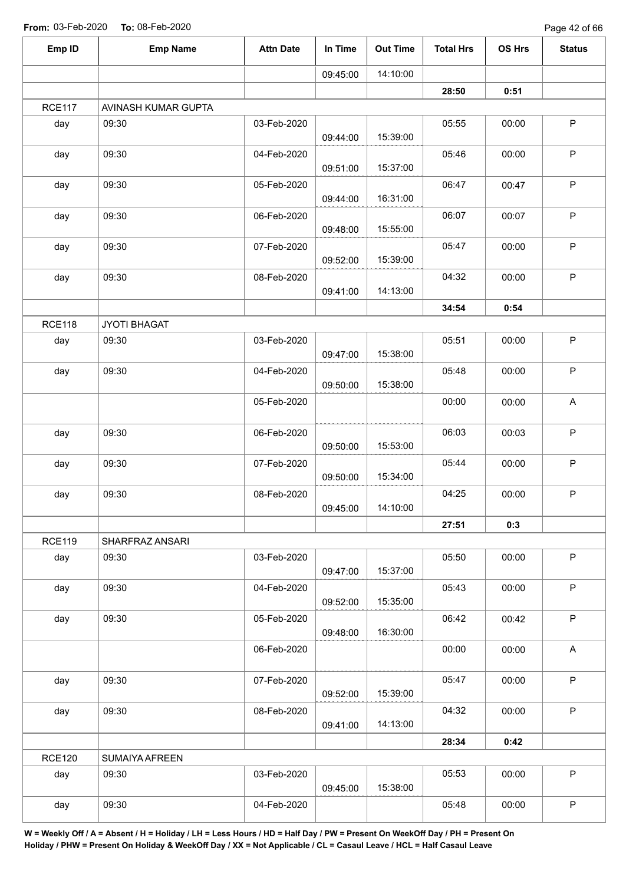From: 03-Feb-2020 To: 08-Feb-2020

| Emp ID | Emp Name | Attn Date | In Time | Out Time | Total Hrs | OS Hrs | Status |
|---|---|---|---|---|---|---|---|
| | | | 09:45:00 | 14:10:00 | | | |
| | | | | | **28:50** | **0:51** | |
| RCE117 | AVINASH KUMAR GUPTA | | | | | | |
| day | 09:30 | 03-Feb-2020 | 09:44:00 | 15:39:00 | 05:55 | 00:00 | P |
| day | 09:30 | 04-Feb-2020 | 09:51:00 | 15:37:00 | 05:46 | 00:00 | P |
| day | 09:30 | 05-Feb-2020 | 09:44:00 | 16:31:00 | 06:47 | 00:47 | P |
| day | 09:30 | 06-Feb-2020 | 09:48:00 | 15:55:00 | 06:07 | 00:07 | P |
| day | 09:30 | 07-Feb-2020 | 09:52:00 | 15:39:00 | 05:47 | 00:00 | P |
| day | 09:30 | 08-Feb-2020 | 09:41:00 | 14:13:00 | 04:32 | 00:00 | P |
| | | | | | **34:54** | **0:54** | |
| RCE118 | JYOTI BHAGAT | | | | | | |
| day | 09:30 | 03-Feb-2020 | 09:47:00 | 15:38:00 | 05:51 | 00:00 | P |
| day | 09:30 | 04-Feb-2020 | 09:50:00 | 15:38:00 | 05:48 | 00:00 | P |
| | | 05-Feb-2020 | | | 00:00 | 00:00 | A |
| day | 09:30 | 06-Feb-2020 | 09:50:00 | 15:53:00 | 06:03 | 00:03 | P |
| day | 09:30 | 07-Feb-2020 | 09:50:00 | 15:34:00 | 05:44 | 00:00 | P |
| day | 09:30 | 08-Feb-2020 | 09:45:00 | 14:10:00 | 04:25 | 00:00 | P |
| | | | | | **27:51** | **0:3** | |
| RCE119 | SHARFRAZ ANSARI | | | | | | |
| day | 09:30 | 03-Feb-2020 | 09:47:00 | 15:37:00 | 05:50 | 00:00 | P |
| day | 09:30 | 04-Feb-2020 | 09:52:00 | 15:35:00 | 05:43 | 00:00 | P |
| day | 09:30 | 05-Feb-2020 | 09:48:00 | 16:30:00 | 06:42 | 00:42 | P |
| | | 06-Feb-2020 | | | 00:00 | 00:00 | A |
| day | 09:30 | 07-Feb-2020 | 09:52:00 | 15:39:00 | 05:47 | 00:00 | P |
| day | 09:30 | 08-Feb-2020 | 09:41:00 | 14:13:00 | 04:32 | 00:00 | P |
| | | | | | **28:34** | **0:42** | |
| RCE120 | SUMAIYA AFREEN | | | | | | |
| day | 09:30 | 03-Feb-2020 | 09:45:00 | 15:38:00 | 05:53 | 00:00 | P |
| day | 09:30 | 04-Feb-2020 | | | 05:48 | 00:00 | P |

**W = Weekly Off / A = Absent / H = Holiday / LH = Less Hours / HD = Half Day / PW = Present On WeekOff Day / PH = Present On Holiday / PHW = Present On Holiday & WeekOff Day / XX = Not Applicable / CL = Casaul Leave / HCL = Half Casaul Leave**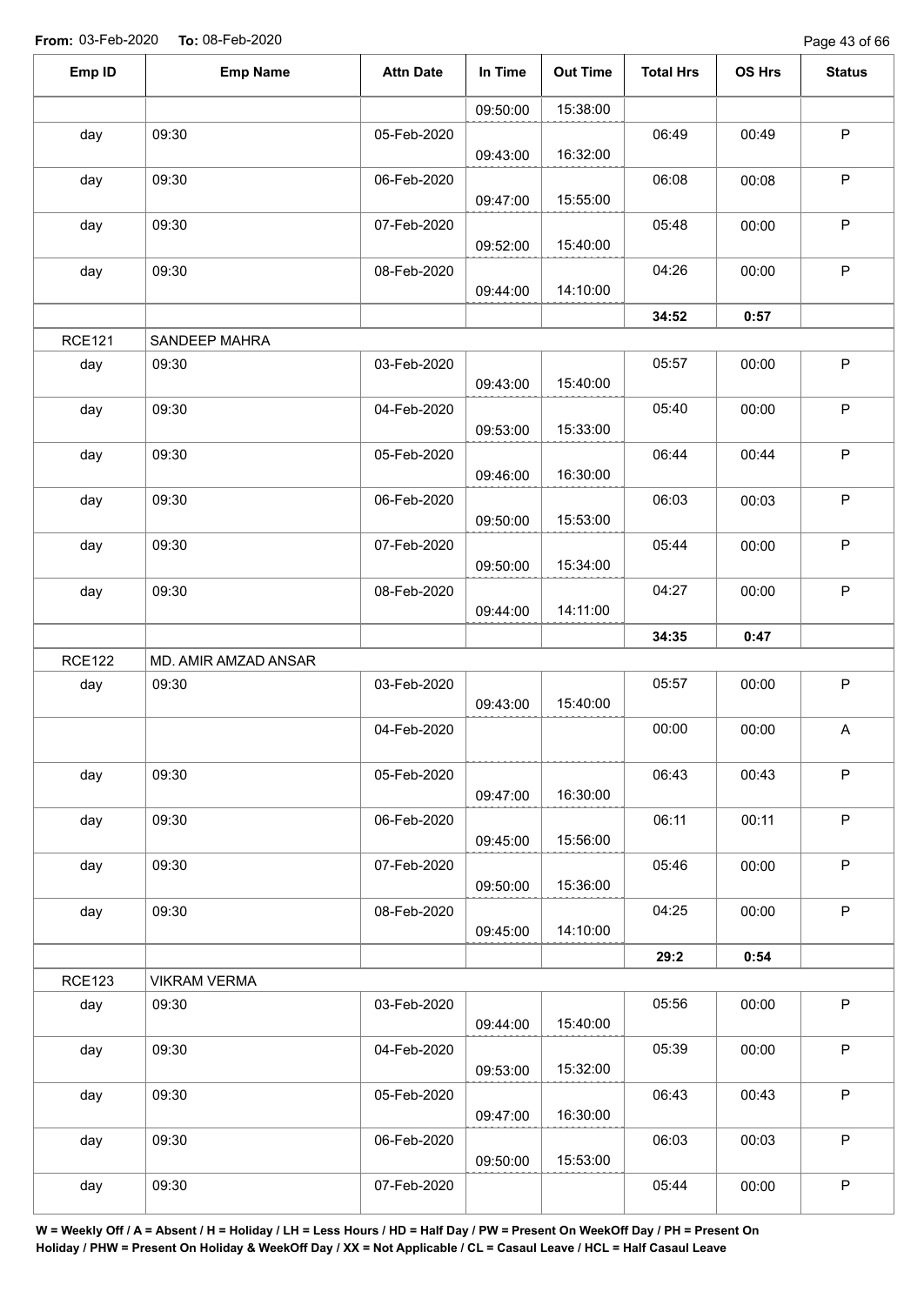**From:** 03-Feb-2020 **To:** 08-Feb-2020

| Emp ID | Emp Name | Attn Date | In Time | Out Time | Total Hrs | OS Hrs | Status |
|---|---|---|---|---|---|---|---|
| | | | 09:50:00 | 15:38:00 | | | |
| day | 09:30 | 05-Feb-2020 | 09:43:00 | 16:32:00 | 06:49 | 00:49 | P |
| day | 09:30 | 06-Feb-2020 | 09:47:00 | 15:55:00 | 06:08 | 00:08 | P |
| day | 09:30 | 07-Feb-2020 | 09:52:00 | 15:40:00 | 05:48 | 00:00 | P |
| day | 09:30 | 08-Feb-2020 | 09:44:00 | 14:10:00 | 04:26 | 00:00 | P |
| | | | | | **34:52** | **0:57** | |
| RCE121 | SANDEEP MAHRA | | | | | | |
| day | 09:30 | 03-Feb-2020 | 09:43:00 | 15:40:00 | 05:57 | 00:00 | P |
| day | 09:30 | 04-Feb-2020 | 09:53:00 | 15:33:00 | 05:40 | 00:00 | P |
| day | 09:30 | 05-Feb-2020 | 09:46:00 | 16:30:00 | 06:44 | 00:44 | P |
| day | 09:30 | 06-Feb-2020 | 09:50:00 | 15:53:00 | 06:03 | 00:03 | P |
| day | 09:30 | 07-Feb-2020 | 09:50:00 | 15:34:00 | 05:44 | 00:00 | P |
| day | 09:30 | 08-Feb-2020 | 09:44:00 | 14:11:00 | 04:27 | 00:00 | P |
| | | | | | **34:35** | **0:47** | |
| RCE122 | MD. AMIR AMZAD ANSAR | | | | | | |
| day | 09:30 | 03-Feb-2020 | 09:43:00 | 15:40:00 | 05:57 | 00:00 | P |
| | | 04-Feb-2020 | | | 00:00 | 00:00 | A |
| day | 09:30 | 05-Feb-2020 | 09:47:00 | 16:30:00 | 06:43 | 00:43 | P |
| day | 09:30 | 06-Feb-2020 | 09:45:00 | 15:56:00 | 06:11 | 00:11 | P |
| day | 09:30 | 07-Feb-2020 | 09:50:00 | 15:36:00 | 05:46 | 00:00 | P |
| day | 09:30 | 08-Feb-2020 | 09:45:00 | 14:10:00 | 04:25 | 00:00 | P |
| | | | | | **29:2** | **0:54** | |
| RCE123 | VIKRAM VERMA | | | | | | |
| day | 09:30 | 03-Feb-2020 | 09:44:00 | 15:40:00 | 05:56 | 00:00 | P |
| day | 09:30 | 04-Feb-2020 | 09:53:00 | 15:32:00 | 05:39 | 00:00 | P |
| day | 09:30 | 05-Feb-2020 | 09:47:00 | 16:30:00 | 06:43 | 00:43 | P |
| day | 09:30 | 06-Feb-2020 | 09:50:00 | 15:53:00 | 06:03 | 00:03 | P |
| day | 09:30 | 07-Feb-2020 | | | 05:44 | 00:00 | P |

**W = Weekly Off / A = Absent / H = Holiday / LH = Less Hours / HD = Half Day / PW = Present On WeekOff Day / PH = Present On Holiday / PHW = Present On Holiday & WeekOff Day / XX = Not Applicable / CL = Casaul Leave / HCL = Half Casaul Leave**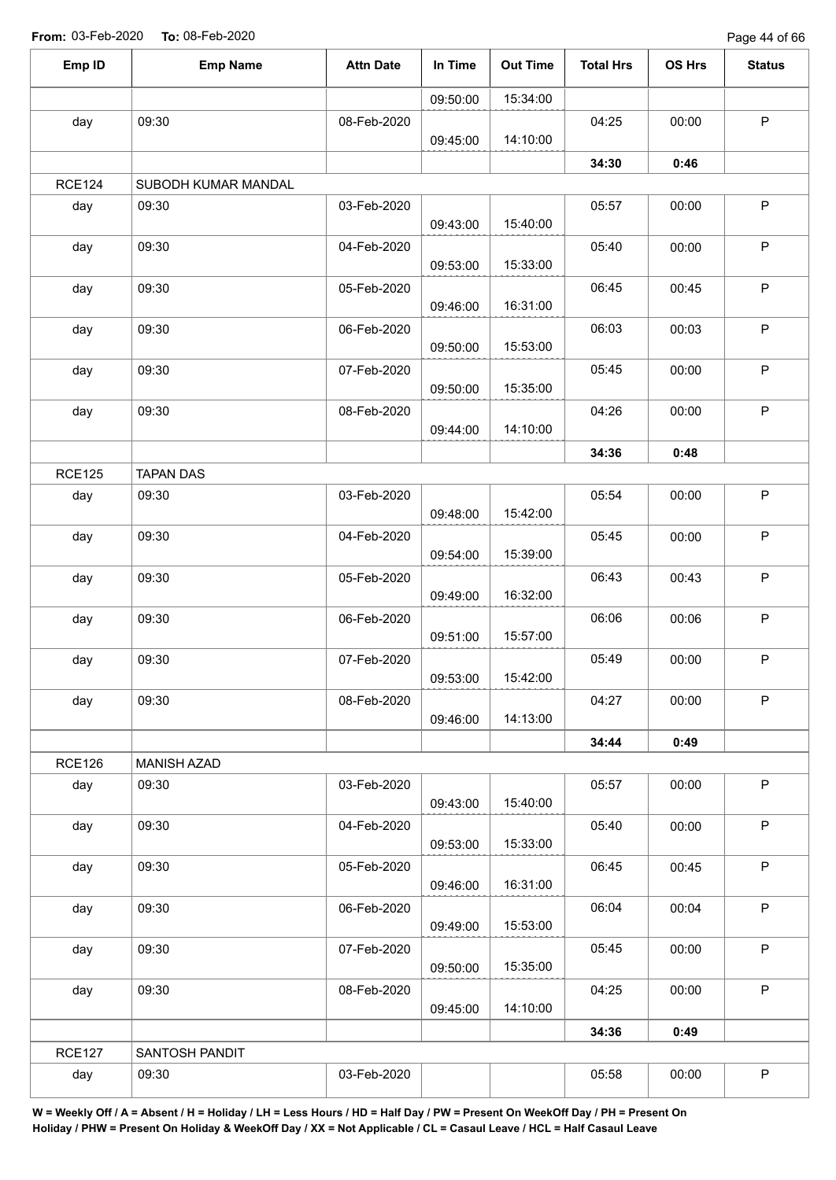From: 03-Feb-2020 To: 08-Feb-2020

| Emp ID | Emp Name | Attn Date | In Time | Out Time | Total Hrs | OS Hrs | Status |
|---|---|---|---|---|---|---|---|
| | | | 09:50:00 | 15:34:00 | | | |
| day | 09:30 | 08-Feb-2020 | 09:45:00 | 14:10:00 | 04:25 | 00:00 | P |
| | | | | | **34:30** | **0:46** | |
| RCE124 | SUBODH KUMAR MANDAL | | | | | | |
| day | 09:30 | 03-Feb-2020 | 09:43:00 | 15:40:00 | 05:57 | 00:00 | P |
| day | 09:30 | 04-Feb-2020 | 09:53:00 | 15:33:00 | 05:40 | 00:00 | P |
| day | 09:30 | 05-Feb-2020 | 09:46:00 | 16:31:00 | 06:45 | 00:45 | P |
| day | 09:30 | 06-Feb-2020 | 09:50:00 | 15:53:00 | 06:03 | 00:03 | P |
| day | 09:30 | 07-Feb-2020 | 09:50:00 | 15:35:00 | 05:45 | 00:00 | P |
| day | 09:30 | 08-Feb-2020 | 09:44:00 | 14:10:00 | 04:26 | 00:00 | P |
| | | | | | **34:36** | **0:48** | |
| RCE125 | TAPAN DAS | | | | | | |
| day | 09:30 | 03-Feb-2020 | 09:48:00 | 15:42:00 | 05:54 | 00:00 | P |
| day | 09:30 | 04-Feb-2020 | 09:54:00 | 15:39:00 | 05:45 | 00:00 | P |
| day | 09:30 | 05-Feb-2020 | 09:49:00 | 16:32:00 | 06:43 | 00:43 | P |
| day | 09:30 | 06-Feb-2020 | 09:51:00 | 15:57:00 | 06:06 | 00:06 | P |
| day | 09:30 | 07-Feb-2020 | 09:53:00 | 15:42:00 | 05:49 | 00:00 | P |
| day | 09:30 | 08-Feb-2020 | 09:46:00 | 14:13:00 | 04:27 | 00:00 | P |
| | | | | | **34:44** | **0:49** | |
| RCE126 | MANISH AZAD | | | | | | |
| day | 09:30 | 03-Feb-2020 | 09:43:00 | 15:40:00 | 05:57 | 00:00 | P |
| day | 09:30 | 04-Feb-2020 | 09:53:00 | 15:33:00 | 05:40 | 00:00 | P |
| day | 09:30 | 05-Feb-2020 | 09:46:00 | 16:31:00 | 06:45 | 00:45 | P |
| day | 09:30 | 06-Feb-2020 | 09:49:00 | 15:53:00 | 06:04 | 00:04 | P |
| day | 09:30 | 07-Feb-2020 | 09:50:00 | 15:35:00 | 05:45 | 00:00 | P |
| day | 09:30 | 08-Feb-2020 | 09:45:00 | 14:10:00 | 04:25 | 00:00 | P |
| | | | | | **34:36** | **0:49** | |
| RCE127 | SANTOSH PANDIT | | | | | | |
| day | 09:30 | 03-Feb-2020 | | | 05:58 | 00:00 | P |

**W = Weekly Off / A = Absent / H = Holiday / LH = Less Hours / HD = Half Day / PW = Present On WeekOff Day / PH = Present On Holiday / PHW = Present On Holiday & WeekOff Day / XX = Not Applicable / CL = Casaul Leave / HCL = Half Casaul Leave**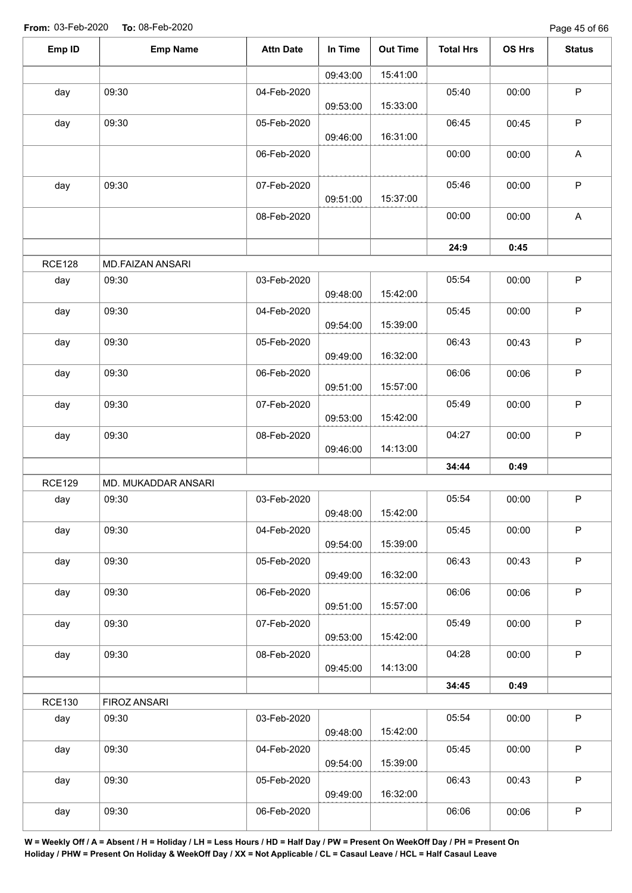From: 03-Feb-2020 To: 08-Feb-2020

| Emp ID | Emp Name | Attn Date | In Time | Out Time | Total Hrs | OS Hrs | Status |
|---|---|---|---|---|---|---|---|
| | | | 09:43:00 | 15:41:00 | | | |
| day | 09:30 | 04-Feb-2020 | 09:53:00 | 15:33:00 | 05:40 | 00:00 | P |
| day | 09:30 | 05-Feb-2020 | 09:46:00 | 16:31:00 | 06:45 | 00:45 | P |
| | | 06-Feb-2020 | | | 00:00 | 00:00 | A |
| day | 09:30 | 07-Feb-2020 | 09:51:00 | 15:37:00 | 05:46 | 00:00 | P |
| | | 08-Feb-2020 | | | 00:00 | 00:00 | A |
| | | | | | **24:9** | **0:45** | |
| RCE128 | MD.FAIZAN ANSARI | | | | | | |
| day | 09:30 | 03-Feb-2020 | 09:48:00 | 15:42:00 | 05:54 | 00:00 | P |
| day | 09:30 | 04-Feb-2020 | 09:54:00 | 15:39:00 | 05:45 | 00:00 | P |
| day | 09:30 | 05-Feb-2020 | 09:49:00 | 16:32:00 | 06:43 | 00:43 | P |
| day | 09:30 | 06-Feb-2020 | 09:51:00 | 15:57:00 | 06:06 | 00:06 | P |
| day | 09:30 | 07-Feb-2020 | 09:53:00 | 15:42:00 | 05:49 | 00:00 | P |
| day | 09:30 | 08-Feb-2020 | 09:46:00 | 14:13:00 | 04:27 | 00:00 | P |
| | | | | | **34:44** | **0:49** | |
| RCE129 | MD. MUKADDAR ANSARI | | | | | | |
| day | 09:30 | 03-Feb-2020 | 09:48:00 | 15:42:00 | 05:54 | 00:00 | P |
| day | 09:30 | 04-Feb-2020 | 09:54:00 | 15:39:00 | 05:45 | 00:00 | P |
| day | 09:30 | 05-Feb-2020 | 09:49:00 | 16:32:00 | 06:43 | 00:43 | P |
| day | 09:30 | 06-Feb-2020 | 09:51:00 | 15:57:00 | 06:06 | 00:06 | P |
| day | 09:30 | 07-Feb-2020 | 09:53:00 | 15:42:00 | 05:49 | 00:00 | P |
| day | 09:30 | 08-Feb-2020 | 09:45:00 | 14:13:00 | 04:28 | 00:00 | P |
| | | | | | **34:45** | **0:49** | |
| RCE130 | FIROZ ANSARI | | | | | | |
| day | 09:30 | 03-Feb-2020 | 09:48:00 | 15:42:00 | 05:54 | 00:00 | P |
| day | 09:30 | 04-Feb-2020 | 09:54:00 | 15:39:00 | 05:45 | 00:00 | P |
| day | 09:30 | 05-Feb-2020 | 09:49:00 | 16:32:00 | 06:43 | 00:43 | P |
| day | 09:30 | 06-Feb-2020 | | | 06:06 | 00:06 | P |

**W = Weekly Off / A = Absent / H = Holiday / LH = Less Hours / HD = Half Day / PW = Present On WeekOff Day / PH = Present On Holiday / PHW = Present On Holiday & WeekOff Day / XX = Not Applicable / CL = Casaul Leave / HCL = Half Casaul Leave**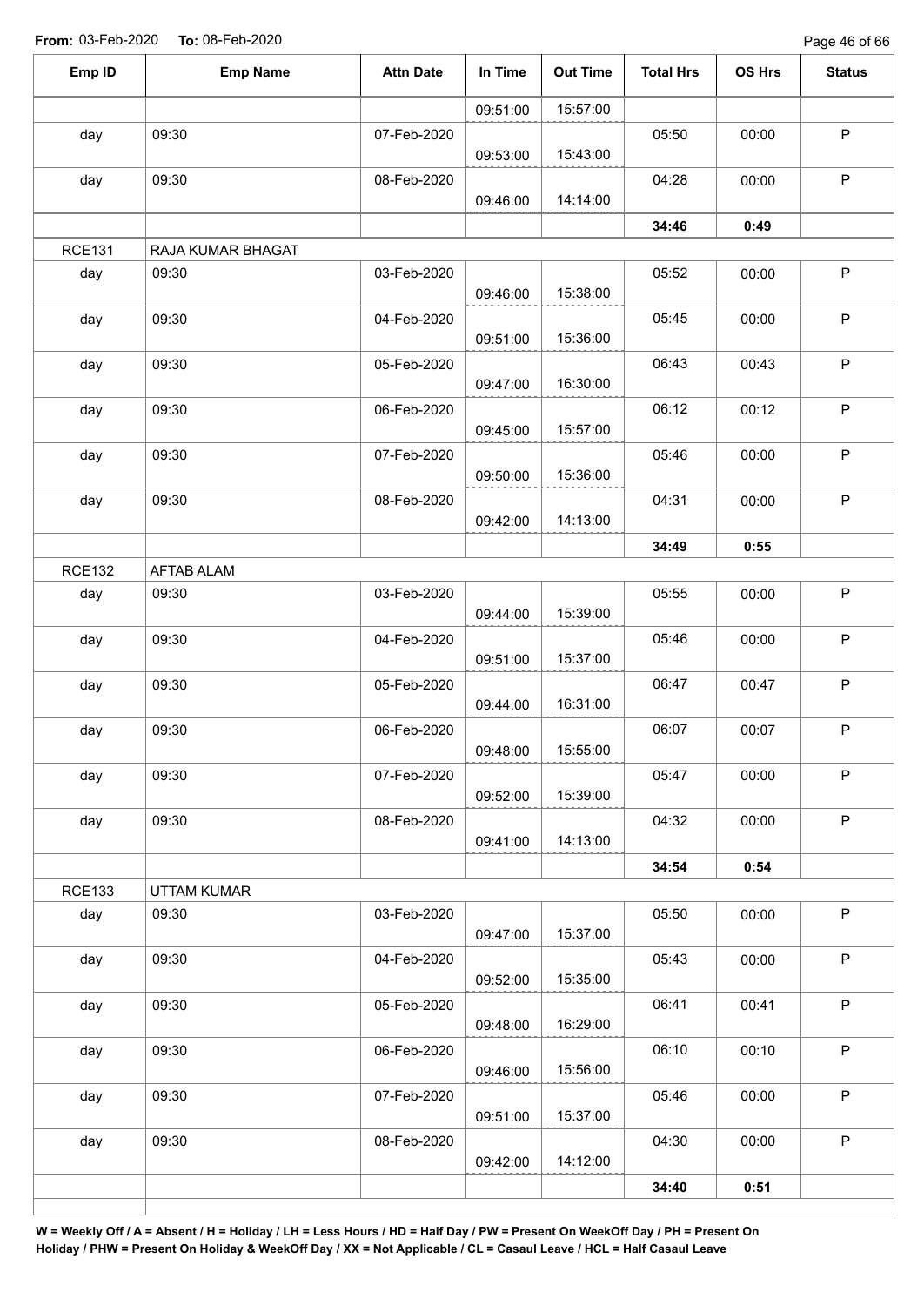**From:** 03-Feb-2020 **To:** 08-Feb-2020

| Emp ID | Emp Name | Attn Date | In Time | Out Time | Total Hrs | OS Hrs | Status |
|---|---|---|---|---|---|---|---|
| | | | 09:51:00 | 15:57:00 | | | |
| day | 09:30 | 07-Feb-2020 | 09:53:00 | 15:43:00 | 05:50 | 00:00 | P |
| day | 09:30 | 08-Feb-2020 | 09:46:00 | 14:14:00 | 04:28 | 00:00 | P |
| | | | | | **34:46** | **0:49** | |
| RCE131 | RAJA KUMAR BHAGAT | | | | | | |
| day | 09:30 | 03-Feb-2020 | 09:46:00 | 15:38:00 | 05:52 | 00:00 | P |
| day | 09:30 | 04-Feb-2020 | 09:51:00 | 15:36:00 | 05:45 | 00:00 | P |
| day | 09:30 | 05-Feb-2020 | 09:47:00 | 16:30:00 | 06:43 | 00:43 | P |
| day | 09:30 | 06-Feb-2020 | 09:45:00 | 15:57:00 | 06:12 | 00:12 | P |
| day | 09:30 | 07-Feb-2020 | 09:50:00 | 15:36:00 | 05:46 | 00:00 | P |
| day | 09:30 | 08-Feb-2020 | 09:42:00 | 14:13:00 | 04:31 | 00:00 | P |
| | | | | | **34:49** | **0:55** | |
| RCE132 | AFTAB ALAM | | | | | | |
| day | 09:30 | 03-Feb-2020 | 09:44:00 | 15:39:00 | 05:55 | 00:00 | P |
| day | 09:30 | 04-Feb-2020 | 09:51:00 | 15:37:00 | 05:46 | 00:00 | P |
| day | 09:30 | 05-Feb-2020 | 09:44:00 | 16:31:00 | 06:47 | 00:47 | P |
| day | 09:30 | 06-Feb-2020 | 09:48:00 | 15:55:00 | 06:07 | 00:07 | P |
| day | 09:30 | 07-Feb-2020 | 09:52:00 | 15:39:00 | 05:47 | 00:00 | P |
| day | 09:30 | 08-Feb-2020 | 09:41:00 | 14:13:00 | 04:32 | 00:00 | P |
| | | | | | **34:54** | **0:54** | |
| RCE133 | UTTAM KUMAR | | | | | | |
| day | 09:30 | 03-Feb-2020 | 09:47:00 | 15:37:00 | 05:50 | 00:00 | P |
| day | 09:30 | 04-Feb-2020 | 09:52:00 | 15:35:00 | 05:43 | 00:00 | P |
| day | 09:30 | 05-Feb-2020 | 09:48:00 | 16:29:00 | 06:41 | 00:41 | P |
| day | 09:30 | 06-Feb-2020 | 09:46:00 | 15:56:00 | 06:10 | 00:10 | P |
| day | 09:30 | 07-Feb-2020 | 09:51:00 | 15:37:00 | 05:46 | 00:00 | P |
| day | 09:30 | 08-Feb-2020 | 09:42:00 | 14:12:00 | 04:30 | 00:00 | P |
| | | | | | **34:40** | **0:51** | |

**W = Weekly Off / A = Absent / H = Holiday / LH = Less Hours / HD = Half Day / PW = Present On WeekOff Day / PH = Present On Holiday / PHW = Present On Holiday & WeekOff Day / XX = Not Applicable / CL = Casaul Leave / HCL = Half Casaul Leave**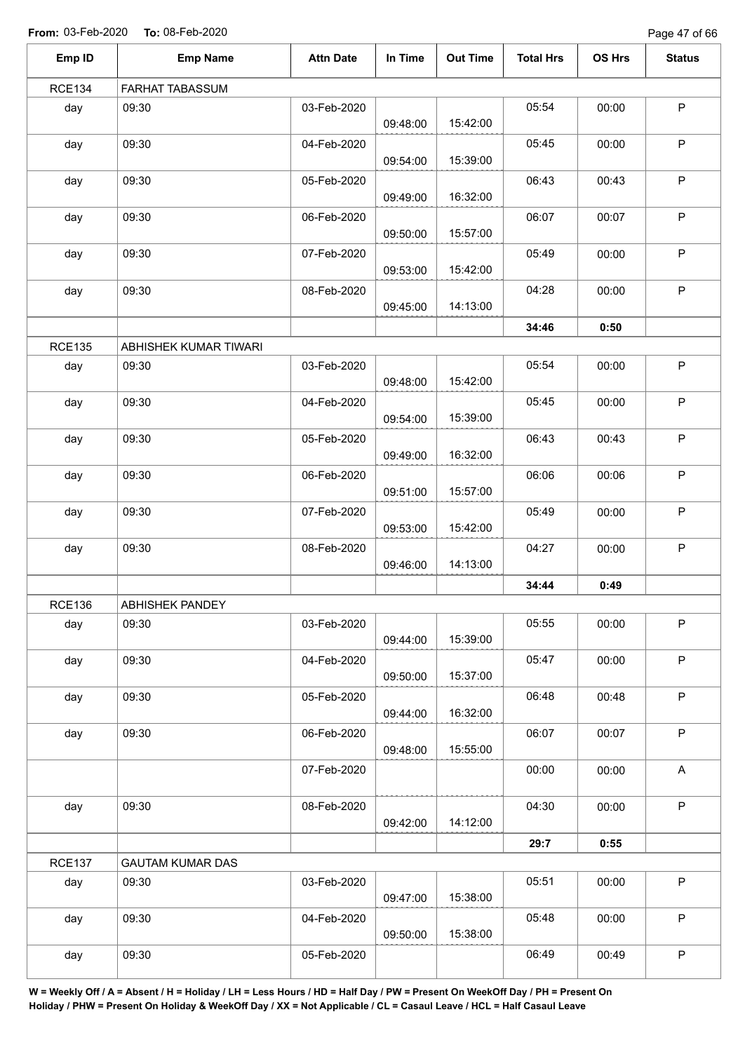**From:** 03-Feb-2020 **To:** 08-Feb-2020

| Emp ID | Emp Name | Attn Date | In Time | Out Time | Total Hrs | OS Hrs | Status |
|---|---|---|---|---|---|---|---|
| RCE134 | FARHAT TABASSUM | | | | | | |
| day | 09:30 | 03-Feb-2020 | 09:48:00 | 15:42:00 | 05:54 | 00:00 | P |
| day | 09:30 | 04-Feb-2020 | 09:54:00 | 15:39:00 | 05:45 | 00:00 | P |
| day | 09:30 | 05-Feb-2020 | 09:49:00 | 16:32:00 | 06:43 | 00:43 | P |
| day | 09:30 | 06-Feb-2020 | 09:50:00 | 15:57:00 | 06:07 | 00:07 | P |
| day | 09:30 | 07-Feb-2020 | 09:53:00 | 15:42:00 | 05:49 | 00:00 | P |
| day | 09:30 | 08-Feb-2020 | 09:45:00 | 14:13:00 | 04:28 | 00:00 | P |
| | | | | | **34:46** | **0:50** | |
| RCE135 | ABHISHEK KUMAR TIWARI | | | | | | |
| day | 09:30 | 03-Feb-2020 | 09:48:00 | 15:42:00 | 05:54 | 00:00 | P |
| day | 09:30 | 04-Feb-2020 | 09:54:00 | 15:39:00 | 05:45 | 00:00 | P |
| day | 09:30 | 05-Feb-2020 | 09:49:00 | 16:32:00 | 06:43 | 00:43 | P |
| day | 09:30 | 06-Feb-2020 | 09:51:00 | 15:57:00 | 06:06 | 00:06 | P |
| day | 09:30 | 07-Feb-2020 | 09:53:00 | 15:42:00 | 05:49 | 00:00 | P |
| day | 09:30 | 08-Feb-2020 | 09:46:00 | 14:13:00 | 04:27 | 00:00 | P |
| | | | | | **34:44** | **0:49** | |
| RCE136 | ABHISHEK PANDEY | | | | | | |
| day | 09:30 | 03-Feb-2020 | 09:44:00 | 15:39:00 | 05:55 | 00:00 | P |
| day | 09:30 | 04-Feb-2020 | 09:50:00 | 15:37:00 | 05:47 | 00:00 | P |
| day | 09:30 | 05-Feb-2020 | 09:44:00 | 16:32:00 | 06:48 | 00:48 | P |
| day | 09:30 | 06-Feb-2020 | 09:48:00 | 15:55:00 | 06:07 | 00:07 | P |
| | | 07-Feb-2020 | | | 00:00 | 00:00 | A |
| day | 09:30 | 08-Feb-2020 | 09:42:00 | 14:12:00 | 04:30 | 00:00 | P |
| | | | | | **29:7** | **0:55** | |
| RCE137 | GAUTAM KUMAR DAS | | | | | | |
| day | 09:30 | 03-Feb-2020 | 09:47:00 | 15:38:00 | 05:51 | 00:00 | P |
| day | 09:30 | 04-Feb-2020 | 09:50:00 | 15:38:00 | 05:48 | 00:00 | P |
| day | 09:30 | 05-Feb-2020 | | | 06:49 | 00:49 | P |

**W = Weekly Off / A = Absent / H = Holiday / LH = Less Hours / HD = Half Day / PW = Present On WeekOff Day / PH = Present On Holiday / PHW = Present On Holiday & WeekOff Day / XX = Not Applicable / CL = Casaul Leave / HCL = Half Casaul Leave**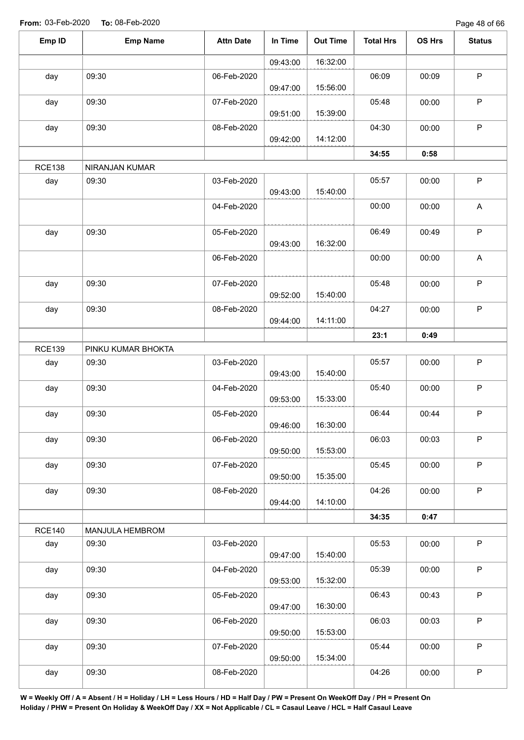**From:** 03-Feb-2020 **To:** 08-Feb-2020

| Emp ID | Emp Name | Attn Date | In Time | Out Time | Total Hrs | OS Hrs | Status |
|---|---|---|---|---|---|---|---|
| | | | 09:43:00 | 16:32:00 | | | |
| day | 09:30 | 06-Feb-2020 | 09:47:00 | 15:56:00 | 06:09 | 00:09 | P |
| day | 09:30 | 07-Feb-2020 | 09:51:00 | 15:39:00 | 05:48 | 00:00 | P |
| day | 09:30 | 08-Feb-2020 | 09:42:00 | 14:12:00 | 04:30 | 00:00 | P |
| | | | | | **34:55** | **0:58** | |
| RCE138 | NIRANJAN KUMAR | | | | | | |
| day | 09:30 | 03-Feb-2020 | 09:43:00 | 15:40:00 | 05:57 | 00:00 | P |
| | | 04-Feb-2020 | | | 00:00 | 00:00 | A |
| day | 09:30 | 05-Feb-2020 | 09:43:00 | 16:32:00 | 06:49 | 00:49 | P |
| | | 06-Feb-2020 | | | 00:00 | 00:00 | A |
| day | 09:30 | 07-Feb-2020 | 09:52:00 | 15:40:00 | 05:48 | 00:00 | P |
| day | 09:30 | 08-Feb-2020 | 09:44:00 | 14:11:00 | 04:27 | 00:00 | P |
| | | | | | **23:1** | **0:49** | |
| RCE139 | PINKU KUMAR BHOKTA | | | | | | |
| day | 09:30 | 03-Feb-2020 | 09:43:00 | 15:40:00 | 05:57 | 00:00 | P |
| day | 09:30 | 04-Feb-2020 | 09:53:00 | 15:33:00 | 05:40 | 00:00 | P |
| day | 09:30 | 05-Feb-2020 | 09:46:00 | 16:30:00 | 06:44 | 00:44 | P |
| day | 09:30 | 06-Feb-2020 | 09:50:00 | 15:53:00 | 06:03 | 00:03 | P |
| day | 09:30 | 07-Feb-2020 | 09:50:00 | 15:35:00 | 05:45 | 00:00 | P |
| day | 09:30 | 08-Feb-2020 | 09:44:00 | 14:10:00 | 04:26 | 00:00 | P |
| | | | | | **34:35** | **0:47** | |
| RCE140 | MANJULA HEMBROM | | | | | | |
| day | 09:30 | 03-Feb-2020 | 09:47:00 | 15:40:00 | 05:53 | 00:00 | P |
| day | 09:30 | 04-Feb-2020 | 09:53:00 | 15:32:00 | 05:39 | 00:00 | P |
| day | 09:30 | 05-Feb-2020 | 09:47:00 | 16:30:00 | 06:43 | 00:43 | P |
| day | 09:30 | 06-Feb-2020 | 09:50:00 | 15:53:00 | 06:03 | 00:03 | P |
| day | 09:30 | 07-Feb-2020 | 09:50:00 | 15:34:00 | 05:44 | 00:00 | P |
| day | 09:30 | 08-Feb-2020 | | | 04:26 | 00:00 | P |

**W = Weekly Off / A = Absent / H = Holiday / LH = Less Hours / HD = Half Day / PW = Present On WeekOff Day / PH = Present On Holiday / PHW = Present On Holiday & WeekOff Day / XX = Not Applicable / CL = Casaul Leave / HCL = Half Casaul Leave**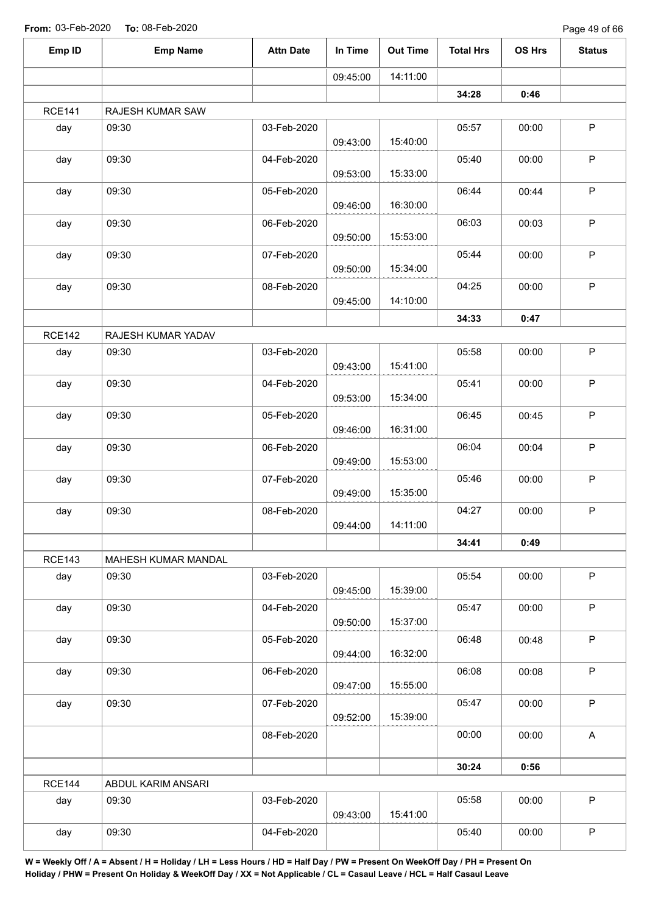**From:** 03-Feb-2020 **To:** 08-Feb-2020

| Emp ID | Emp Name | Attn Date | In Time | Out Time | Total Hrs | OS Hrs | Status |
|---|---|---|---|---|---|---|---|
| | | | 09:45:00 | 14:11:00 | | | |
| | | | | | **34:28** | **0:46** | |
| RCE141 | RAJESH KUMAR SAW | | | | | | |
| day | 09:30 | 03-Feb-2020 | 09:43:00 | 15:40:00 | 05:57 | 00:00 | P |
| day | 09:30 | 04-Feb-2020 | 09:53:00 | 15:33:00 | 05:40 | 00:00 | P |
| day | 09:30 | 05-Feb-2020 | 09:46:00 | 16:30:00 | 06:44 | 00:44 | P |
| day | 09:30 | 06-Feb-2020 | 09:50:00 | 15:53:00 | 06:03 | 00:03 | P |
| day | 09:30 | 07-Feb-2020 | 09:50:00 | 15:34:00 | 05:44 | 00:00 | P |
| day | 09:30 | 08-Feb-2020 | 09:45:00 | 14:10:00 | 04:25 | 00:00 | P |
| | | | | | **34:33** | **0:47** | |
| RCE142 | RAJESH KUMAR YADAV | | | | | | |
| day | 09:30 | 03-Feb-2020 | 09:43:00 | 15:41:00 | 05:58 | 00:00 | P |
| day | 09:30 | 04-Feb-2020 | 09:53:00 | 15:34:00 | 05:41 | 00:00 | P |
| day | 09:30 | 05-Feb-2020 | 09:46:00 | 16:31:00 | 06:45 | 00:45 | P |
| day | 09:30 | 06-Feb-2020 | 09:49:00 | 15:53:00 | 06:04 | 00:04 | P |
| day | 09:30 | 07-Feb-2020 | 09:49:00 | 15:35:00 | 05:46 | 00:00 | P |
| day | 09:30 | 08-Feb-2020 | 09:44:00 | 14:11:00 | 04:27 | 00:00 | P |
| | | | | | **34:41** | **0:49** | |
| RCE143 | MAHESH KUMAR MANDAL | | | | | | |
| day | 09:30 | 03-Feb-2020 | 09:45:00 | 15:39:00 | 05:54 | 00:00 | P |
| day | 09:30 | 04-Feb-2020 | 09:50:00 | 15:37:00 | 05:47 | 00:00 | P |
| day | 09:30 | 05-Feb-2020 | 09:44:00 | 16:32:00 | 06:48 | 00:48 | P |
| day | 09:30 | 06-Feb-2020 | 09:47:00 | 15:55:00 | 06:08 | 00:08 | P |
| day | 09:30 | 07-Feb-2020 | 09:52:00 | 15:39:00 | 05:47 | 00:00 | P |
| | | 08-Feb-2020 | | | 00:00 | 00:00 | A |
| | | | | | **30:24** | **0:56** | |
| RCE144 | ABDUL KARIM ANSARI | | | | | | |
| day | 09:30 | 03-Feb-2020 | 09:43:00 | 15:41:00 | 05:58 | 00:00 | P |
| day | 09:30 | 04-Feb-2020 | | | 05:40 | 00:00 | P |

**W = Weekly Off / A = Absent / H = Holiday / LH = Less Hours / HD = Half Day / PW = Present On WeekOff Day / PH = Present On Holiday / PHW = Present On Holiday & WeekOff Day / XX = Not Applicable / CL = Casaul Leave / HCL = Half Casaul Leave**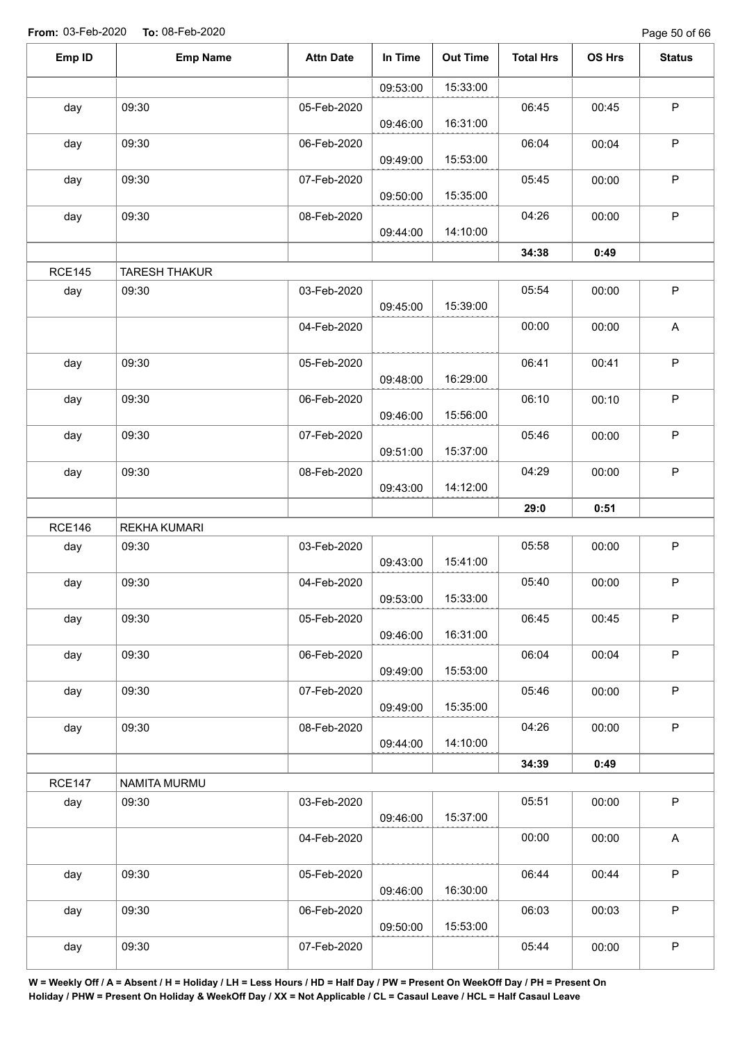**From:** 03-Feb-2020 **To:** 08-Feb-2020

| Emp ID | Emp Name | Attn Date | In Time | Out Time | Total Hrs | OS Hrs | Status |
|---|---|---|---|---|---|---|---|
| | | | 09:53:00 | 15:33:00 | | | |
| day | 09:30 | 05-Feb-2020 | 09:46:00 | 16:31:00 | 06:45 | 00:45 | P |
| day | 09:30 | 06-Feb-2020 | 09:49:00 | 15:53:00 | 06:04 | 00:04 | P |
| day | 09:30 | 07-Feb-2020 | 09:50:00 | 15:35:00 | 05:45 | 00:00 | P |
| day | 09:30 | 08-Feb-2020 | 09:44:00 | 14:10:00 | 04:26 | 00:00 | P |
| | | | | | **34:38** | **0:49** | |
| RCE145 | TARESH THAKUR | | | | | | |
| day | 09:30 | 03-Feb-2020 | 09:45:00 | 15:39:00 | 05:54 | 00:00 | P |
| | | 04-Feb-2020 | | | 00:00 | 00:00 | A |
| day | 09:30 | 05-Feb-2020 | 09:48:00 | 16:29:00 | 06:41 | 00:41 | P |
| day | 09:30 | 06-Feb-2020 | 09:46:00 | 15:56:00 | 06:10 | 00:10 | P |
| day | 09:30 | 07-Feb-2020 | 09:51:00 | 15:37:00 | 05:46 | 00:00 | P |
| day | 09:30 | 08-Feb-2020 | 09:43:00 | 14:12:00 | 04:29 | 00:00 | P |
| | | | | | **29:0** | **0:51** | |
| RCE146 | REKHA KUMARI | | | | | | |
| day | 09:30 | 03-Feb-2020 | 09:43:00 | 15:41:00 | 05:58 | 00:00 | P |
| day | 09:30 | 04-Feb-2020 | 09:53:00 | 15:33:00 | 05:40 | 00:00 | P |
| day | 09:30 | 05-Feb-2020 | 09:46:00 | 16:31:00 | 06:45 | 00:45 | P |
| day | 09:30 | 06-Feb-2020 | 09:49:00 | 15:53:00 | 06:04 | 00:04 | P |
| day | 09:30 | 07-Feb-2020 | 09:49:00 | 15:35:00 | 05:46 | 00:00 | P |
| day | 09:30 | 08-Feb-2020 | 09:44:00 | 14:10:00 | 04:26 | 00:00 | P |
| | | | | | **34:39** | **0:49** | |
| RCE147 | NAMITA MURMU | | | | | | |
| day | 09:30 | 03-Feb-2020 | 09:46:00 | 15:37:00 | 05:51 | 00:00 | P |
| | | 04-Feb-2020 | | | 00:00 | 00:00 | A |
| day | 09:30 | 05-Feb-2020 | 09:46:00 | 16:30:00 | 06:44 | 00:44 | P |
| day | 09:30 | 06-Feb-2020 | 09:50:00 | 15:53:00 | 06:03 | 00:03 | P |
| day | 09:30 | 07-Feb-2020 | | | 05:44 | 00:00 | P |

**W = Weekly Off / A = Absent / H = Holiday / LH = Less Hours / HD = Half Day / PW = Present On WeekOff Day / PH = Present On Holiday / PHW = Present On Holiday & WeekOff Day / XX = Not Applicable / CL = Casaul Leave / HCL = Half Casaul Leave**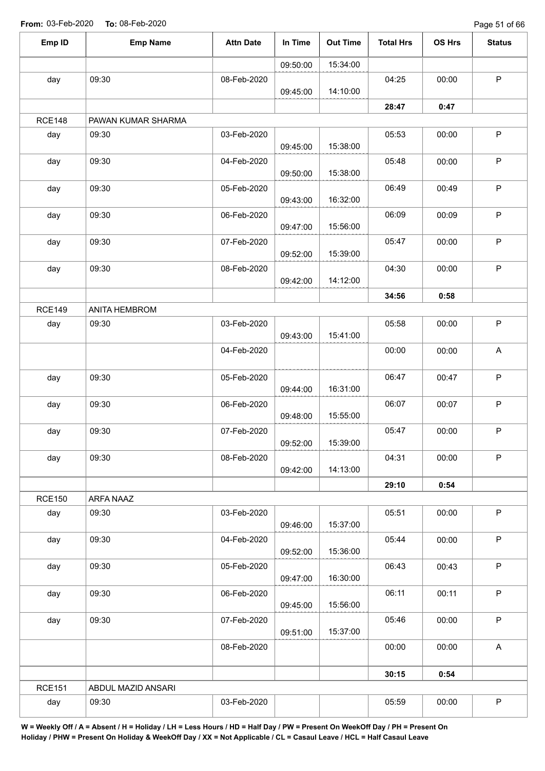**From:** 03-Feb-2020 **To:** 08-Feb-2020

| Emp ID | Emp Name | Attn Date | In Time | Out Time | Total Hrs | OS Hrs | Status |
|---|---|---|---|---|---|---|---|
| | | | 09:50:00 | 15:34:00 | | | |
| day | 09:30 | 08-Feb-2020 | 09:45:00 | 14:10:00 | 04:25 | 00:00 | P |
| | | | | | **28:47** | **0:47** | |
| RCE148 | PAWAN KUMAR SHARMA | | | | | | |
| day | 09:30 | 03-Feb-2020 | 09:45:00 | 15:38:00 | 05:53 | 00:00 | P |
| day | 09:30 | 04-Feb-2020 | 09:50:00 | 15:38:00 | 05:48 | 00:00 | P |
| day | 09:30 | 05-Feb-2020 | 09:43:00 | 16:32:00 | 06:49 | 00:49 | P |
| day | 09:30 | 06-Feb-2020 | 09:47:00 | 15:56:00 | 06:09 | 00:09 | P |
| day | 09:30 | 07-Feb-2020 | 09:52:00 | 15:39:00 | 05:47 | 00:00 | P |
| day | 09:30 | 08-Feb-2020 | 09:42:00 | 14:12:00 | 04:30 | 00:00 | P |
| | | | | | **34:56** | **0:58** | |
| RCE149 | ANITA HEMBROM | | | | | | |
| day | 09:30 | 03-Feb-2020 | 09:43:00 | 15:41:00 | 05:58 | 00:00 | P |
| | | 04-Feb-2020 | | | 00:00 | 00:00 | A |
| day | 09:30 | 05-Feb-2020 | 09:44:00 | 16:31:00 | 06:47 | 00:47 | P |
| day | 09:30 | 06-Feb-2020 | 09:48:00 | 15:55:00 | 06:07 | 00:07 | P |
| day | 09:30 | 07-Feb-2020 | 09:52:00 | 15:39:00 | 05:47 | 00:00 | P |
| day | 09:30 | 08-Feb-2020 | 09:42:00 | 14:13:00 | 04:31 | 00:00 | P |
| | | | | | **29:10** | **0:54** | |
| RCE150 | ARFA NAAZ | | | | | | |
| day | 09:30 | 03-Feb-2020 | 09:46:00 | 15:37:00 | 05:51 | 00:00 | P |
| day | 09:30 | 04-Feb-2020 | 09:52:00 | 15:36:00 | 05:44 | 00:00 | P |
| day | 09:30 | 05-Feb-2020 | 09:47:00 | 16:30:00 | 06:43 | 00:43 | P |
| day | 09:30 | 06-Feb-2020 | 09:45:00 | 15:56:00 | 06:11 | 00:11 | P |
| day | 09:30 | 07-Feb-2020 | 09:51:00 | 15:37:00 | 05:46 | 00:00 | P |
| | | 08-Feb-2020 | | | 00:00 | 00:00 | A |
| | | | | | **30:15** | **0:54** | |
| RCE151 | ABDUL MAZID ANSARI | | | | | | |
| day | 09:30 | 03-Feb-2020 | | | 05:59 | 00:00 | P |

**W = Weekly Off / A = Absent / H = Holiday / LH = Less Hours / HD = Half Day / PW = Present On WeekOff Day / PH = Present On Holiday / PHW = Present On Holiday & WeekOff Day / XX = Not Applicable / CL = Casaul Leave / HCL = Half Casaul Leave**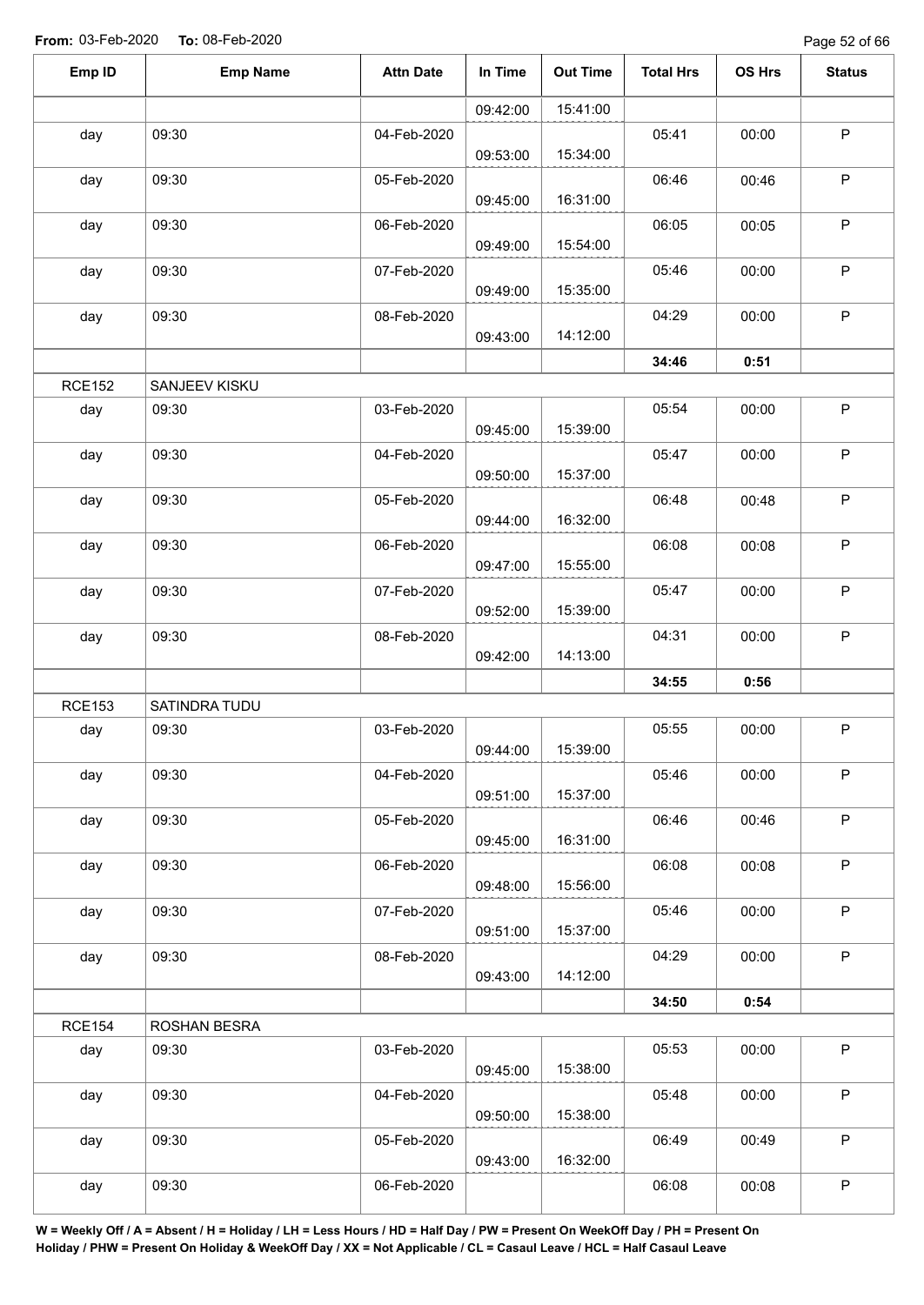From: 03-Feb-2020 To: 08-Feb-2020

| Emp ID | Emp Name | Attn Date | In Time | Out Time | Total Hrs | OS Hrs | Status |
|---|---|---|---|---|---|---|---|
| | | | 09:42:00 | 15:41:00 | | | |
| day | 09:30 | 04-Feb-2020 | 09:53:00 | 15:34:00 | 05:41 | 00:00 | P |
| day | 09:30 | 05-Feb-2020 | 09:45:00 | 16:31:00 | 06:46 | 00:46 | P |
| day | 09:30 | 06-Feb-2020 | 09:49:00 | 15:54:00 | 06:05 | 00:05 | P |
| day | 09:30 | 07-Feb-2020 | 09:49:00 | 15:35:00 | 05:46 | 00:00 | P |
| day | 09:30 | 08-Feb-2020 | 09:43:00 | 14:12:00 | 04:29 | 00:00 | P |
| | | | | | **34:46** | **0:51** | |
| RCE152 | SANJEEV KISKU | | | | | | |
| day | 09:30 | 03-Feb-2020 | 09:45:00 | 15:39:00 | 05:54 | 00:00 | P |
| day | 09:30 | 04-Feb-2020 | 09:50:00 | 15:37:00 | 05:47 | 00:00 | P |
| day | 09:30 | 05-Feb-2020 | 09:44:00 | 16:32:00 | 06:48 | 00:48 | P |
| day | 09:30 | 06-Feb-2020 | 09:47:00 | 15:55:00 | 06:08 | 00:08 | P |
| day | 09:30 | 07-Feb-2020 | 09:52:00 | 15:39:00 | 05:47 | 00:00 | P |
| day | 09:30 | 08-Feb-2020 | 09:42:00 | 14:13:00 | 04:31 | 00:00 | P |
| | | | | | **34:55** | **0:56** | |
| RCE153 | SATINDRA TUDU | | | | | | |
| day | 09:30 | 03-Feb-2020 | 09:44:00 | 15:39:00 | 05:55 | 00:00 | P |
| day | 09:30 | 04-Feb-2020 | 09:51:00 | 15:37:00 | 05:46 | 00:00 | P |
| day | 09:30 | 05-Feb-2020 | 09:45:00 | 16:31:00 | 06:46 | 00:46 | P |
| day | 09:30 | 06-Feb-2020 | 09:48:00 | 15:56:00 | 06:08 | 00:08 | P |
| day | 09:30 | 07-Feb-2020 | 09:51:00 | 15:37:00 | 05:46 | 00:00 | P |
| day | 09:30 | 08-Feb-2020 | 09:43:00 | 14:12:00 | 04:29 | 00:00 | P |
| | | | | | **34:50** | **0:54** | |
| RCE154 | ROSHAN BESRA | | | | | | |
| day | 09:30 | 03-Feb-2020 | 09:45:00 | 15:38:00 | 05:53 | 00:00 | P |
| day | 09:30 | 04-Feb-2020 | 09:50:00 | 15:38:00 | 05:48 | 00:00 | P |
| day | 09:30 | 05-Feb-2020 | 09:43:00 | 16:32:00 | 06:49 | 00:49 | P |
| day | 09:30 | 06-Feb-2020 | | | 06:08 | 00:08 | P |

**W = Weekly Off / A = Absent / H = Holiday / LH = Less Hours / HD = Half Day / PW = Present On WeekOff Day / PH = Present On Holiday / PHW = Present On Holiday & WeekOff Day / XX = Not Applicable / CL = Casaul Leave / HCL = Half Casaul Leave**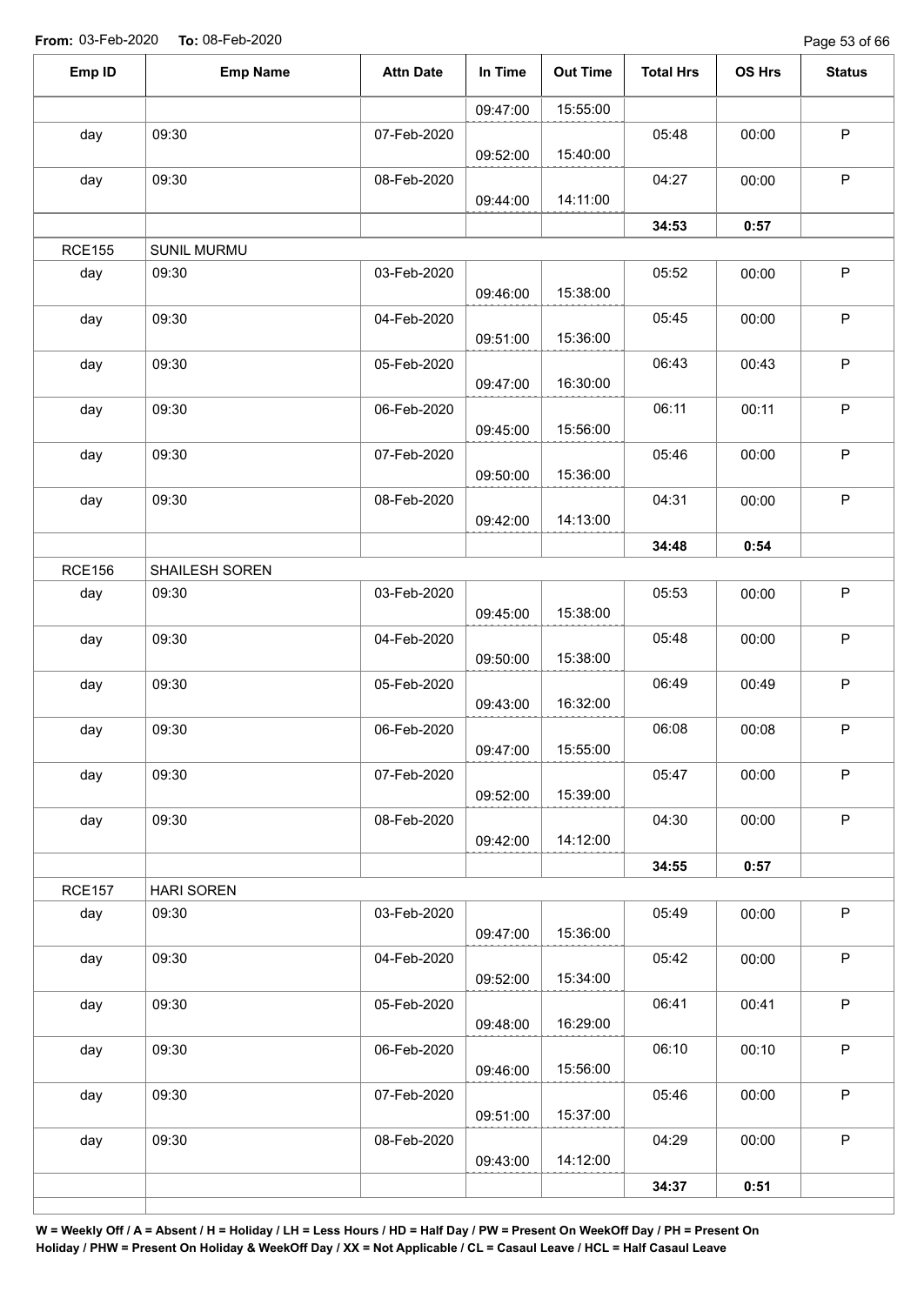**From:** 03-Feb-2020 **To:** 08-Feb-2020

| Emp ID | Emp Name | Attn Date | In Time | Out Time | Total Hrs | OS Hrs | Status |
|---|---|---|---|---|---|---|---|
| | | | 09:47:00 | 15:55:00 | | | |
| day | 09:30 | 07-Feb-2020 | 09:52:00 | 15:40:00 | 05:48 | 00:00 | P |
| day | 09:30 | 08-Feb-2020 | 09:44:00 | 14:11:00 | 04:27 | 00:00 | P |
| | | | | | **34:53** | **0:57** | |
| RCE155 | SUNIL MURMU | | | | | | |
| day | 09:30 | 03-Feb-2020 | 09:46:00 | 15:38:00 | 05:52 | 00:00 | P |
| day | 09:30 | 04-Feb-2020 | 09:51:00 | 15:36:00 | 05:45 | 00:00 | P |
| day | 09:30 | 05-Feb-2020 | 09:47:00 | 16:30:00 | 06:43 | 00:43 | P |
| day | 09:30 | 06-Feb-2020 | 09:45:00 | 15:56:00 | 06:11 | 00:11 | P |
| day | 09:30 | 07-Feb-2020 | 09:50:00 | 15:36:00 | 05:46 | 00:00 | P |
| day | 09:30 | 08-Feb-2020 | 09:42:00 | 14:13:00 | 04:31 | 00:00 | P |
| | | | | | **34:48** | **0:54** | |
| RCE156 | SHAILESH SOREN | | | | | | |
| day | 09:30 | 03-Feb-2020 | 09:45:00 | 15:38:00 | 05:53 | 00:00 | P |
| day | 09:30 | 04-Feb-2020 | 09:50:00 | 15:38:00 | 05:48 | 00:00 | P |
| day | 09:30 | 05-Feb-2020 | 09:43:00 | 16:32:00 | 06:49 | 00:49 | P |
| day | 09:30 | 06-Feb-2020 | 09:47:00 | 15:55:00 | 06:08 | 00:08 | P |
| day | 09:30 | 07-Feb-2020 | 09:52:00 | 15:39:00 | 05:47 | 00:00 | P |
| day | 09:30 | 08-Feb-2020 | 09:42:00 | 14:12:00 | 04:30 | 00:00 | P |
| | | | | | **34:55** | **0:57** | |
| RCE157 | HARI SOREN | | | | | | |
| day | 09:30 | 03-Feb-2020 | 09:47:00 | 15:36:00 | 05:49 | 00:00 | P |
| day | 09:30 | 04-Feb-2020 | 09:52:00 | 15:34:00 | 05:42 | 00:00 | P |
| day | 09:30 | 05-Feb-2020 | 09:48:00 | 16:29:00 | 06:41 | 00:41 | P |
| day | 09:30 | 06-Feb-2020 | 09:46:00 | 15:56:00 | 06:10 | 00:10 | P |
| day | 09:30 | 07-Feb-2020 | 09:51:00 | 15:37:00 | 05:46 | 00:00 | P |
| day | 09:30 | 08-Feb-2020 | 09:43:00 | 14:12:00 | 04:29 | 00:00 | P |
| | | | | | **34:37** | **0:51** | |

**W = Weekly Off / A = Absent / H = Holiday / LH = Less Hours / HD = Half Day / PW = Present On WeekOff Day / PH = Present On Holiday / PHW = Present On Holiday & WeekOff Day / XX = Not Applicable / CL = Casaul Leave / HCL = Half Casaul Leave**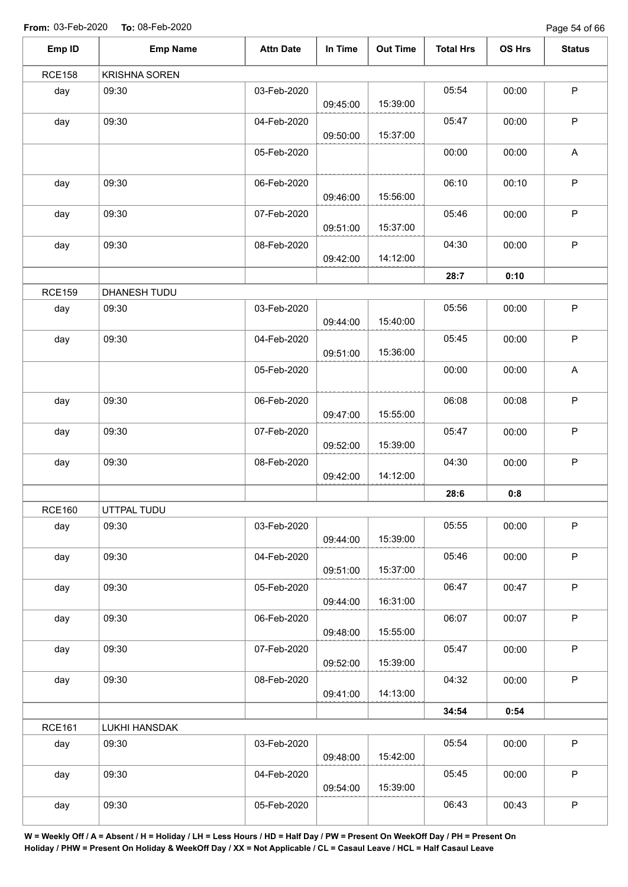**From:** 03-Feb-2020 **To:** 08-Feb-2020

| Emp ID | Emp Name | Attn Date | In Time | Out Time | Total Hrs | OS Hrs | Status |
|---|---|---|---|---|---|---|---|
| RCE158 | KRISHNA SOREN | | | | | | |
| day | 09:30 | 03-Feb-2020 | 09:45:00 | 15:39:00 | 05:54 | 00:00 | P |
| day | 09:30 | 04-Feb-2020 | 09:50:00 | 15:37:00 | 05:47 | 00:00 | P |
| | | 05-Feb-2020 | | | 00:00 | 00:00 | A |
| day | 09:30 | 06-Feb-2020 | 09:46:00 | 15:56:00 | 06:10 | 00:10 | P |
| day | 09:30 | 07-Feb-2020 | 09:51:00 | 15:37:00 | 05:46 | 00:00 | P |
| day | 09:30 | 08-Feb-2020 | 09:42:00 | 14:12:00 | 04:30 | 00:00 | P |
| | | | | | **28:7** | **0:10** | |
| RCE159 | DHANESH TUDU | | | | | | |
| day | 09:30 | 03-Feb-2020 | 09:44:00 | 15:40:00 | 05:56 | 00:00 | P |
| day | 09:30 | 04-Feb-2020 | 09:51:00 | 15:36:00 | 05:45 | 00:00 | P |
| | | 05-Feb-2020 | | | 00:00 | 00:00 | A |
| day | 09:30 | 06-Feb-2020 | 09:47:00 | 15:55:00 | 06:08 | 00:08 | P |
| day | 09:30 | 07-Feb-2020 | 09:52:00 | 15:39:00 | 05:47 | 00:00 | P |
| day | 09:30 | 08-Feb-2020 | 09:42:00 | 14:12:00 | 04:30 | 00:00 | P |
| | | | | | **28:6** | **0:8** | |
| RCE160 | UTTPAL TUDU | | | | | | |
| day | 09:30 | 03-Feb-2020 | 09:44:00 | 15:39:00 | 05:55 | 00:00 | P |
| day | 09:30 | 04-Feb-2020 | 09:51:00 | 15:37:00 | 05:46 | 00:00 | P |
| day | 09:30 | 05-Feb-2020 | 09:44:00 | 16:31:00 | 06:47 | 00:47 | P |
| day | 09:30 | 06-Feb-2020 | 09:48:00 | 15:55:00 | 06:07 | 00:07 | P |
| day | 09:30 | 07-Feb-2020 | 09:52:00 | 15:39:00 | 05:47 | 00:00 | P |
| day | 09:30 | 08-Feb-2020 | 09:41:00 | 14:13:00 | 04:32 | 00:00 | P |
| | | | | | **34:54** | **0:54** | |
| RCE161 | LUKHI HANSDAK | | | | | | |
| day | 09:30 | 03-Feb-2020 | 09:48:00 | 15:42:00 | 05:54 | 00:00 | P |
| day | 09:30 | 04-Feb-2020 | 09:54:00 | 15:39:00 | 05:45 | 00:00 | P |
| day | 09:30 | 05-Feb-2020 | | | 06:43 | 00:43 | P |

**W = Weekly Off / A = Absent / H = Holiday / LH = Less Hours / HD = Half Day / PW = Present On WeekOff Day / PH = Present On Holiday / PHW = Present On Holiday & WeekOff Day / XX = Not Applicable / CL = Casaul Leave / HCL = Half Casaul Leave**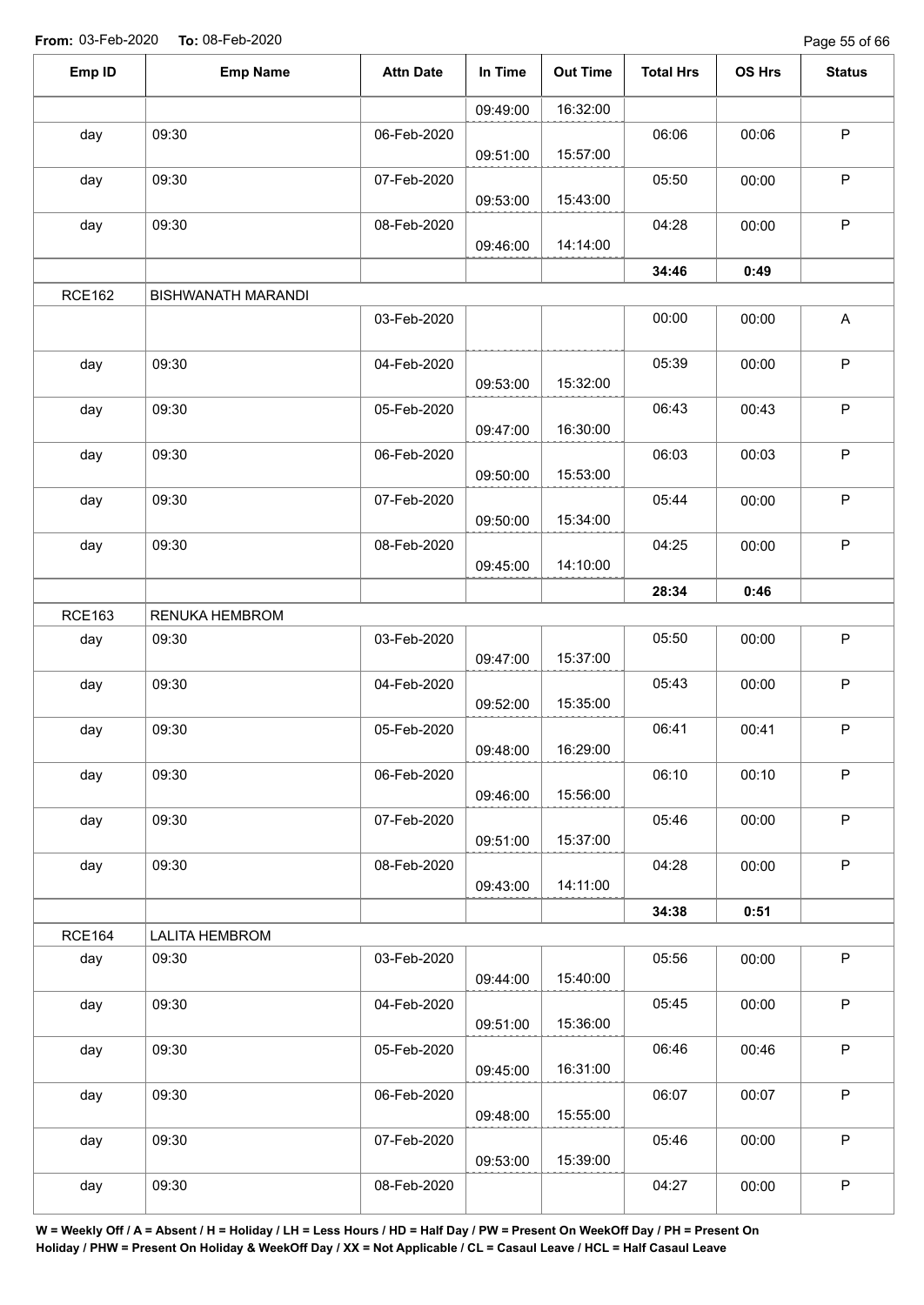**From:** 03-Feb-2020 **To:** 08-Feb-2020

| Emp ID | Emp Name | Attn Date | In Time | Out Time | Total Hrs | OS Hrs | Status |
|---|---|---|---|---|---|---|---|
| | | | 09:49:00 | 16:32:00 | | | |
| day | 09:30 | 06-Feb-2020 | 09:51:00 | 15:57:00 | 06:06 | 00:06 | P |
| day | 09:30 | 07-Feb-2020 | 09:53:00 | 15:43:00 | 05:50 | 00:00 | P |
| day | 09:30 | 08-Feb-2020 | 09:46:00 | 14:14:00 | 04:28 | 00:00 | P |
| | | | | | **34:46** | **0:49** | |
| RCE162 | BISHWANATH MARANDI | | | | | | |
| | | 03-Feb-2020 | | | 00:00 | 00:00 | A |
| day | 09:30 | 04-Feb-2020 | 09:53:00 | 15:32:00 | 05:39 | 00:00 | P |
| day | 09:30 | 05-Feb-2020 | 09:47:00 | 16:30:00 | 06:43 | 00:43 | P |
| day | 09:30 | 06-Feb-2020 | 09:50:00 | 15:53:00 | 06:03 | 00:03 | P |
| day | 09:30 | 07-Feb-2020 | 09:50:00 | 15:34:00 | 05:44 | 00:00 | P |
| day | 09:30 | 08-Feb-2020 | 09:45:00 | 14:10:00 | 04:25 | 00:00 | P |
| | | | | | **28:34** | **0:46** | |
| RCE163 | RENUKA HEMBROM | | | | | | |
| day | 09:30 | 03-Feb-2020 | 09:47:00 | 15:37:00 | 05:50 | 00:00 | P |
| day | 09:30 | 04-Feb-2020 | 09:52:00 | 15:35:00 | 05:43 | 00:00 | P |
| day | 09:30 | 05-Feb-2020 | 09:48:00 | 16:29:00 | 06:41 | 00:41 | P |
| day | 09:30 | 06-Feb-2020 | 09:46:00 | 15:56:00 | 06:10 | 00:10 | P |
| day | 09:30 | 07-Feb-2020 | 09:51:00 | 15:37:00 | 05:46 | 00:00 | P |
| day | 09:30 | 08-Feb-2020 | 09:43:00 | 14:11:00 | 04:28 | 00:00 | P |
| | | | | | **34:38** | **0:51** | |
| RCE164 | LALITA HEMBROM | | | | | | |
| day | 09:30 | 03-Feb-2020 | 09:44:00 | 15:40:00 | 05:56 | 00:00 | P |
| day | 09:30 | 04-Feb-2020 | 09:51:00 | 15:36:00 | 05:45 | 00:00 | P |
| day | 09:30 | 05-Feb-2020 | 09:45:00 | 16:31:00 | 06:46 | 00:46 | P |
| day | 09:30 | 06-Feb-2020 | 09:48:00 | 15:55:00 | 06:07 | 00:07 | P |
| day | 09:30 | 07-Feb-2020 | 09:53:00 | 15:39:00 | 05:46 | 00:00 | P |
| day | 09:30 | 08-Feb-2020 | | | 04:27 | 00:00 | P |

**W = Weekly Off / A = Absent / H = Holiday / LH = Less Hours / HD = Half Day / PW = Present On WeekOff Day / PH = Present On Holiday / PHW = Present On Holiday & WeekOff Day / XX = Not Applicable / CL = Casaul Leave / HCL = Half Casaul Leave**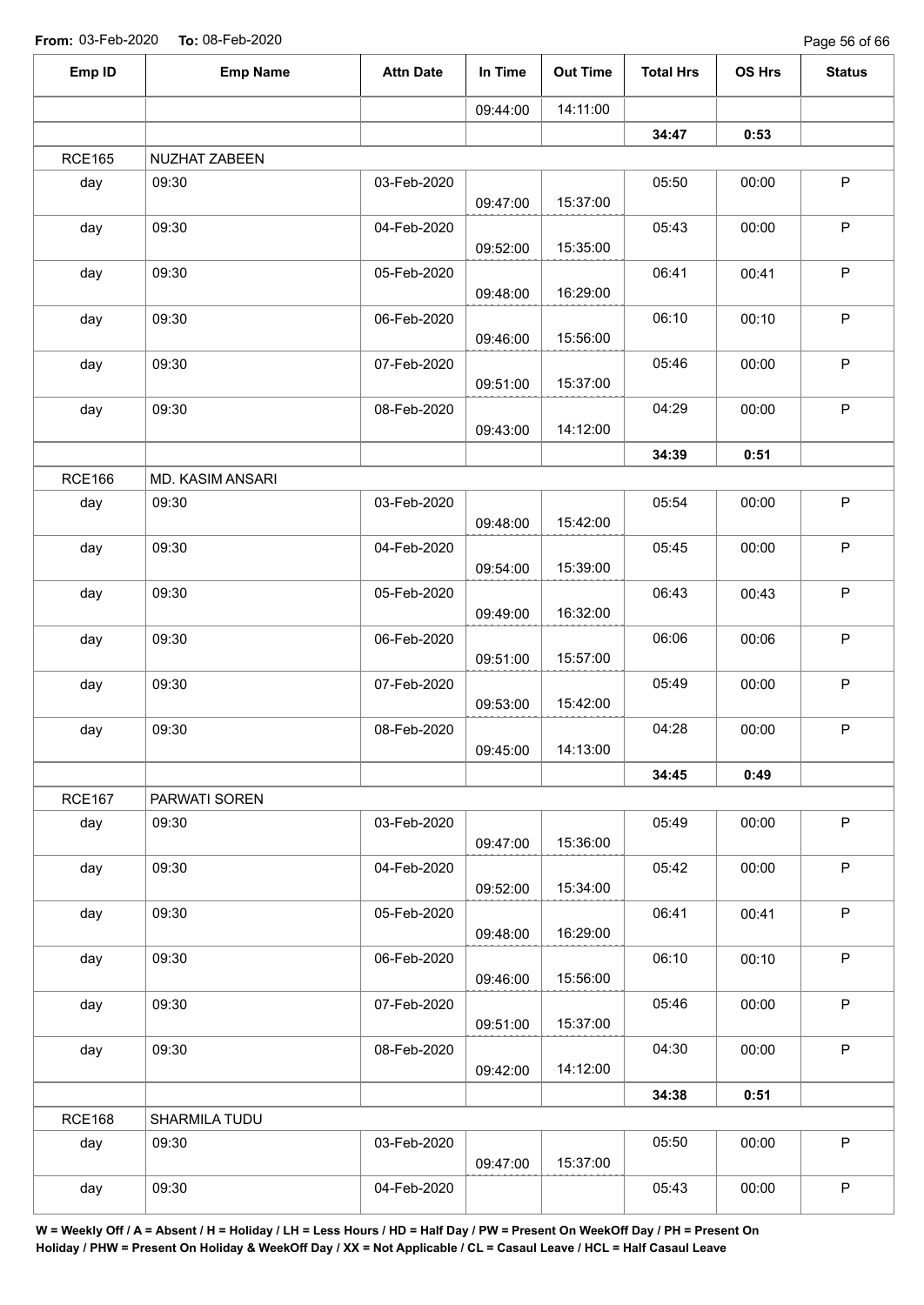**From:** 03-Feb-2020 **To:** 08-Feb-2020

| Emp ID | Emp Name | Attn Date | In Time | Out Time | Total Hrs | OS Hrs | Status |
|---|---|---|---|---|---|---|---|
| | | | 09:44:00 | 14:11:00 | | | |
| | | | | | **34:47** | **0:53** | |
| RCE165 | NUZHAT ZABEEN | | | | | | |
| day | 09:30 | 03-Feb-2020 | 09:47:00 | 15:37:00 | 05:50 | 00:00 | P |
| day | 09:30 | 04-Feb-2020 | 09:52:00 | 15:35:00 | 05:43 | 00:00 | P |
| day | 09:30 | 05-Feb-2020 | 09:48:00 | 16:29:00 | 06:41 | 00:41 | P |
| day | 09:30 | 06-Feb-2020 | 09:46:00 | 15:56:00 | 06:10 | 00:10 | P |
| day | 09:30 | 07-Feb-2020 | 09:51:00 | 15:37:00 | 05:46 | 00:00 | P |
| day | 09:30 | 08-Feb-2020 | 09:43:00 | 14:12:00 | 04:29 | 00:00 | P |
| | | | | | **34:39** | **0:51** | |
| RCE166 | MD. KASIM ANSARI | | | | | | |
| day | 09:30 | 03-Feb-2020 | 09:48:00 | 15:42:00 | 05:54 | 00:00 | P |
| day | 09:30 | 04-Feb-2020 | 09:54:00 | 15:39:00 | 05:45 | 00:00 | P |
| day | 09:30 | 05-Feb-2020 | 09:49:00 | 16:32:00 | 06:43 | 00:43 | P |
| day | 09:30 | 06-Feb-2020 | 09:51:00 | 15:57:00 | 06:06 | 00:06 | P |
| day | 09:30 | 07-Feb-2020 | 09:53:00 | 15:42:00 | 05:49 | 00:00 | P |
| day | 09:30 | 08-Feb-2020 | 09:45:00 | 14:13:00 | 04:28 | 00:00 | P |
| | | | | | **34:45** | **0:49** | |
| RCE167 | PARWATI SOREN | | | | | | |
| day | 09:30 | 03-Feb-2020 | 09:47:00 | 15:36:00 | 05:49 | 00:00 | P |
| day | 09:30 | 04-Feb-2020 | 09:52:00 | 15:34:00 | 05:42 | 00:00 | P |
| day | 09:30 | 05-Feb-2020 | 09:48:00 | 16:29:00 | 06:41 | 00:41 | P |
| day | 09:30 | 06-Feb-2020 | 09:46:00 | 15:56:00 | 06:10 | 00:10 | P |
| day | 09:30 | 07-Feb-2020 | 09:51:00 | 15:37:00 | 05:46 | 00:00 | P |
| day | 09:30 | 08-Feb-2020 | 09:42:00 | 14:12:00 | 04:30 | 00:00 | P |
| | | | | | **34:38** | **0:51** | |
| RCE168 | SHARMILA TUDU | | | | | | |
| day | 09:30 | 03-Feb-2020 | 09:47:00 | 15:37:00 | 05:50 | 00:00 | P |
| day | 09:30 | 04-Feb-2020 | | | 05:43 | 00:00 | P |

**W = Weekly Off / A = Absent / H = Holiday / LH = Less Hours / HD = Half Day / PW = Present On WeekOff Day / PH = Present On Holiday / PHW = Present On Holiday & WeekOff Day / XX = Not Applicable / CL = Casaul Leave / HCL = Half Casaul Leave**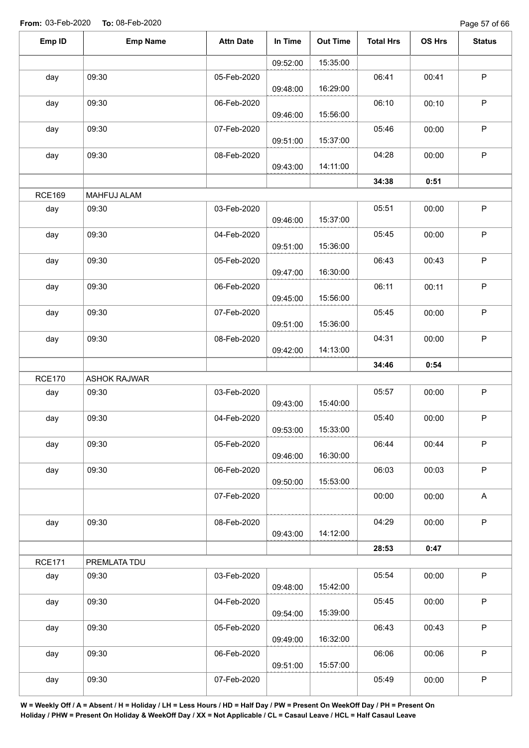**From:** 03-Feb-2020 **To:** 08-Feb-2020

| Emp ID | Emp Name | Attn Date | In Time | Out Time | Total Hrs | OS Hrs | Status |
|---|---|---|---|---|---|---|---|
| | | | 09:52:00 | 15:35:00 | | | |
| day | 09:30 | 05-Feb-2020 | 09:48:00 | 16:29:00 | 06:41 | 00:41 | P |
| day | 09:30 | 06-Feb-2020 | 09:46:00 | 15:56:00 | 06:10 | 00:10 | P |
| day | 09:30 | 07-Feb-2020 | 09:51:00 | 15:37:00 | 05:46 | 00:00 | P |
| day | 09:30 | 08-Feb-2020 | 09:43:00 | 14:11:00 | 04:28 | 00:00 | P |
| | | | | | **34:38** | **0:51** | |
| RCE169 | MAHFUJ ALAM | | | | | | |
| day | 09:30 | 03-Feb-2020 | 09:46:00 | 15:37:00 | 05:51 | 00:00 | P |
| day | 09:30 | 04-Feb-2020 | 09:51:00 | 15:36:00 | 05:45 | 00:00 | P |
| day | 09:30 | 05-Feb-2020 | 09:47:00 | 16:30:00 | 06:43 | 00:43 | P |
| day | 09:30 | 06-Feb-2020 | 09:45:00 | 15:56:00 | 06:11 | 00:11 | P |
| day | 09:30 | 07-Feb-2020 | 09:51:00 | 15:36:00 | 05:45 | 00:00 | P |
| day | 09:30 | 08-Feb-2020 | 09:42:00 | 14:13:00 | 04:31 | 00:00 | P |
| | | | | | **34:46** | **0:54** | |
| RCE170 | ASHOK RAJWAR | | | | | | |
| day | 09:30 | 03-Feb-2020 | 09:43:00 | 15:40:00 | 05:57 | 00:00 | P |
| day | 09:30 | 04-Feb-2020 | 09:53:00 | 15:33:00 | 05:40 | 00:00 | P |
| day | 09:30 | 05-Feb-2020 | 09:46:00 | 16:30:00 | 06:44 | 00:44 | P |
| day | 09:30 | 06-Feb-2020 | 09:50:00 | 15:53:00 | 06:03 | 00:03 | P |
| | | 07-Feb-2020 | | | 00:00 | 00:00 | A |
| day | 09:30 | 08-Feb-2020 | 09:43:00 | 14:12:00 | 04:29 | 00:00 | P |
| | | | | | **28:53** | **0:47** | |
| RCE171 | PREMLATA TDU | | | | | | |
| day | 09:30 | 03-Feb-2020 | 09:48:00 | 15:42:00 | 05:54 | 00:00 | P |
| day | 09:30 | 04-Feb-2020 | 09:54:00 | 15:39:00 | 05:45 | 00:00 | P |
| day | 09:30 | 05-Feb-2020 | 09:49:00 | 16:32:00 | 06:43 | 00:43 | P |
| day | 09:30 | 06-Feb-2020 | 09:51:00 | 15:57:00 | 06:06 | 00:06 | P |
| day | 09:30 | 07-Feb-2020 | | | 05:49 | 00:00 | P |

**W = Weekly Off / A = Absent / H = Holiday / LH = Less Hours / HD = Half Day / PW = Present On WeekOff Day / PH = Present On Holiday / PHW = Present On Holiday & WeekOff Day / XX = Not Applicable / CL = Casaul Leave / HCL = Half Casaul Leave**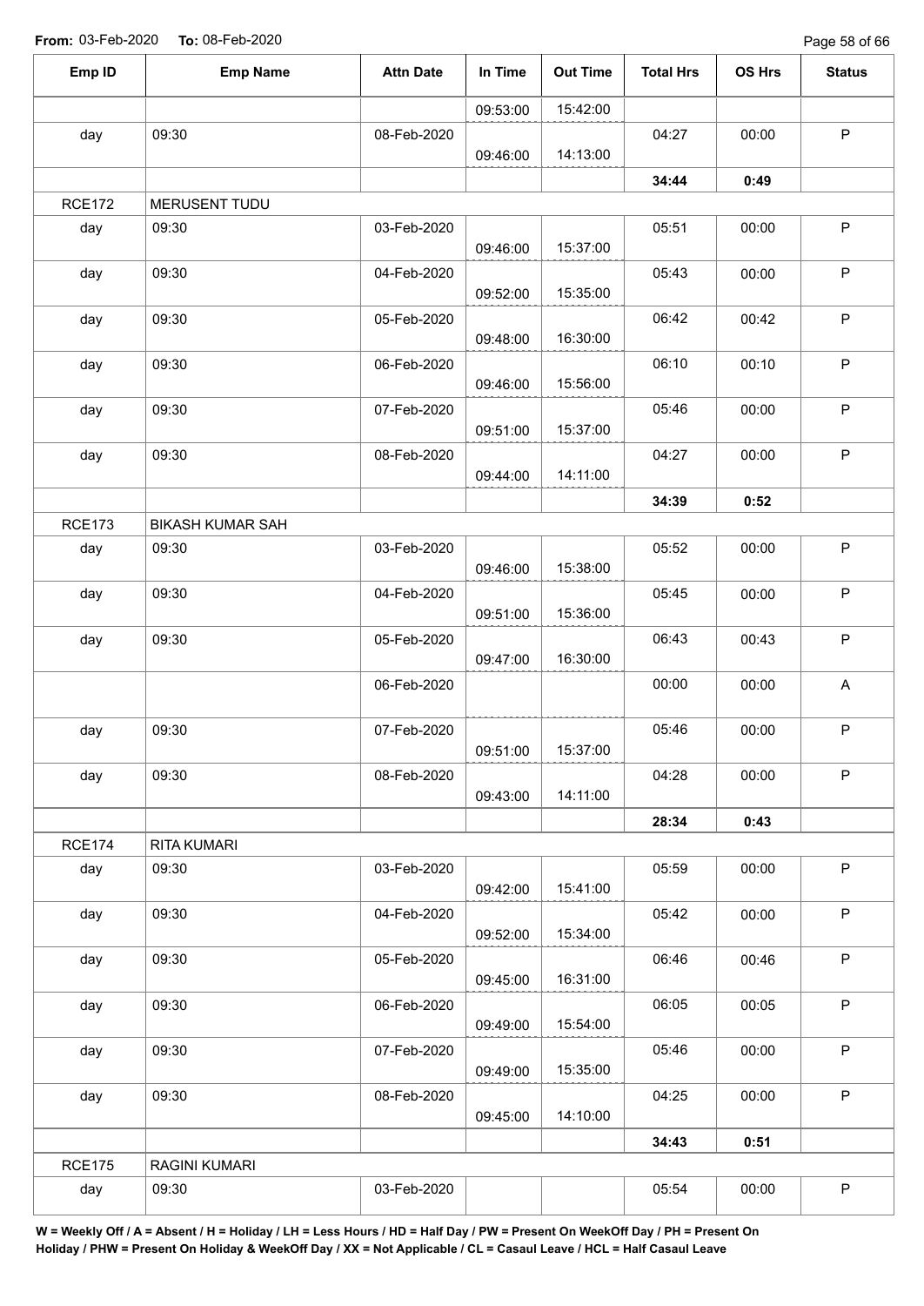**From:** 03-Feb-2020 **To:** 08-Feb-2020

| Emp ID | Emp Name | Attn Date | In Time | Out Time | Total Hrs | OS Hrs | Status |
|---|---|---|---|---|---|---|---|
| | | | 09:53:00 | 15:42:00 | | | |
| day | 09:30 | 08-Feb-2020 | 09:46:00 | 14:13:00 | 04:27 | 00:00 | P |
| | | | | | **34:44** | **0:49** | |
| RCE172 | MERUSENT TUDU | | | | | | |
| day | 09:30 | 03-Feb-2020 | 09:46:00 | 15:37:00 | 05:51 | 00:00 | P |
| day | 09:30 | 04-Feb-2020 | 09:52:00 | 15:35:00 | 05:43 | 00:00 | P |
| day | 09:30 | 05-Feb-2020 | 09:48:00 | 16:30:00 | 06:42 | 00:42 | P |
| day | 09:30 | 06-Feb-2020 | 09:46:00 | 15:56:00 | 06:10 | 00:10 | P |
| day | 09:30 | 07-Feb-2020 | 09:51:00 | 15:37:00 | 05:46 | 00:00 | P |
| day | 09:30 | 08-Feb-2020 | 09:44:00 | 14:11:00 | 04:27 | 00:00 | P |
| | | | | | **34:39** | **0:52** | |
| RCE173 | BIKASH KUMAR SAH | | | | | | |
| day | 09:30 | 03-Feb-2020 | 09:46:00 | 15:38:00 | 05:52 | 00:00 | P |
| day | 09:30 | 04-Feb-2020 | 09:51:00 | 15:36:00 | 05:45 | 00:00 | P |
| day | 09:30 | 05-Feb-2020 | 09:47:00 | 16:30:00 | 06:43 | 00:43 | P |
| | | 06-Feb-2020 | | | 00:00 | 00:00 | A |
| day | 09:30 | 07-Feb-2020 | 09:51:00 | 15:37:00 | 05:46 | 00:00 | P |
| day | 09:30 | 08-Feb-2020 | 09:43:00 | 14:11:00 | 04:28 | 00:00 | P |
| | | | | | **28:34** | **0:43** | |
| RCE174 | RITA KUMARI | | | | | | |
| day | 09:30 | 03-Feb-2020 | 09:42:00 | 15:41:00 | 05:59 | 00:00 | P |
| day | 09:30 | 04-Feb-2020 | 09:52:00 | 15:34:00 | 05:42 | 00:00 | P |
| day | 09:30 | 05-Feb-2020 | 09:45:00 | 16:31:00 | 06:46 | 00:46 | P |
| day | 09:30 | 06-Feb-2020 | 09:49:00 | 15:54:00 | 06:05 | 00:05 | P |
| day | 09:30 | 07-Feb-2020 | 09:49:00 | 15:35:00 | 05:46 | 00:00 | P |
| day | 09:30 | 08-Feb-2020 | 09:45:00 | 14:10:00 | 04:25 | 00:00 | P |
| | | | | | **34:43** | **0:51** | |
| RCE175 | RAGINI KUMARI | | | | | | |
| day | 09:30 | 03-Feb-2020 | | | 05:54 | 00:00 | P |

**W = Weekly Off / A = Absent / H = Holiday / LH = Less Hours / HD = Half Day / PW = Present On WeekOff Day / PH = Present On Holiday / PHW = Present On Holiday & WeekOff Day / XX = Not Applicable / CL = Casaul Leave / HCL = Half Casaul Leave**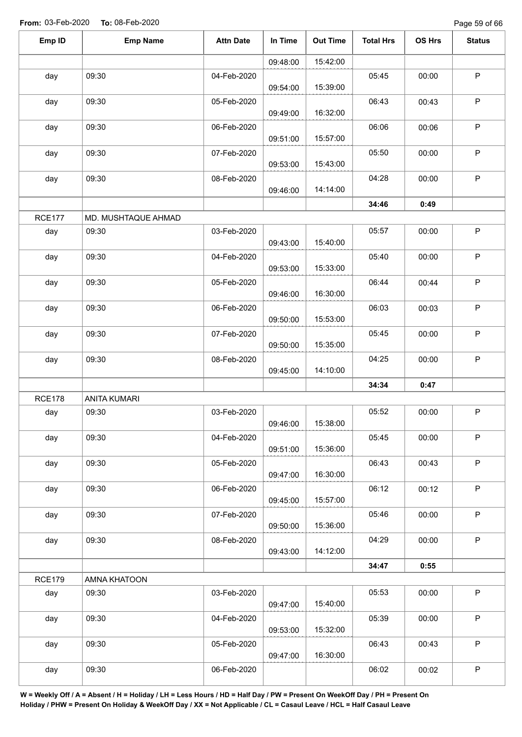**From:** 03-Feb-2020 **To:** 08-Feb-2020

| Emp ID | Emp Name | Attn Date | In Time | Out Time | Total Hrs | OS Hrs | Status |
|---|---|---|---|---|---|---|---|
| | | | 09:48:00 | 15:42:00 | | | |
| day | 09:30 | 04-Feb-2020 | 09:54:00 | 15:39:00 | 05:45 | 00:00 | P |
| day | 09:30 | 05-Feb-2020 | 09:49:00 | 16:32:00 | 06:43 | 00:43 | P |
| day | 09:30 | 06-Feb-2020 | 09:51:00 | 15:57:00 | 06:06 | 00:06 | P |
| day | 09:30 | 07-Feb-2020 | 09:53:00 | 15:43:00 | 05:50 | 00:00 | P |
| day | 09:30 | 08-Feb-2020 | 09:46:00 | 14:14:00 | 04:28 | 00:00 | P |
| | | | | | **34:46** | **0:49** | |
| RCE177 | MD. MUSHTAQUE AHMAD | | | | | | |
| day | 09:30 | 03-Feb-2020 | 09:43:00 | 15:40:00 | 05:57 | 00:00 | P |
| day | 09:30 | 04-Feb-2020 | 09:53:00 | 15:33:00 | 05:40 | 00:00 | P |
| day | 09:30 | 05-Feb-2020 | 09:46:00 | 16:30:00 | 06:44 | 00:44 | P |
| day | 09:30 | 06-Feb-2020 | 09:50:00 | 15:53:00 | 06:03 | 00:03 | P |
| day | 09:30 | 07-Feb-2020 | 09:50:00 | 15:35:00 | 05:45 | 00:00 | P |
| day | 09:30 | 08-Feb-2020 | 09:45:00 | 14:10:00 | 04:25 | 00:00 | P |
| | | | | | **34:34** | **0:47** | |
| RCE178 | ANITA KUMARI | | | | | | |
| day | 09:30 | 03-Feb-2020 | 09:46:00 | 15:38:00 | 05:52 | 00:00 | P |
| day | 09:30 | 04-Feb-2020 | 09:51:00 | 15:36:00 | 05:45 | 00:00 | P |
| day | 09:30 | 05-Feb-2020 | 09:47:00 | 16:30:00 | 06:43 | 00:43 | P |
| day | 09:30 | 06-Feb-2020 | 09:45:00 | 15:57:00 | 06:12 | 00:12 | P |
| day | 09:30 | 07-Feb-2020 | 09:50:00 | 15:36:00 | 05:46 | 00:00 | P |
| day | 09:30 | 08-Feb-2020 | 09:43:00 | 14:12:00 | 04:29 | 00:00 | P |
| | | | | | **34:47** | **0:55** | |
| RCE179 | AMNA KHATOON | | | | | | |
| day | 09:30 | 03-Feb-2020 | 09:47:00 | 15:40:00 | 05:53 | 00:00 | P |
| day | 09:30 | 04-Feb-2020 | 09:53:00 | 15:32:00 | 05:39 | 00:00 | P |
| day | 09:30 | 05-Feb-2020 | 09:47:00 | 16:30:00 | 06:43 | 00:43 | P |
| day | 09:30 | 06-Feb-2020 | | | 06:02 | 00:02 | P |

**W = Weekly Off / A = Absent / H = Holiday / LH = Less Hours / HD = Half Day / PW = Present On WeekOff Day / PH = Present On Holiday / PHW = Present On Holiday & WeekOff Day / XX = Not Applicable / CL = Casaul Leave / HCL = Half Casaul Leave**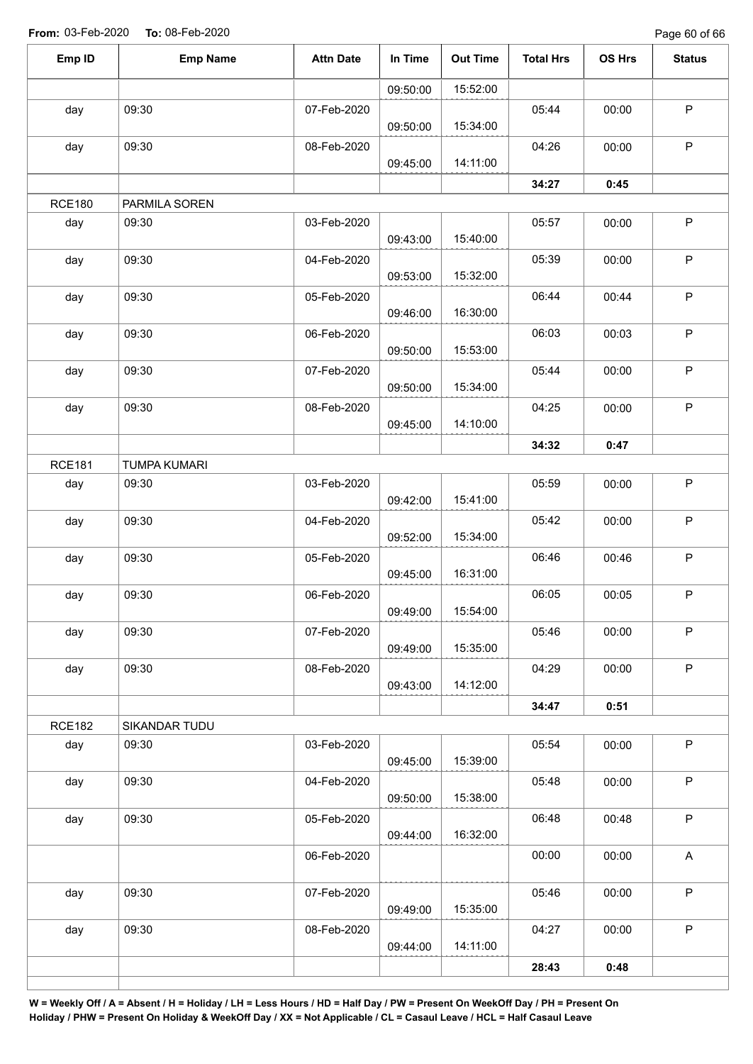**From:** 03-Feb-2020 **To:** 08-Feb-2020

| Emp ID | Emp Name | Attn Date | In Time | Out Time | Total Hrs | OS Hrs | Status |
|---|---|---|---|---|---|---|---|
| | | | 09:50:00 | 15:52:00 | | | |
| day | 09:30 | 07-Feb-2020 | 09:50:00 | 15:34:00 | 05:44 | 00:00 | P |
| day | 09:30 | 08-Feb-2020 | 09:45:00 | 14:11:00 | 04:26 | 00:00 | P |
| | | | | | **34:27** | **0:45** | |
| RCE180 | PARMILA SOREN | | | | | | |
| day | 09:30 | 03-Feb-2020 | 09:43:00 | 15:40:00 | 05:57 | 00:00 | P |
| day | 09:30 | 04-Feb-2020 | 09:53:00 | 15:32:00 | 05:39 | 00:00 | P |
| day | 09:30 | 05-Feb-2020 | 09:46:00 | 16:30:00 | 06:44 | 00:44 | P |
| day | 09:30 | 06-Feb-2020 | 09:50:00 | 15:53:00 | 06:03 | 00:03 | P |
| day | 09:30 | 07-Feb-2020 | 09:50:00 | 15:34:00 | 05:44 | 00:00 | P |
| day | 09:30 | 08-Feb-2020 | 09:45:00 | 14:10:00 | 04:25 | 00:00 | P |
| | | | | | **34:32** | **0:47** | |
| RCE181 | TUMPA KUMARI | | | | | | |
| day | 09:30 | 03-Feb-2020 | 09:42:00 | 15:41:00 | 05:59 | 00:00 | P |
| day | 09:30 | 04-Feb-2020 | 09:52:00 | 15:34:00 | 05:42 | 00:00 | P |
| day | 09:30 | 05-Feb-2020 | 09:45:00 | 16:31:00 | 06:46 | 00:46 | P |
| day | 09:30 | 06-Feb-2020 | 09:49:00 | 15:54:00 | 06:05 | 00:05 | P |
| day | 09:30 | 07-Feb-2020 | 09:49:00 | 15:35:00 | 05:46 | 00:00 | P |
| day | 09:30 | 08-Feb-2020 | 09:43:00 | 14:12:00 | 04:29 | 00:00 | P |
| | | | | | **34:47** | **0:51** | |
| RCE182 | SIKANDAR TUDU | | | | | | |
| day | 09:30 | 03-Feb-2020 | 09:45:00 | 15:39:00 | 05:54 | 00:00 | P |
| day | 09:30 | 04-Feb-2020 | 09:50:00 | 15:38:00 | 05:48 | 00:00 | P |
| day | 09:30 | 05-Feb-2020 | 09:44:00 | 16:32:00 | 06:48 | 00:48 | P |
| | | 06-Feb-2020 | | | 00:00 | 00:00 | A |
| day | 09:30 | 07-Feb-2020 | 09:49:00 | 15:35:00 | 05:46 | 00:00 | P |
| day | 09:30 | 08-Feb-2020 | 09:44:00 | 14:11:00 | 04:27 | 00:00 | P |
| | | | | | **28:43** | **0:48** | |

**W = Weekly Off / A = Absent / H = Holiday / LH = Less Hours / HD = Half Day / PW = Present On WeekOff Day / PH = Present On Holiday / PHW = Present On Holiday & WeekOff Day / XX = Not Applicable / CL = Casaul Leave / HCL = Half Casaul Leave**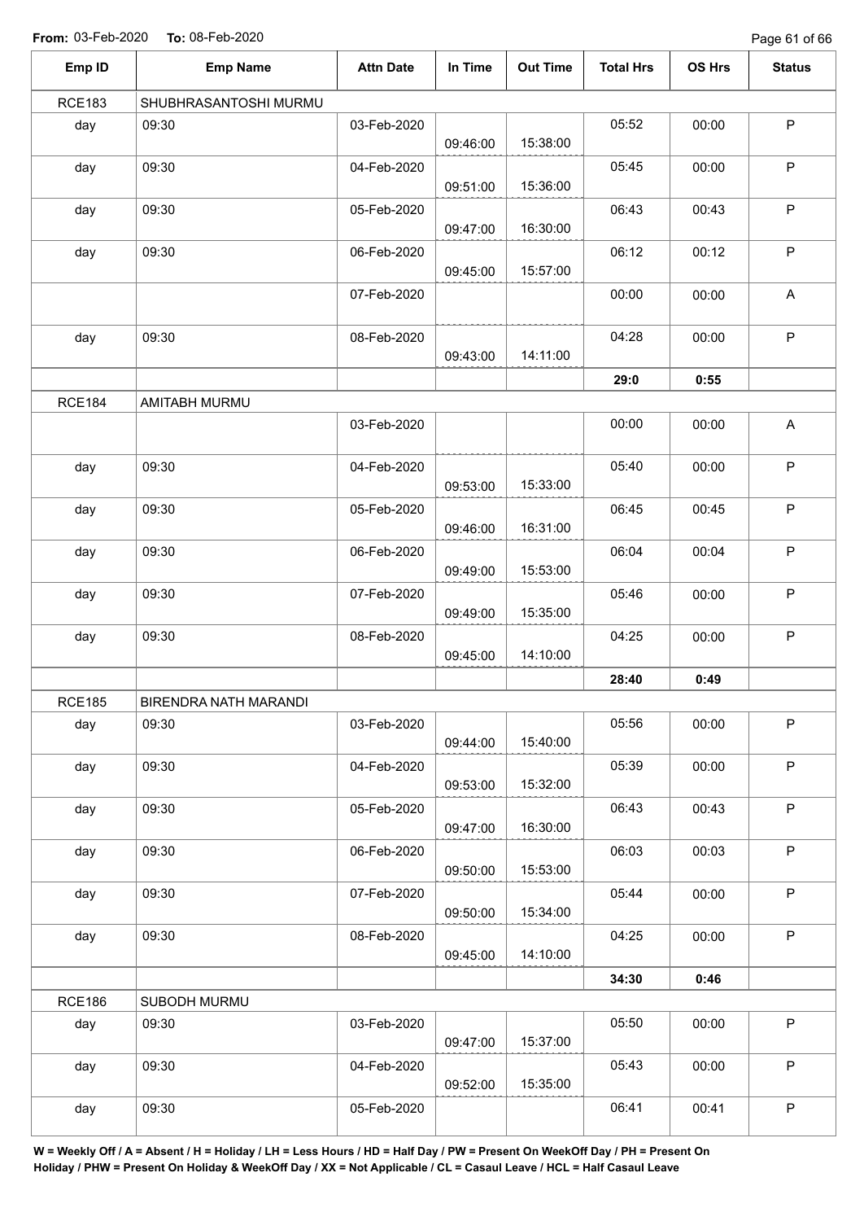**From:** 03-Feb-2020 **To:** 08-Feb-2020

| Emp ID | Emp Name | Attn Date | In Time | Out Time | Total Hrs | OS Hrs | Status |
|---|---|---|---|---|---|---|---|
| RCE183 | SHUBHRASANTOSHI MURMU | | | | | | |
| day | 09:30 | 03-Feb-2020 | 09:46:00 | 15:38:00 | 05:52 | 00:00 | P |
| day | 09:30 | 04-Feb-2020 | 09:51:00 | 15:36:00 | 05:45 | 00:00 | P |
| day | 09:30 | 05-Feb-2020 | 09:47:00 | 16:30:00 | 06:43 | 00:43 | P |
| day | 09:30 | 06-Feb-2020 | 09:45:00 | 15:57:00 | 06:12 | 00:12 | P |
| | | 07-Feb-2020 | | | 00:00 | 00:00 | A |
| day | 09:30 | 08-Feb-2020 | 09:43:00 | 14:11:00 | 04:28 | 00:00 | P |
| | | | | | **29:0** | **0:55** | |
| RCE184 | AMITABH MURMU | | | | | | |
| | | 03-Feb-2020 | | | 00:00 | 00:00 | A |
| day | 09:30 | 04-Feb-2020 | 09:53:00 | 15:33:00 | 05:40 | 00:00 | P |
| day | 09:30 | 05-Feb-2020 | 09:46:00 | 16:31:00 | 06:45 | 00:45 | P |
| day | 09:30 | 06-Feb-2020 | 09:49:00 | 15:53:00 | 06:04 | 00:04 | P |
| day | 09:30 | 07-Feb-2020 | 09:49:00 | 15:35:00 | 05:46 | 00:00 | P |
| day | 09:30 | 08-Feb-2020 | 09:45:00 | 14:10:00 | 04:25 | 00:00 | P |
| | | | | | **28:40** | **0:49** | |
| RCE185 | BIRENDRA NATH MARANDI | | | | | | |
| day | 09:30 | 03-Feb-2020 | 09:44:00 | 15:40:00 | 05:56 | 00:00 | P |
| day | 09:30 | 04-Feb-2020 | 09:53:00 | 15:32:00 | 05:39 | 00:00 | P |
| day | 09:30 | 05-Feb-2020 | 09:47:00 | 16:30:00 | 06:43 | 00:43 | P |
| day | 09:30 | 06-Feb-2020 | 09:50:00 | 15:53:00 | 06:03 | 00:03 | P |
| day | 09:30 | 07-Feb-2020 | 09:50:00 | 15:34:00 | 05:44 | 00:00 | P |
| day | 09:30 | 08-Feb-2020 | 09:45:00 | 14:10:00 | 04:25 | 00:00 | P |
| | | | | | **34:30** | **0:46** | |
| RCE186 | SUBODH MURMU | | | | | | |
| day | 09:30 | 03-Feb-2020 | 09:47:00 | 15:37:00 | 05:50 | 00:00 | P |
| day | 09:30 | 04-Feb-2020 | 09:52:00 | 15:35:00 | 05:43 | 00:00 | P |
| day | 09:30 | 05-Feb-2020 | | | 06:41 | 00:41 | P |

**W = Weekly Off / A = Absent / H = Holiday / LH = Less Hours / HD = Half Day / PW = Present On WeekOff Day / PH = Present On Holiday / PHW = Present On Holiday & WeekOff Day / XX = Not Applicable / CL = Casaul Leave / HCL = Half Casaul Leave**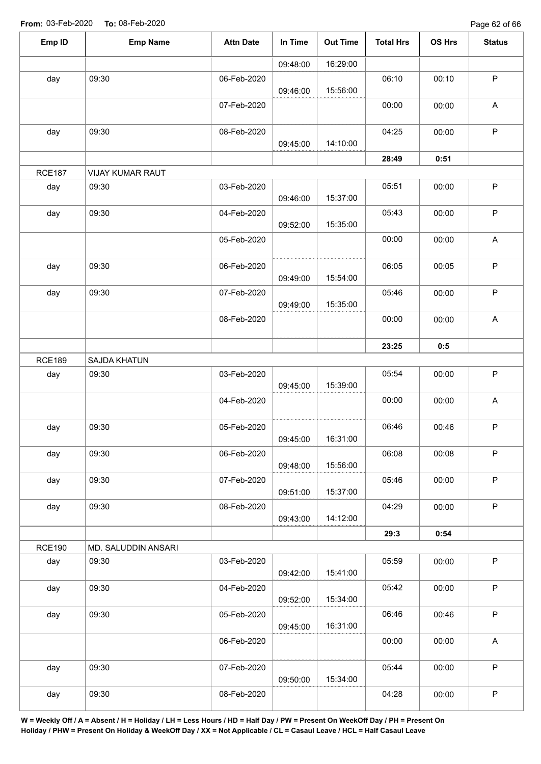From: 03-Feb-2020 To: 08-Feb-2020

| Emp ID | Emp Name | Attn Date | In Time | Out Time | Total Hrs | OS Hrs | Status |
|---|---|---|---|---|---|---|---|
| | | | 09:48:00 | 16:29:00 | | | |
| day | 09:30 | 06-Feb-2020 | 09:46:00 | 15:56:00 | 06:10 | 00:10 | P |
| | | 07-Feb-2020 | | | 00:00 | 00:00 | A |
| day | 09:30 | 08-Feb-2020 | 09:45:00 | 14:10:00 | 04:25 | 00:00 | P |
| | | | | | **28:49** | **0:51** | |
| RCE187 | VIJAY KUMAR RAUT | | | | | | |
| day | 09:30 | 03-Feb-2020 | 09:46:00 | 15:37:00 | 05:51 | 00:00 | P |
| day | 09:30 | 04-Feb-2020 | 09:52:00 | 15:35:00 | 05:43 | 00:00 | P |
| | | 05-Feb-2020 | | | 00:00 | 00:00 | A |
| day | 09:30 | 06-Feb-2020 | 09:49:00 | 15:54:00 | 06:05 | 00:05 | P |
| day | 09:30 | 07-Feb-2020 | 09:49:00 | 15:35:00 | 05:46 | 00:00 | P |
| | | 08-Feb-2020 | | | 00:00 | 00:00 | A |
| | | | | | **23:25** | **0:5** | |
| RCE189 | SAJDA KHATUN | | | | | | |
| day | 09:30 | 03-Feb-2020 | 09:45:00 | 15:39:00 | 05:54 | 00:00 | P |
| | | 04-Feb-2020 | | | 00:00 | 00:00 | A |
| day | 09:30 | 05-Feb-2020 | 09:45:00 | 16:31:00 | 06:46 | 00:46 | P |
| day | 09:30 | 06-Feb-2020 | 09:48:00 | 15:56:00 | 06:08 | 00:08 | P |
| day | 09:30 | 07-Feb-2020 | 09:51:00 | 15:37:00 | 05:46 | 00:00 | P |
| day | 09:30 | 08-Feb-2020 | 09:43:00 | 14:12:00 | 04:29 | 00:00 | P |
| | | | | | **29:3** | **0:54** | |
| RCE190 | MD. SALUDDIN ANSARI | | | | | | |
| day | 09:30 | 03-Feb-2020 | 09:42:00 | 15:41:00 | 05:59 | 00:00 | P |
| day | 09:30 | 04-Feb-2020 | 09:52:00 | 15:34:00 | 05:42 | 00:00 | P |
| day | 09:30 | 05-Feb-2020 | 09:45:00 | 16:31:00 | 06:46 | 00:46 | P |
| | | 06-Feb-2020 | | | 00:00 | 00:00 | A |
| day | 09:30 | 07-Feb-2020 | 09:50:00 | 15:34:00 | 05:44 | 00:00 | P |
| day | 09:30 | 08-Feb-2020 | | | 04:28 | 00:00 | P |

**W = Weekly Off / A = Absent / H = Holiday / LH = Less Hours / HD = Half Day / PW = Present On WeekOff Day / PH = Present On Holiday / PHW = Present On Holiday & WeekOff Day / XX = Not Applicable / CL = Casaul Leave / HCL = Half Casaul Leave**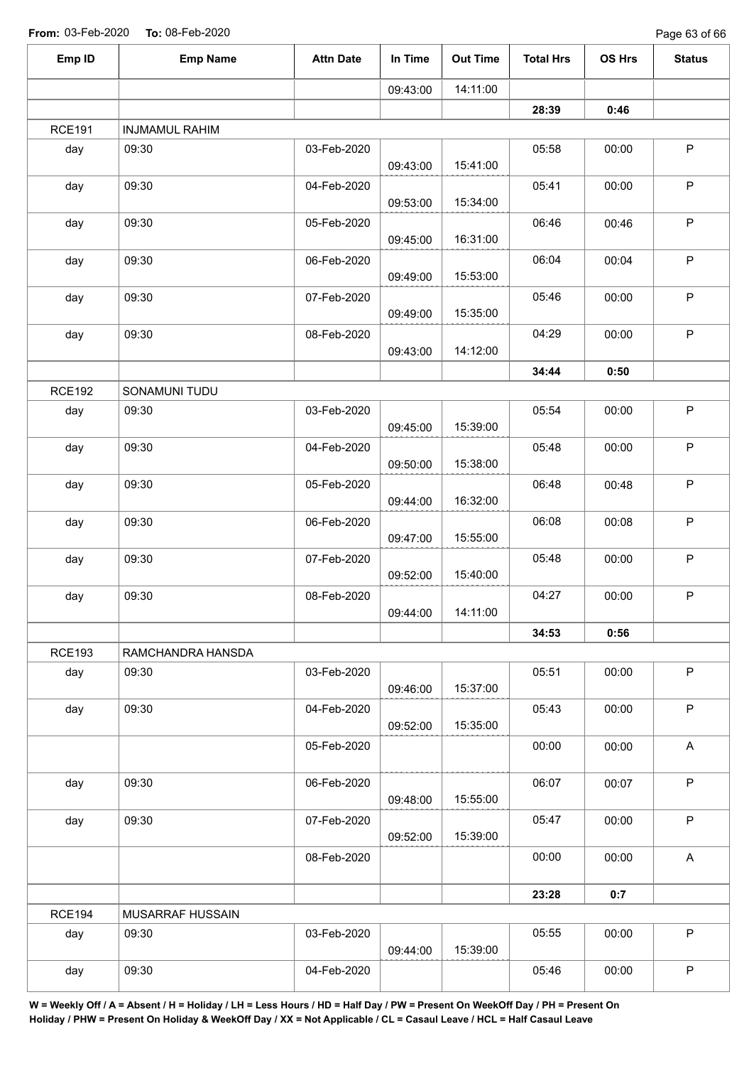**From:** 03-Feb-2020 **To:** 08-Feb-2020

| Emp ID | Emp Name | Attn Date | In Time | Out Time | Total Hrs | OS Hrs | Status |
|---|---|---|---|---|---|---|---|
| | | | 09:43:00 | 14:11:00 | | | |
| | | | | | **28:39** | **0:46** | |
| RCE191 | INJMAMUL RAHIM | | | | | | |
| day | 09:30 | 03-Feb-2020 | 09:43:00 | 15:41:00 | 05:58 | 00:00 | P |
| day | 09:30 | 04-Feb-2020 | 09:53:00 | 15:34:00 | 05:41 | 00:00 | P |
| day | 09:30 | 05-Feb-2020 | 09:45:00 | 16:31:00 | 06:46 | 00:46 | P |
| day | 09:30 | 06-Feb-2020 | 09:49:00 | 15:53:00 | 06:04 | 00:04 | P |
| day | 09:30 | 07-Feb-2020 | 09:49:00 | 15:35:00 | 05:46 | 00:00 | P |
| day | 09:30 | 08-Feb-2020 | 09:43:00 | 14:12:00 | 04:29 | 00:00 | P |
| | | | | | **34:44** | **0:50** | |
| RCE192 | SONAMUNI TUDU | | | | | | |
| day | 09:30 | 03-Feb-2020 | 09:45:00 | 15:39:00 | 05:54 | 00:00 | P |
| day | 09:30 | 04-Feb-2020 | 09:50:00 | 15:38:00 | 05:48 | 00:00 | P |
| day | 09:30 | 05-Feb-2020 | 09:44:00 | 16:32:00 | 06:48 | 00:48 | P |
| day | 09:30 | 06-Feb-2020 | 09:47:00 | 15:55:00 | 06:08 | 00:08 | P |
| day | 09:30 | 07-Feb-2020 | 09:52:00 | 15:40:00 | 05:48 | 00:00 | P |
| day | 09:30 | 08-Feb-2020 | 09:44:00 | 14:11:00 | 04:27 | 00:00 | P |
| | | | | | **34:53** | **0:56** | |
| RCE193 | RAMCHANDRA HANSDA | | | | | | |
| day | 09:30 | 03-Feb-2020 | 09:46:00 | 15:37:00 | 05:51 | 00:00 | P |
| day | 09:30 | 04-Feb-2020 | 09:52:00 | 15:35:00 | 05:43 | 00:00 | P |
| | | 05-Feb-2020 | | | 00:00 | 00:00 | A |
| day | 09:30 | 06-Feb-2020 | 09:48:00 | 15:55:00 | 06:07 | 00:07 | P |
| day | 09:30 | 07-Feb-2020 | 09:52:00 | 15:39:00 | 05:47 | 00:00 | P |
| | | 08-Feb-2020 | | | 00:00 | 00:00 | A |
| | | | | | **23:28** | **0:7** | |
| RCE194 | MUSARRAF HUSSAIN | | | | | | |
| day | 09:30 | 03-Feb-2020 | 09:44:00 | 15:39:00 | 05:55 | 00:00 | P |
| day | 09:30 | 04-Feb-2020 | | | 05:46 | 00:00 | P |

**W = Weekly Off / A = Absent / H = Holiday / LH = Less Hours / HD = Half Day / PW = Present On WeekOff Day / PH = Present On Holiday / PHW = Present On Holiday & WeekOff Day / XX = Not Applicable / CL = Casaul Leave / HCL = Half Casaul Leave**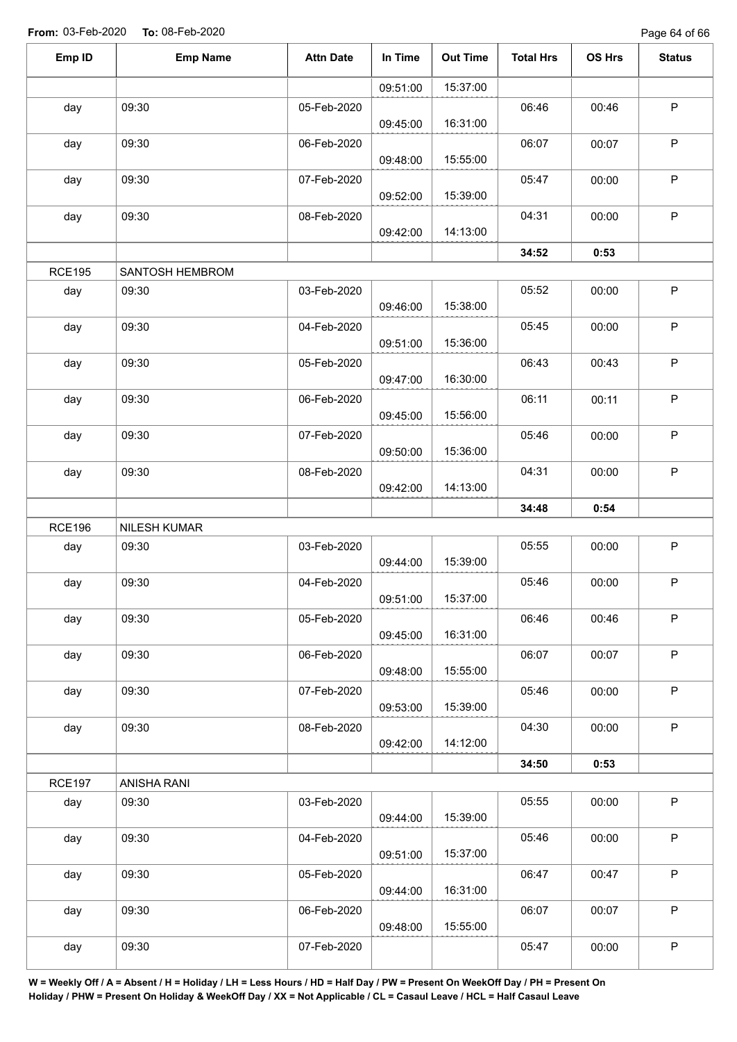**From:** 03-Feb-2020 **To:** 08-Feb-2020

| Emp ID | Emp Name | Attn Date | In Time | Out Time | Total Hrs | OS Hrs | Status |
|---|---|---|---|---|---|---|---|
| | | | 09:51:00 | 15:37:00 | | | |
| day | 09:30 | 05-Feb-2020 | 09:45:00 | 16:31:00 | 06:46 | 00:46 | P |
| day | 09:30 | 06-Feb-2020 | 09:48:00 | 15:55:00 | 06:07 | 00:07 | P |
| day | 09:30 | 07-Feb-2020 | 09:52:00 | 15:39:00 | 05:47 | 00:00 | P |
| day | 09:30 | 08-Feb-2020 | 09:42:00 | 14:13:00 | 04:31 | 00:00 | P |
| | | | | | **34:52** | **0:53** | |
| RCE195 | SANTOSH HEMBROM | | | | | | |
| day | 09:30 | 03-Feb-2020 | 09:46:00 | 15:38:00 | 05:52 | 00:00 | P |
| day | 09:30 | 04-Feb-2020 | 09:51:00 | 15:36:00 | 05:45 | 00:00 | P |
| day | 09:30 | 05-Feb-2020 | 09:47:00 | 16:30:00 | 06:43 | 00:43 | P |
| day | 09:30 | 06-Feb-2020 | 09:45:00 | 15:56:00 | 06:11 | 00:11 | P |
| day | 09:30 | 07-Feb-2020 | 09:50:00 | 15:36:00 | 05:46 | 00:00 | P |
| day | 09:30 | 08-Feb-2020 | 09:42:00 | 14:13:00 | 04:31 | 00:00 | P |
| | | | | | **34:48** | **0:54** | |
| RCE196 | NILESH KUMAR | | | | | | |
| day | 09:30 | 03-Feb-2020 | 09:44:00 | 15:39:00 | 05:55 | 00:00 | P |
| day | 09:30 | 04-Feb-2020 | 09:51:00 | 15:37:00 | 05:46 | 00:00 | P |
| day | 09:30 | 05-Feb-2020 | 09:45:00 | 16:31:00 | 06:46 | 00:46 | P |
| day | 09:30 | 06-Feb-2020 | 09:48:00 | 15:55:00 | 06:07 | 00:07 | P |
| day | 09:30 | 07-Feb-2020 | 09:53:00 | 15:39:00 | 05:46 | 00:00 | P |
| day | 09:30 | 08-Feb-2020 | 09:42:00 | 14:12:00 | 04:30 | 00:00 | P |
| | | | | | **34:50** | **0:53** | |
| RCE197 | ANISHA RANI | | | | | | |
| day | 09:30 | 03-Feb-2020 | 09:44:00 | 15:39:00 | 05:55 | 00:00 | P |
| day | 09:30 | 04-Feb-2020 | 09:51:00 | 15:37:00 | 05:46 | 00:00 | P |
| day | 09:30 | 05-Feb-2020 | 09:44:00 | 16:31:00 | 06:47 | 00:47 | P |
| day | 09:30 | 06-Feb-2020 | 09:48:00 | 15:55:00 | 06:07 | 00:07 | P |
| day | 09:30 | 07-Feb-2020 | | | 05:47 | 00:00 | P |

**W = Weekly Off / A = Absent / H = Holiday / LH = Less Hours / HD = Half Day / PW = Present On WeekOff Day / PH = Present On Holiday / PHW = Present On Holiday & WeekOff Day / XX = Not Applicable / CL = Casaul Leave / HCL = Half Casaul Leave**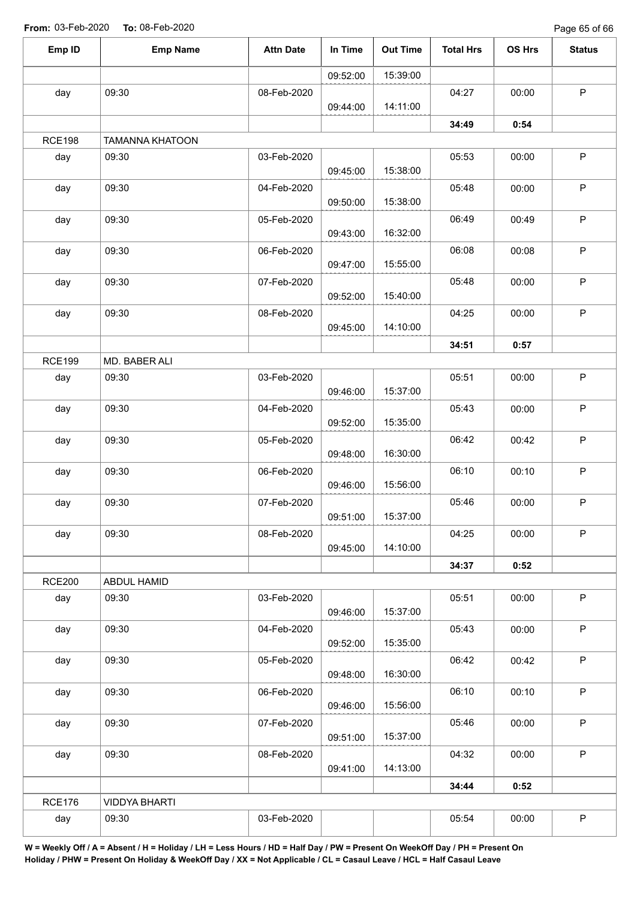**From:** 03-Feb-2020 **To:** 08-Feb-2020

| Emp ID | Emp Name | Attn Date | In Time | Out Time | Total Hrs | OS Hrs | Status |
|---|---|---|---|---|---|---|---|
| | | | 09:52:00 | 15:39:00 | | | |
| day | 09:30 | 08-Feb-2020 | 09:44:00 | 14:11:00 | 04:27 | 00:00 | P |
| | | | | | **34:49** | **0:54** | |
| RCE198 | TAMANNA KHATOON | | | | | | |
| day | 09:30 | 03-Feb-2020 | 09:45:00 | 15:38:00 | 05:53 | 00:00 | P |
| day | 09:30 | 04-Feb-2020 | 09:50:00 | 15:38:00 | 05:48 | 00:00 | P |
| day | 09:30 | 05-Feb-2020 | 09:43:00 | 16:32:00 | 06:49 | 00:49 | P |
| day | 09:30 | 06-Feb-2020 | 09:47:00 | 15:55:00 | 06:08 | 00:08 | P |
| day | 09:30 | 07-Feb-2020 | 09:52:00 | 15:40:00 | 05:48 | 00:00 | P |
| day | 09:30 | 08-Feb-2020 | 09:45:00 | 14:10:00 | 04:25 | 00:00 | P |
| | | | | | **34:51** | **0:57** | |
| RCE199 | MD. BABER ALI | | | | | | |
| day | 09:30 | 03-Feb-2020 | 09:46:00 | 15:37:00 | 05:51 | 00:00 | P |
| day | 09:30 | 04-Feb-2020 | 09:52:00 | 15:35:00 | 05:43 | 00:00 | P |
| day | 09:30 | 05-Feb-2020 | 09:48:00 | 16:30:00 | 06:42 | 00:42 | P |
| day | 09:30 | 06-Feb-2020 | 09:46:00 | 15:56:00 | 06:10 | 00:10 | P |
| day | 09:30 | 07-Feb-2020 | 09:51:00 | 15:37:00 | 05:46 | 00:00 | P |
| day | 09:30 | 08-Feb-2020 | 09:45:00 | 14:10:00 | 04:25 | 00:00 | P |
| | | | | | **34:37** | **0:52** | |
| RCE200 | ABDUL HAMID | | | | | | |
| day | 09:30 | 03-Feb-2020 | 09:46:00 | 15:37:00 | 05:51 | 00:00 | P |
| day | 09:30 | 04-Feb-2020 | 09:52:00 | 15:35:00 | 05:43 | 00:00 | P |
| day | 09:30 | 05-Feb-2020 | 09:48:00 | 16:30:00 | 06:42 | 00:42 | P |
| day | 09:30 | 06-Feb-2020 | 09:46:00 | 15:56:00 | 06:10 | 00:10 | P |
| day | 09:30 | 07-Feb-2020 | 09:51:00 | 15:37:00 | 05:46 | 00:00 | P |
| day | 09:30 | 08-Feb-2020 | 09:41:00 | 14:13:00 | 04:32 | 00:00 | P |
| | | | | | **34:44** | **0:52** | |
| RCE176 | VIDDYA BHARTI | | | | | | |
| day | 09:30 | 03-Feb-2020 | | | 05:54 | 00:00 | P |

**W = Weekly Off / A = Absent / H = Holiday / LH = Less Hours / HD = Half Day / PW = Present On WeekOff Day / PH = Present On Holiday / PHW = Present On Holiday & WeekOff Day / XX = Not Applicable / CL = Casaul Leave / HCL = Half Casaul Leave**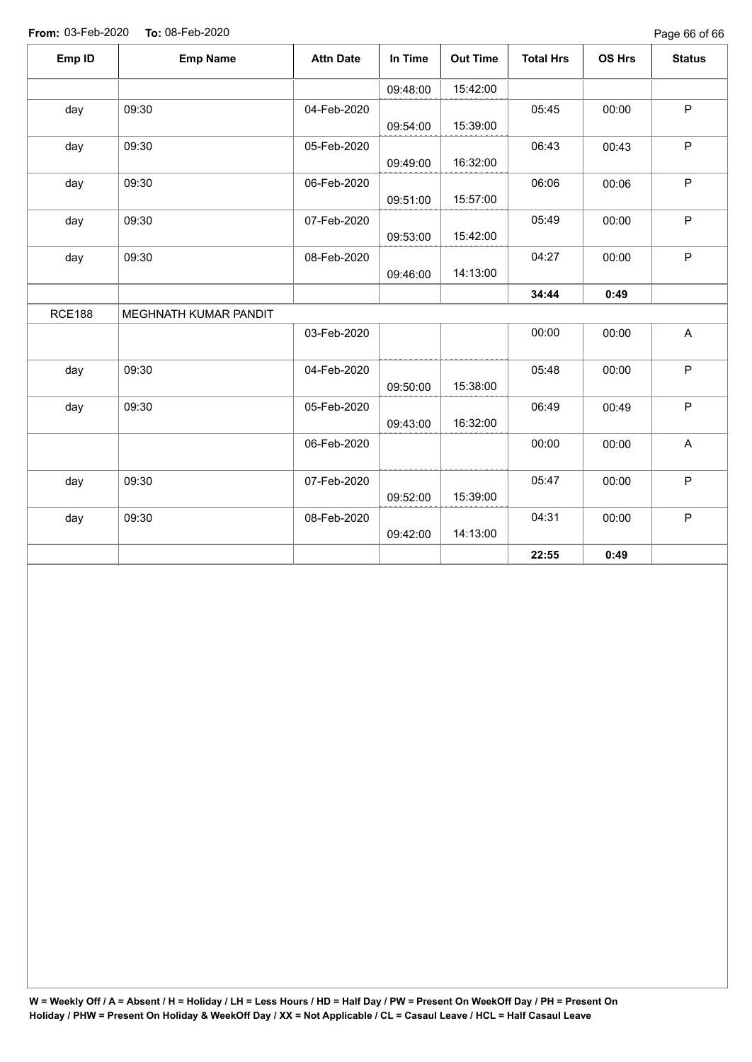**From:** 03-Feb-2020 **To:** 08-Feb-2020

| Emp ID | Emp Name | Attn Date | In Time | Out Time | Total Hrs | OS Hrs | Status |
|---|---|---|---|---|---|---|---|
| | | | 09:48:00 | 15:42:00 | | | |
| day | 09:30 | 04-Feb-2020 | 09:54:00 | 15:39:00 | 05:45 | 00:00 | P |
| day | 09:30 | 05-Feb-2020 | 09:49:00 | 16:32:00 | 06:43 | 00:43 | P |
| day | 09:30 | 06-Feb-2020 | 09:51:00 | 15:57:00 | 06:06 | 00:06 | P |
| day | 09:30 | 07-Feb-2020 | 09:53:00 | 15:42:00 | 05:49 | 00:00 | P |
| day | 09:30 | 08-Feb-2020 | 09:46:00 | 14:13:00 | 04:27 | 00:00 | P |
| | | | | | **34:44** | **0:49** | |
| RCE188 | MEGHNATH KUMAR PANDIT | | | | | | |
| | | 03-Feb-2020 | | | 00:00 | 00:00 | A |
| day | 09:30 | 04-Feb-2020 | 09:50:00 | 15:38:00 | 05:48 | 00:00 | P |
| day | 09:30 | 05-Feb-2020 | 09:43:00 | 16:32:00 | 06:49 | 00:49 | P |
| | | 06-Feb-2020 | | | 00:00 | 00:00 | A |
| day | 09:30 | 07-Feb-2020 | 09:52:00 | 15:39:00 | 05:47 | 00:00 | P |
| day | 09:30 | 08-Feb-2020 | 09:42:00 | 14:13:00 | 04:31 | 00:00 | P |
| | | | | | **22:55** | **0:49** | |

**W = Weekly Off / A = Absent / H = Holiday / LH = Less Hours / HD = Half Day / PW = Present On WeekOff Day / PH = Present On Holiday / PHW = Present On Holiday & WeekOff Day / XX = Not Applicable / CL = Casaul Leave / HCL = Half Casaul Leave**